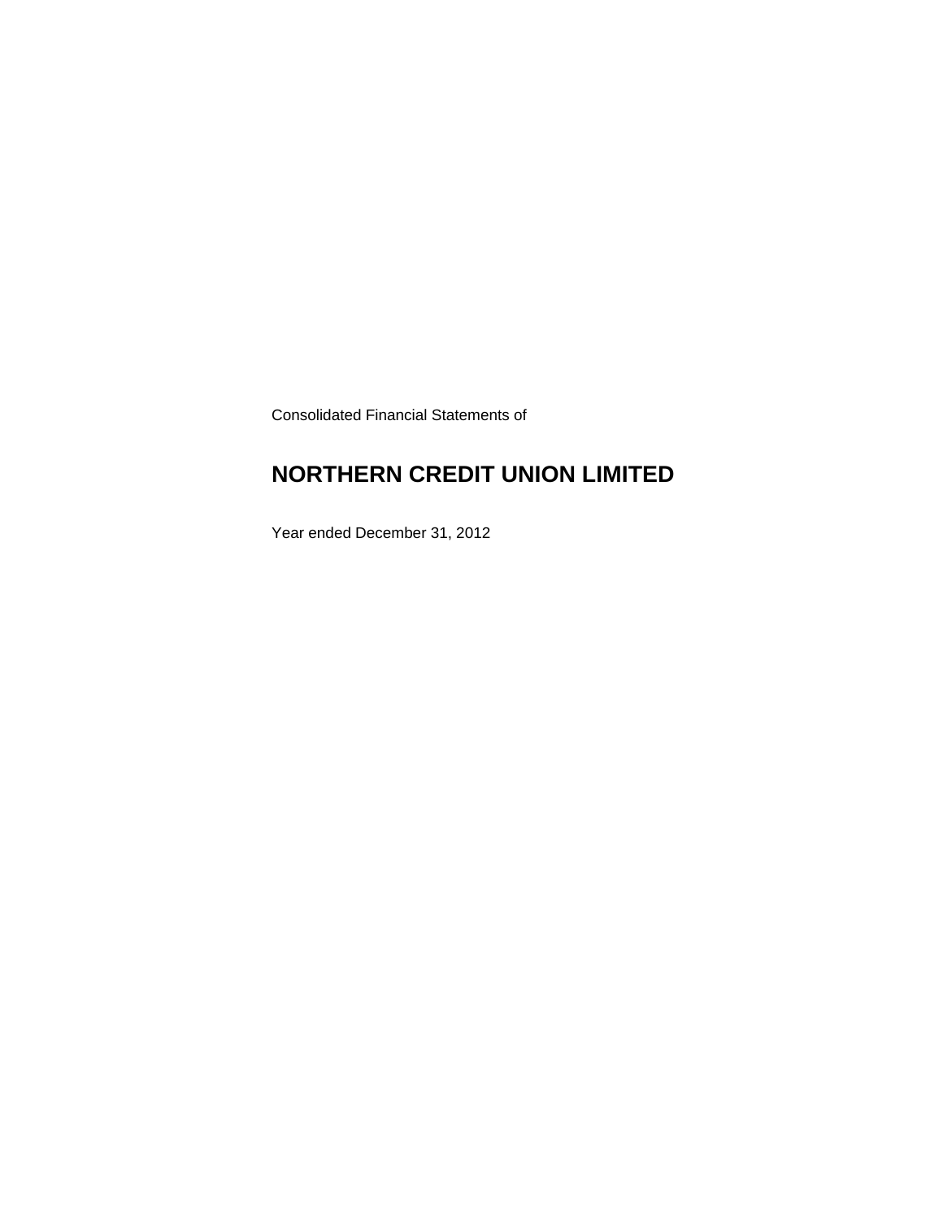Consolidated Financial Statements of

# NORTHERN CREDIT UNION LIMITED

Year ended December 31, 2012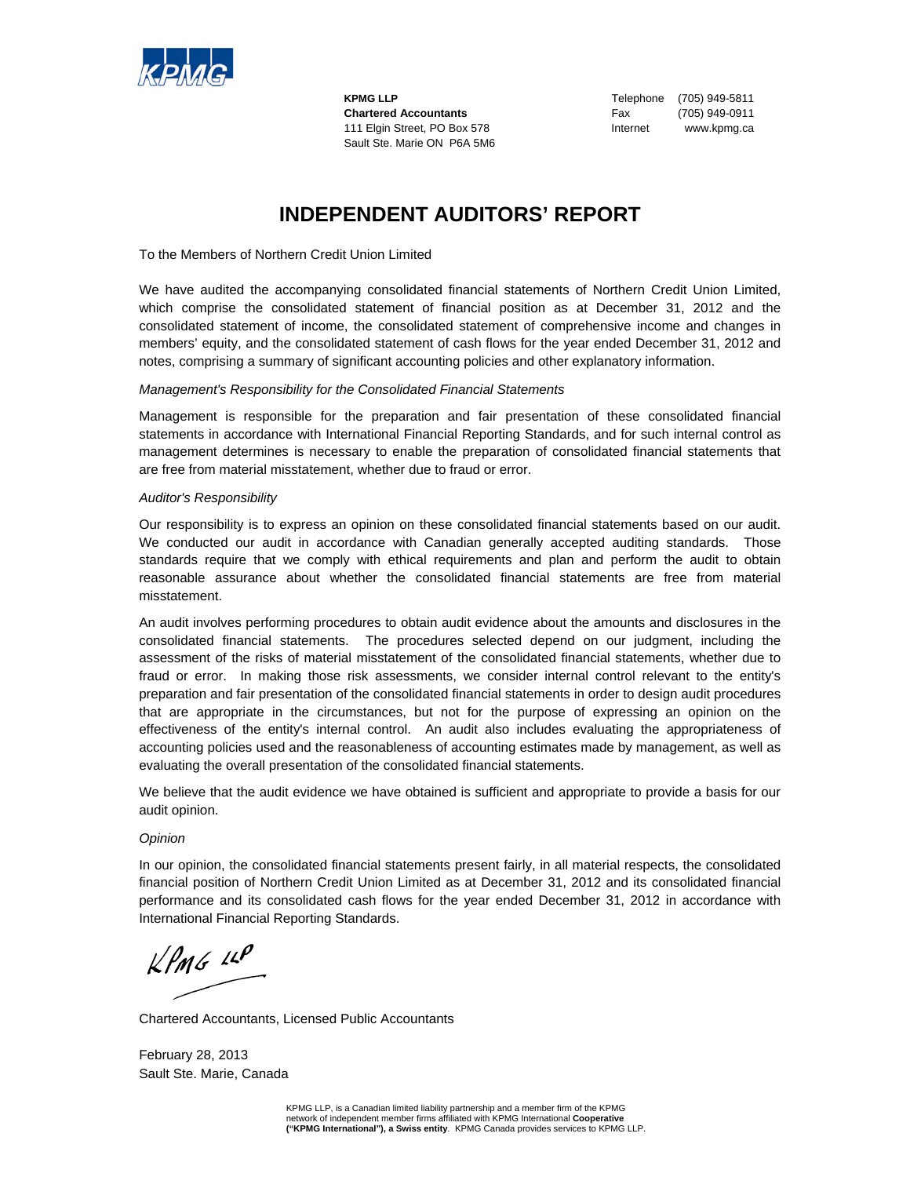**KPMG LLP**
**Chartered Accountants**
111 Elgin Street, PO Box 578
Sault Ste. Marie ON P6A 5M6

Telephone (705) 949-5811
Fax (705) 949-0911
Internet www.kpmg.ca

# INDEPENDENT AUDITORS' REPORT

To the Members of Northern Credit Union Limited

We have audited the accompanying consolidated financial statements of Northern Credit Union Limited, which comprise the consolidated statement of financial position as at December 31, 2012 and the consolidated statement of income, the consolidated statement of comprehensive income and changes in members' equity, and the consolidated statement of cash flows for the year ended December 31, 2012 and notes, comprising a summary of significant accounting policies and other explanatory information.

*Management's Responsibility for the Consolidated Financial Statements*

Management is responsible for the preparation and fair presentation of these consolidated financial statements in accordance with International Financial Reporting Standards, and for such internal control as management determines is necessary to enable the preparation of consolidated financial statements that are free from material misstatement, whether due to fraud or error.

*Auditor's Responsibility*

Our responsibility is to express an opinion on these consolidated financial statements based on our audit. We conducted our audit in accordance with Canadian generally accepted auditing standards. Those standards require that we comply with ethical requirements and plan and perform the audit to obtain reasonable assurance about whether the consolidated financial statements are free from material misstatement.

An audit involves performing procedures to obtain audit evidence about the amounts and disclosures in the consolidated financial statements. The procedures selected depend on our judgment, including the assessment of the risks of material misstatement of the consolidated financial statements, whether due to fraud or error. In making those risk assessments, we consider internal control relevant to the entity's preparation and fair presentation of the consolidated financial statements in order to design audit procedures that are appropriate in the circumstances, but not for the purpose of expressing an opinion on the effectiveness of the entity's internal control. An audit also includes evaluating the appropriateness of accounting policies used and the reasonableness of accounting estimates made by management, as well as evaluating the overall presentation of the consolidated financial statements.

We believe that the audit evidence we have obtained is sufficient and appropriate to provide a basis for our audit opinion.

*Opinion*

In our opinion, the consolidated financial statements present fairly, in all material respects, the consolidated financial position of Northern Credit Union Limited as at December 31, 2012 and its consolidated financial performance and its consolidated cash flows for the year ended December 31, 2012 in accordance with International Financial Reporting Standards.

KPMG LLP

Chartered Accountants, Licensed Public Accountants

February 28, 2013
Sault Ste. Marie, Canada

KPMG LLP, is a Canadian limited liability partnership and a member firm of the KPMG network of independent member firms affiliated with KPMG International **Cooperative ("KPMG International"), a Swiss entity**. KPMG Canada provides services to KPMG LLP.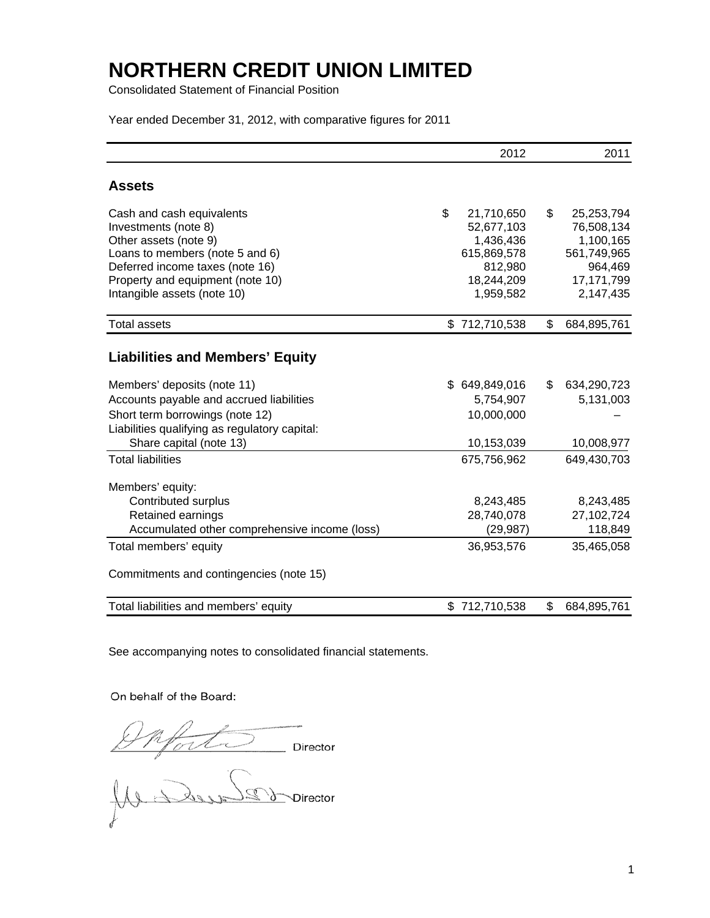# NORTHERN CREDIT UNION LIMITED

Consolidated Statement of Financial Position

Year ended December 31, 2012, with comparative figures for 2011

| | 2012 | 2011 |
|---|---|---|
| **Assets** | | |
| Cash and cash equivalents | $ 21,710,650 | $ 25,253,794 |
| Investments (note 8) | 52,677,103 | 76,508,134 |
| Other assets (note 9) | 1,436,436 | 1,100,165 |
| Loans to members (note 5 and 6) | 615,869,578 | 561,749,965 |
| Deferred income taxes (note 16) | 812,980 | 964,469 |
| Property and equipment (note 10) | 18,244,209 | 17,171,799 |
| Intangible assets (note 10) | 1,959,582 | 2,147,435 |
| Total assets | $ 712,710,538 | $ 684,895,761 |
| **Liabilities and Members' Equity** | | |
| Members' deposits (note 11) | $ 649,849,016 | $ 634,290,723 |
| Accounts payable and accrued liabilities | 5,754,907 | 5,131,003 |
| Short term borrowings (note 12) | 10,000,000 | – |
| Liabilities qualifying as regulatory capital: | | |
| Share capital (note 13) | 10,153,039 | 10,008,977 |
| Total liabilities | 675,756,962 | 649,430,703 |
| Members' equity: | | |
| Contributed surplus | 8,243,485 | 8,243,485 |
| Retained earnings | 28,740,078 | 27,102,724 |
| Accumulated other comprehensive income (loss) | (29,987) | 118,849 |
| Total members' equity | 36,953,576 | 35,465,058 |
| Commitments and contingencies (note 15) | | |
| Total liabilities and members' equity | $ 712,710,538 | $ 684,895,761 |

See accompanying notes to consolidated financial statements.

On behalf of the Board:

Director

Director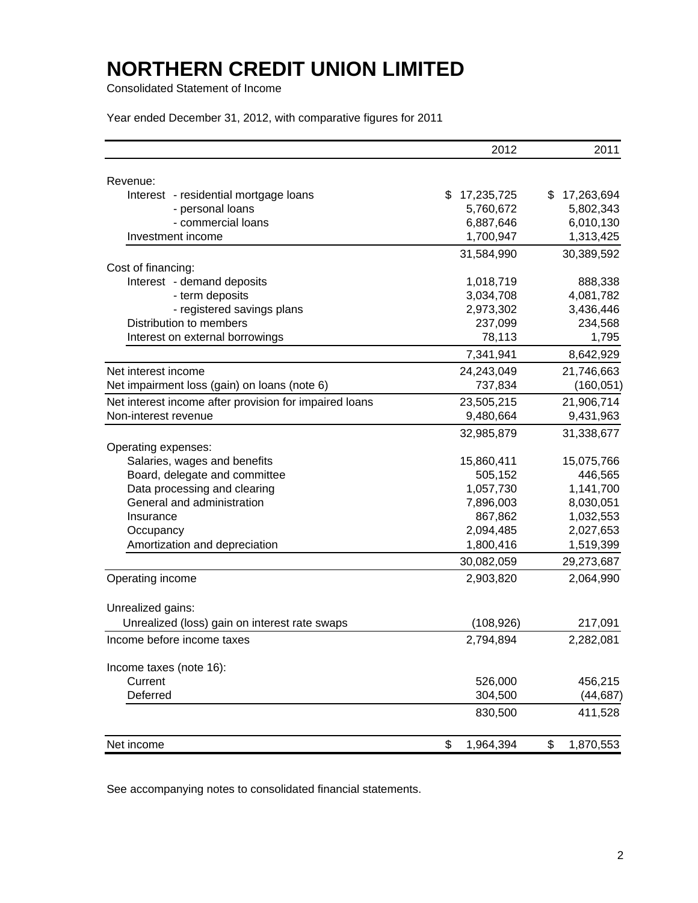# NORTHERN CREDIT UNION LIMITED

Consolidated Statement of Income

Year ended December 31, 2012, with comparative figures for 2011

| | 2012 | 2011 |
|---|---|---|
| Revenue: | | |
| Interest - residential mortgage loans | $ 17,235,725 | $ 17,263,694 |
| - personal loans | 5,760,672 | 5,802,343 |
| - commercial loans | 6,887,646 | 6,010,130 |
| Investment income | 1,700,947 | 1,313,425 |
| | 31,584,990 | 30,389,592 |
| Cost of financing: | | |
| Interest - demand deposits | 1,018,719 | 888,338 |
| - term deposits | 3,034,708 | 4,081,782 |
| - registered savings plans | 2,973,302 | 3,436,446 |
| Distribution to members | 237,099 | 234,568 |
| Interest on external borrowings | 78,113 | 1,795 |
| | 7,341,941 | 8,642,929 |
| Net interest income | 24,243,049 | 21,746,663 |
| Net impairment loss (gain) on loans (note 6) | 737,834 | (160,051) |
| Net interest income after provision for impaired loans | 23,505,215 | 21,906,714 |
| Non-interest revenue | 9,480,664 | 9,431,963 |
| | 32,985,879 | 31,338,677 |
| Operating expenses: | | |
| Salaries, wages and benefits | 15,860,411 | 15,075,766 |
| Board, delegate and committee | 505,152 | 446,565 |
| Data processing and clearing | 1,057,730 | 1,141,700 |
| General and administration | 7,896,003 | 8,030,051 |
| Insurance | 867,862 | 1,032,553 |
| Occupancy | 2,094,485 | 2,027,653 |
| Amortization and depreciation | 1,800,416 | 1,519,399 |
| | 30,082,059 | 29,273,687 |
| Operating income | 2,903,820 | 2,064,990 |
| Unrealized gains: | | |
| Unrealized (loss) gain on interest rate swaps | (108,926) | 217,091 |
| Income before income taxes | 2,794,894 | 2,282,081 |
| Income taxes (note 16): | | |
| Current | 526,000 | 456,215 |
| Deferred | 304,500 | (44,687) |
| | 830,500 | 411,528 |
| Net income | $ 1,964,394 | $ 1,870,553 |

See accompanying notes to consolidated financial statements.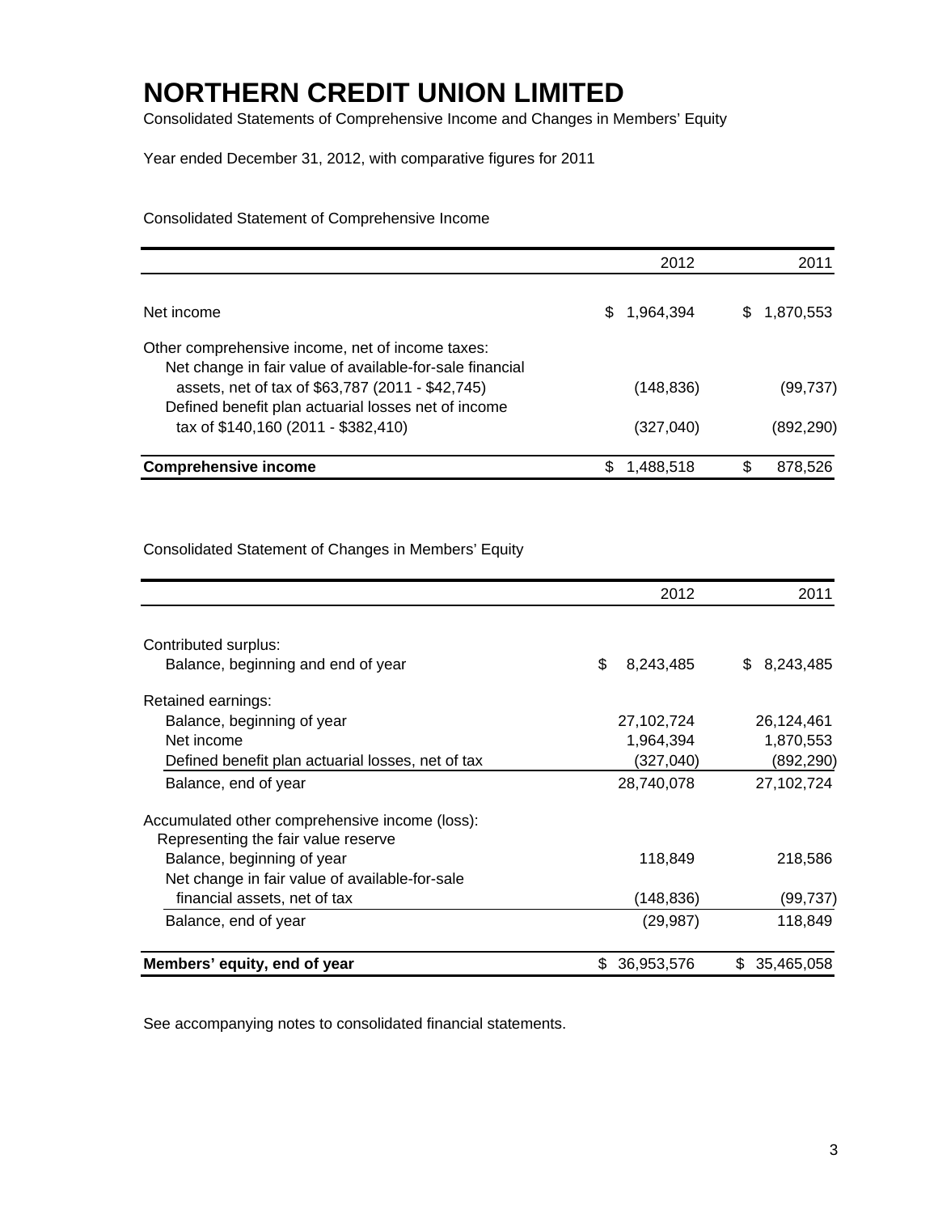# NORTHERN CREDIT UNION LIMITED

Consolidated Statements of Comprehensive Income and Changes in Members' Equity

Year ended December 31, 2012, with comparative figures for 2011

Consolidated Statement of Comprehensive Income

| | 2012 | 2011 |
|---|---|---|
| Net income | $ 1,964,394 | $ 1,870,553 |
| Other comprehensive income, net of income taxes: | | |
| Net change in fair value of available-for-sale financial assets, net of tax of $63,787 (2011 - $42,745) | (148,836) | (99,737) |
| Defined benefit plan actuarial losses net of income tax of $140,160 (2011 - $382,410) | (327,040) | (892,290) |
| **Comprehensive income** | $ 1,488,518 | $ 878,526 |

Consolidated Statement of Changes in Members' Equity

| | 2012 | 2011 |
|---|---|---|
| Contributed surplus: | | |
| Balance, beginning and end of year | $ 8,243,485 | $ 8,243,485 |
| Retained earnings: | | |
| Balance, beginning of year | 27,102,724 | 26,124,461 |
| Net income | 1,964,394 | 1,870,553 |
| Defined benefit plan actuarial losses, net of tax | (327,040) | (892,290) |
| Balance, end of year | 28,740,078 | 27,102,724 |
| Accumulated other comprehensive income (loss): Representing the fair value reserve | | |
| Balance, beginning of year | 118,849 | 218,586 |
| Net change in fair value of available-for-sale financial assets, net of tax | (148,836) | (99,737) |
| Balance, end of year | (29,987) | 118,849 |
| **Members' equity, end of year** | $ 36,953,576 | $ 35,465,058 |

See accompanying notes to consolidated financial statements.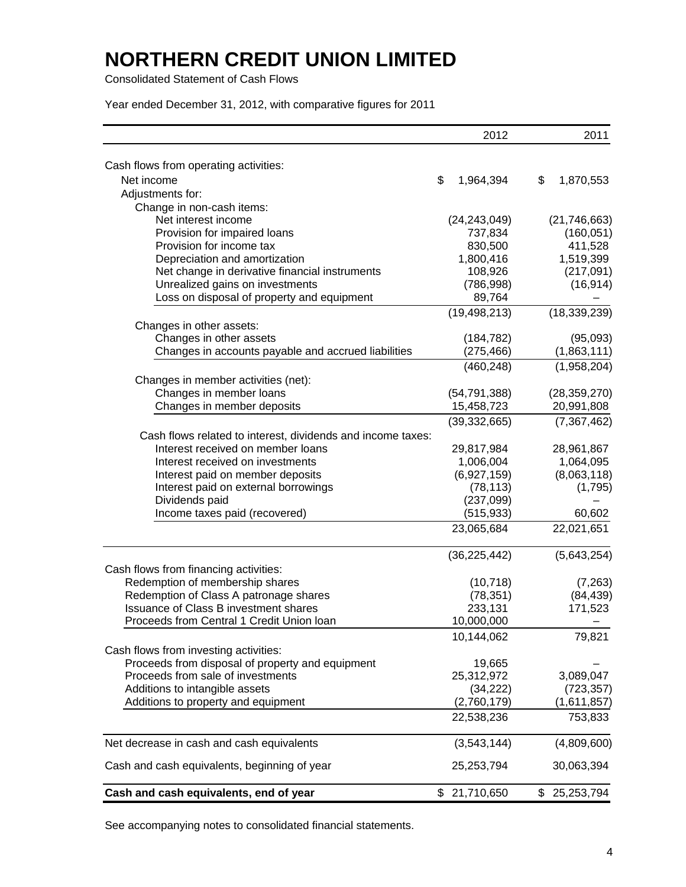# NORTHERN CREDIT UNION LIMITED

Consolidated Statement of Cash Flows

Year ended December 31, 2012, with comparative figures for 2011

| | 2012 | 2011 |
|---|---|---|
| Cash flows from operating activities: | | |
| Net income | $ 1,964,394 | $ 1,870,553 |
| Adjustments for: | | |
| Change in non-cash items: | | |
| Net interest income | (24,243,049) | (21,746,663) |
| Provision for impaired loans | 737,834 | (160,051) |
| Provision for income tax | 830,500 | 411,528 |
| Depreciation and amortization | 1,800,416 | 1,519,399 |
| Net change in derivative financial instruments | 108,926 | (217,091) |
| Unrealized gains on investments | (786,998) | (16,914) |
| Loss on disposal of property and equipment | 89,764 | – |
| | (19,498,213) | (18,339,239) |
| Changes in other assets: | | |
| Changes in other assets | (184,782) | (95,093) |
| Changes in accounts payable and accrued liabilities | (275,466) | (1,863,111) |
| | (460,248) | (1,958,204) |
| Changes in member activities (net): | | |
| Changes in member loans | (54,791,388) | (28,359,270) |
| Changes in member deposits | 15,458,723 | 20,991,808 |
| | (39,332,665) | (7,367,462) |
| Cash flows related to interest, dividends and income taxes: | | |
| Interest received on member loans | 29,817,984 | 28,961,867 |
| Interest received on investments | 1,006,004 | 1,064,095 |
| Interest paid on member deposits | (6,927,159) | (8,063,118) |
| Interest paid on external borrowings | (78,113) | (1,795) |
| Dividends paid | (237,099) | – |
| Income taxes paid (recovered) | (515,933) | 60,602 |
| | 23,065,684 | 22,021,651 |
| | (36,225,442) | (5,643,254) |
| Cash flows from financing activities: | | |
| Redemption of membership shares | (10,718) | (7,263) |
| Redemption of Class A patronage shares | (78,351) | (84,439) |
| Issuance of Class B investment shares | 233,131 | 171,523 |
| Proceeds from Central 1 Credit Union loan | 10,000,000 | – |
| | 10,144,062 | 79,821 |
| Cash flows from investing activities: | | |
| Proceeds from disposal of property and equipment | 19,665 | – |
| Proceeds from sale of investments | 25,312,972 | 3,089,047 |
| Additions to intangible assets | (34,222) | (723,357) |
| Additions to property and equipment | (2,760,179) | (1,611,857) |
| | 22,538,236 | 753,833 |
| Net decrease in cash and cash equivalents | (3,543,144) | (4,809,600) |
| Cash and cash equivalents, beginning of year | 25,253,794 | 30,063,394 |
| **Cash and cash equivalents, end of year** | $ 21,710,650 | $ 25,253,794 |

See accompanying notes to consolidated financial statements.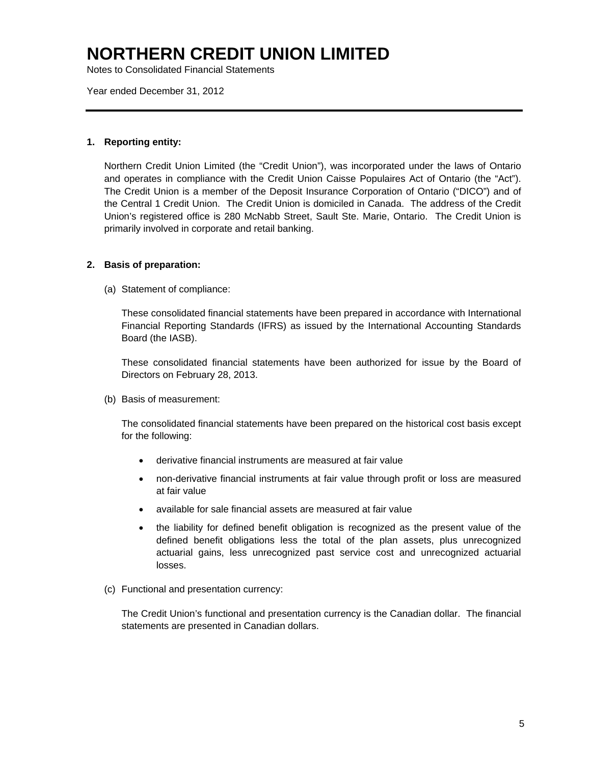# NORTHERN CREDIT UNION LIMITED

Notes to Consolidated Financial Statements

Year ended December 31, 2012

---

**1. Reporting entity:**

Northern Credit Union Limited (the "Credit Union"), was incorporated under the laws of Ontario and operates in compliance with the Credit Union Caisse Populaires Act of Ontario (the "Act"). The Credit Union is a member of the Deposit Insurance Corporation of Ontario ("DICO") and of the Central 1 Credit Union. The Credit Union is domiciled in Canada. The address of the Credit Union's registered office is 280 McNabb Street, Sault Ste. Marie, Ontario. The Credit Union is primarily involved in corporate and retail banking.

**2. Basis of preparation:**

(a) Statement of compliance:

These consolidated financial statements have been prepared in accordance with International Financial Reporting Standards (IFRS) as issued by the International Accounting Standards Board (the IASB).

These consolidated financial statements have been authorized for issue by the Board of Directors on February 28, 2013.

(b) Basis of measurement:

The consolidated financial statements have been prepared on the historical cost basis except for the following:

- derivative financial instruments are measured at fair value
- non-derivative financial instruments at fair value through profit or loss are measured at fair value
- available for sale financial assets are measured at fair value
- the liability for defined benefit obligation is recognized as the present value of the defined benefit obligations less the total of the plan assets, plus unrecognized actuarial gains, less unrecognized past service cost and unrecognized actuarial losses.

(c) Functional and presentation currency:

The Credit Union's functional and presentation currency is the Canadian dollar. The financial statements are presented in Canadian dollars.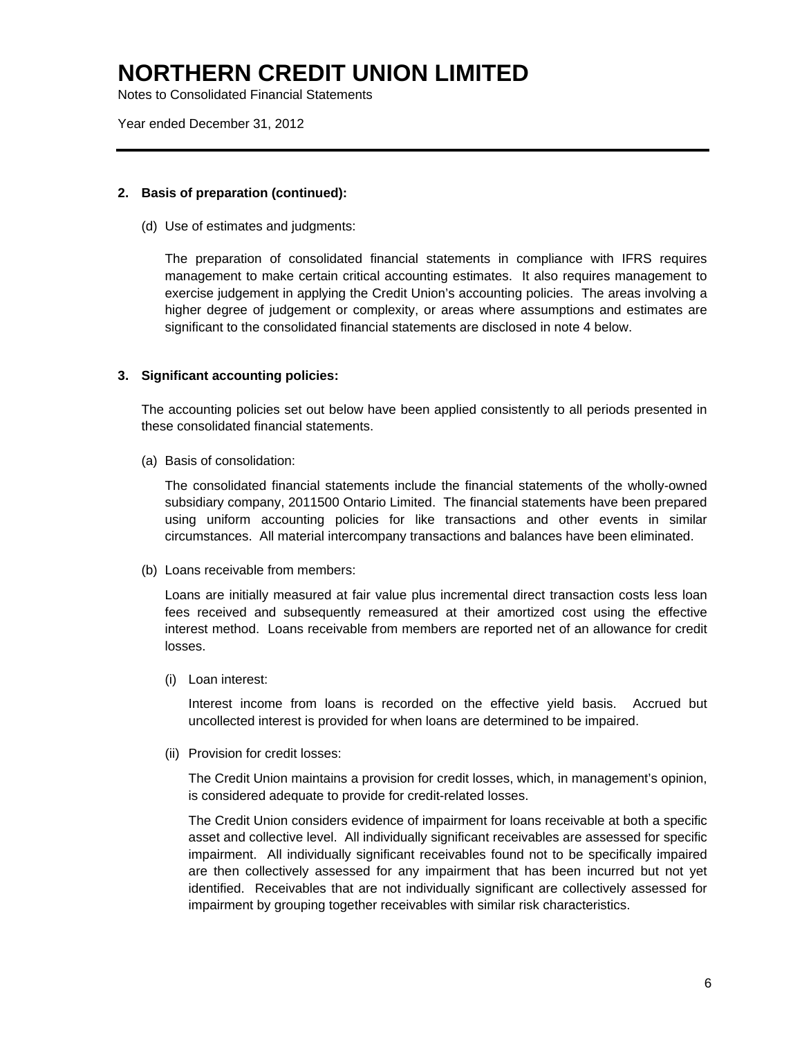**2. Basis of preparation (continued):**

(d) Use of estimates and judgments:

The preparation of consolidated financial statements in compliance with IFRS requires management to make certain critical accounting estimates. It also requires management to exercise judgement in applying the Credit Union's accounting policies. The areas involving a higher degree of judgement or complexity, or areas where assumptions and estimates are significant to the consolidated financial statements are disclosed in note 4 below.

**3. Significant accounting policies:**

The accounting policies set out below have been applied consistently to all periods presented in these consolidated financial statements.

(a) Basis of consolidation:

The consolidated financial statements include the financial statements of the wholly-owned subsidiary company, 2011500 Ontario Limited. The financial statements have been prepared using uniform accounting policies for like transactions and other events in similar circumstances. All material intercompany transactions and balances have been eliminated.

(b) Loans receivable from members:

Loans are initially measured at fair value plus incremental direct transaction costs less loan fees received and subsequently remeasured at their amortized cost using the effective interest method. Loans receivable from members are reported net of an allowance for credit losses.

(i) Loan interest:

Interest income from loans is recorded on the effective yield basis. Accrued but uncollected interest is provided for when loans are determined to be impaired.

(ii) Provision for credit losses:

The Credit Union maintains a provision for credit losses, which, in management's opinion, is considered adequate to provide for credit-related losses.

The Credit Union considers evidence of impairment for loans receivable at both a specific asset and collective level. All individually significant receivables are assessed for specific impairment. All individually significant receivables found not to be specifically impaired are then collectively assessed for any impairment that has been incurred but not yet identified. Receivables that are not individually significant are collectively assessed for impairment by grouping together receivables with similar risk characteristics.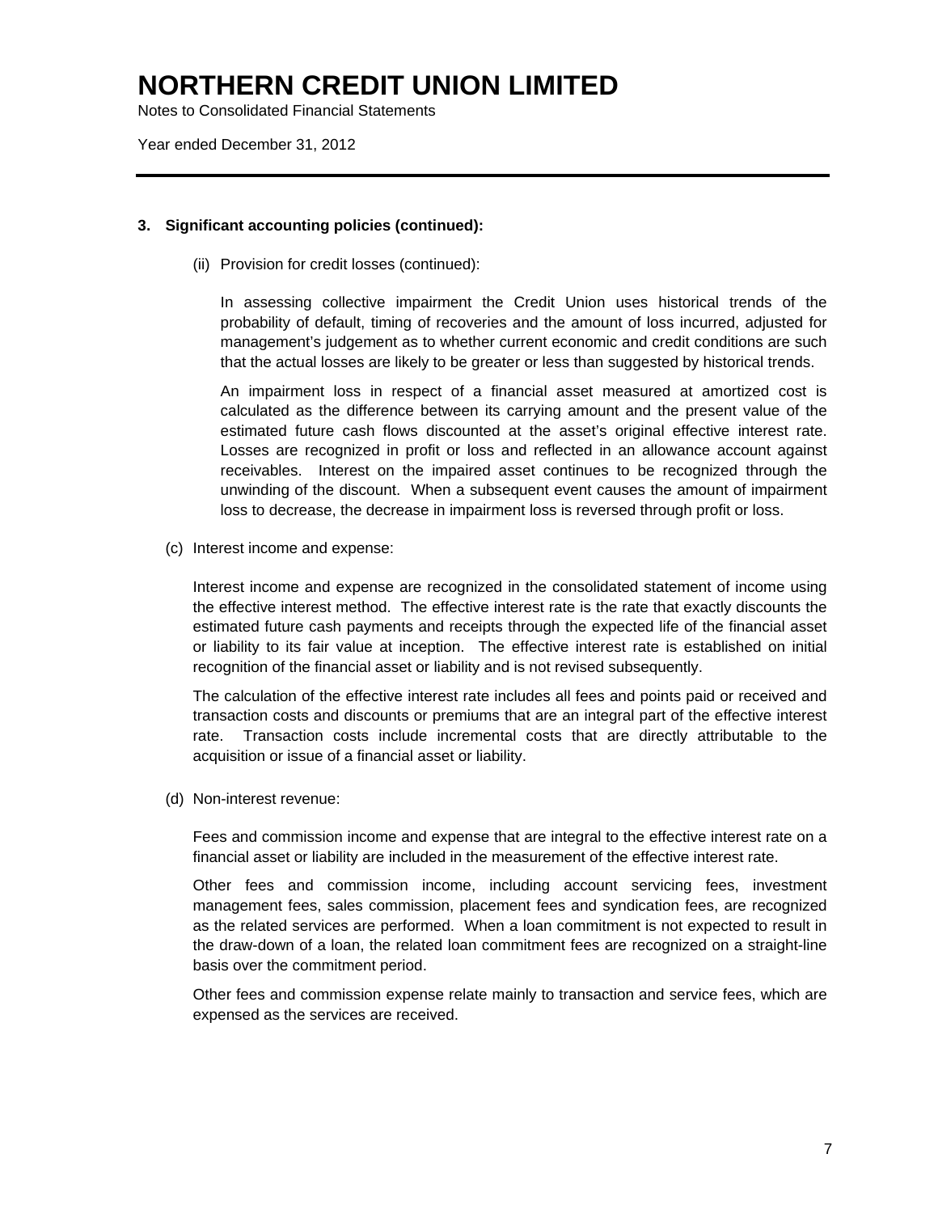## 3. Significant accounting policies (continued):

(ii) Provision for credit losses (continued):

In assessing collective impairment the Credit Union uses historical trends of the probability of default, timing of recoveries and the amount of loss incurred, adjusted for management's judgement as to whether current economic and credit conditions are such that the actual losses are likely to be greater or less than suggested by historical trends.

An impairment loss in respect of a financial asset measured at amortized cost is calculated as the difference between its carrying amount and the present value of the estimated future cash flows discounted at the asset's original effective interest rate. Losses are recognized in profit or loss and reflected in an allowance account against receivables. Interest on the impaired asset continues to be recognized through the unwinding of the discount. When a subsequent event causes the amount of impairment loss to decrease, the decrease in impairment loss is reversed through profit or loss.

(c) Interest income and expense:

Interest income and expense are recognized in the consolidated statement of income using the effective interest method. The effective interest rate is the rate that exactly discounts the estimated future cash payments and receipts through the expected life of the financial asset or liability to its fair value at inception. The effective interest rate is established on initial recognition of the financial asset or liability and is not revised subsequently.

The calculation of the effective interest rate includes all fees and points paid or received and transaction costs and discounts or premiums that are an integral part of the effective interest rate. Transaction costs include incremental costs that are directly attributable to the acquisition or issue of a financial asset or liability.

(d) Non-interest revenue:

Fees and commission income and expense that are integral to the effective interest rate on a financial asset or liability are included in the measurement of the effective interest rate.

Other fees and commission income, including account servicing fees, investment management fees, sales commission, placement fees and syndication fees, are recognized as the related services are performed. When a loan commitment is not expected to result in the draw-down of a loan, the related loan commitment fees are recognized on a straight-line basis over the commitment period.

Other fees and commission expense relate mainly to transaction and service fees, which are expensed as the services are received.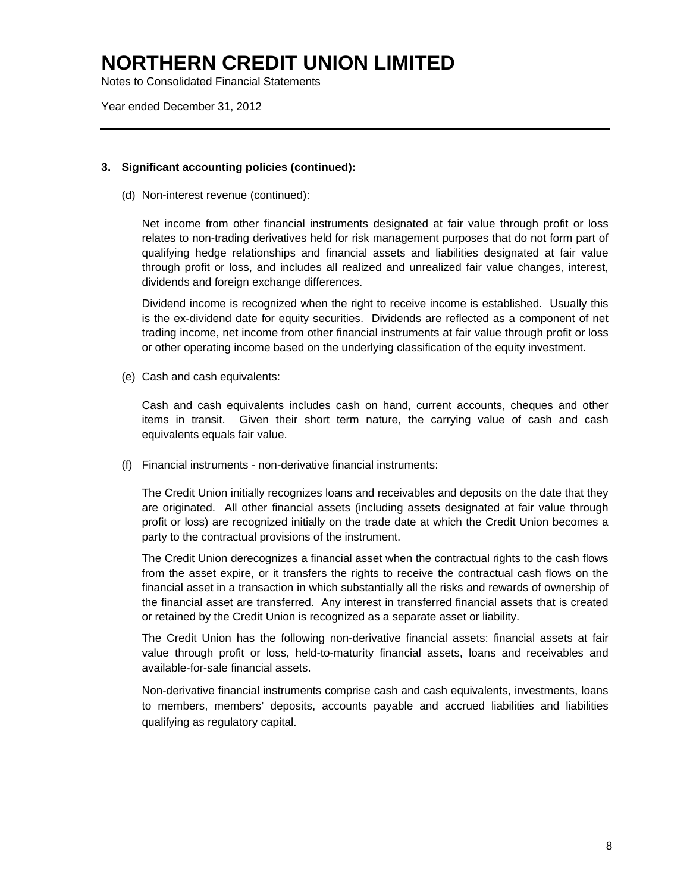## 3. Significant accounting policies (continued):

(d) Non-interest revenue (continued):

Net income from other financial instruments designated at fair value through profit or loss relates to non-trading derivatives held for risk management purposes that do not form part of qualifying hedge relationships and financial assets and liabilities designated at fair value through profit or loss, and includes all realized and unrealized fair value changes, interest, dividends and foreign exchange differences.

Dividend income is recognized when the right to receive income is established. Usually this is the ex-dividend date for equity securities. Dividends are reflected as a component of net trading income, net income from other financial instruments at fair value through profit or loss or other operating income based on the underlying classification of the equity investment.

(e) Cash and cash equivalents:

Cash and cash equivalents includes cash on hand, current accounts, cheques and other items in transit. Given their short term nature, the carrying value of cash and cash equivalents equals fair value.

(f) Financial instruments - non-derivative financial instruments:

The Credit Union initially recognizes loans and receivables and deposits on the date that they are originated. All other financial assets (including assets designated at fair value through profit or loss) are recognized initially on the trade date at which the Credit Union becomes a party to the contractual provisions of the instrument.

The Credit Union derecognizes a financial asset when the contractual rights to the cash flows from the asset expire, or it transfers the rights to receive the contractual cash flows on the financial asset in a transaction in which substantially all the risks and rewards of ownership of the financial asset are transferred. Any interest in transferred financial assets that is created or retained by the Credit Union is recognized as a separate asset or liability.

The Credit Union has the following non-derivative financial assets: financial assets at fair value through profit or loss, held-to-maturity financial assets, loans and receivables and available-for-sale financial assets.

Non-derivative financial instruments comprise cash and cash equivalents, investments, loans to members, members' deposits, accounts payable and accrued liabilities and liabilities qualifying as regulatory capital.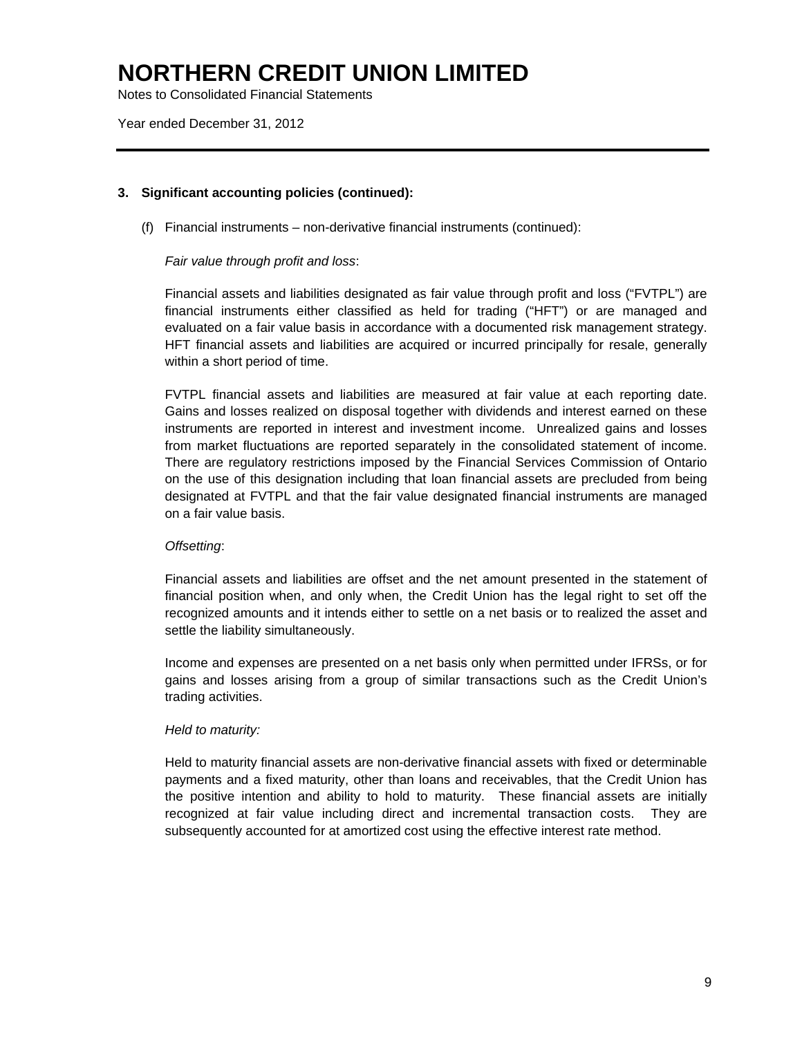# NORTHERN CREDIT UNION LIMITED

Notes to Consolidated Financial Statements

Year ended December 31, 2012

## 3. Significant accounting policies (continued):

(f) Financial instruments – non-derivative financial instruments (continued):

*Fair value through profit and loss*:

Financial assets and liabilities designated as fair value through profit and loss ("FVTPL") are financial instruments either classified as held for trading ("HFT") or are managed and evaluated on a fair value basis in accordance with a documented risk management strategy. HFT financial assets and liabilities are acquired or incurred principally for resale, generally within a short period of time.

FVTPL financial assets and liabilities are measured at fair value at each reporting date. Gains and losses realized on disposal together with dividends and interest earned on these instruments are reported in interest and investment income. Unrealized gains and losses from market fluctuations are reported separately in the consolidated statement of income. There are regulatory restrictions imposed by the Financial Services Commission of Ontario on the use of this designation including that loan financial assets are precluded from being designated at FVTPL and that the fair value designated financial instruments are managed on a fair value basis.

*Offsetting*:

Financial assets and liabilities are offset and the net amount presented in the statement of financial position when, and only when, the Credit Union has the legal right to set off the recognized amounts and it intends either to settle on a net basis or to realized the asset and settle the liability simultaneously.

Income and expenses are presented on a net basis only when permitted under IFRSs, or for gains and losses arising from a group of similar transactions such as the Credit Union's trading activities.

*Held to maturity:*

Held to maturity financial assets are non-derivative financial assets with fixed or determinable payments and a fixed maturity, other than loans and receivables, that the Credit Union has the positive intention and ability to hold to maturity. These financial assets are initially recognized at fair value including direct and incremental transaction costs. They are subsequently accounted for at amortized cost using the effective interest rate method.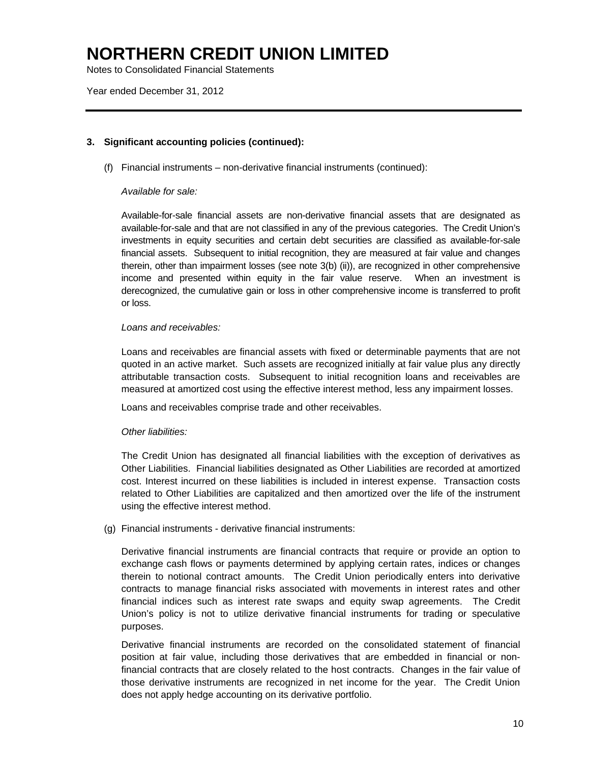# NORTHERN CREDIT UNION LIMITED

Notes to Consolidated Financial Statements

Year ended December 31, 2012

**3. Significant accounting policies (continued):**

(f) Financial instruments – non-derivative financial instruments (continued):

*Available for sale:*

Available-for-sale financial assets are non-derivative financial assets that are designated as available-for-sale and that are not classified in any of the previous categories. The Credit Union's investments in equity securities and certain debt securities are classified as available-for-sale financial assets. Subsequent to initial recognition, they are measured at fair value and changes therein, other than impairment losses (see note 3(b) (ii)), are recognized in other comprehensive income and presented within equity in the fair value reserve. When an investment is derecognized, the cumulative gain or loss in other comprehensive income is transferred to profit or loss.

*Loans and receivables:*

Loans and receivables are financial assets with fixed or determinable payments that are not quoted in an active market. Such assets are recognized initially at fair value plus any directly attributable transaction costs. Subsequent to initial recognition loans and receivables are measured at amortized cost using the effective interest method, less any impairment losses.

Loans and receivables comprise trade and other receivables.

*Other liabilities:*

The Credit Union has designated all financial liabilities with the exception of derivatives as Other Liabilities. Financial liabilities designated as Other Liabilities are recorded at amortized cost. Interest incurred on these liabilities is included in interest expense. Transaction costs related to Other Liabilities are capitalized and then amortized over the life of the instrument using the effective interest method.

(g) Financial instruments - derivative financial instruments:

Derivative financial instruments are financial contracts that require or provide an option to exchange cash flows or payments determined by applying certain rates, indices or changes therein to notional contract amounts. The Credit Union periodically enters into derivative contracts to manage financial risks associated with movements in interest rates and other financial indices such as interest rate swaps and equity swap agreements. The Credit Union's policy is not to utilize derivative financial instruments for trading or speculative purposes.

Derivative financial instruments are recorded on the consolidated statement of financial position at fair value, including those derivatives that are embedded in financial or non-financial contracts that are closely related to the host contracts. Changes in the fair value of those derivative instruments are recognized in net income for the year. The Credit Union does not apply hedge accounting on its derivative portfolio.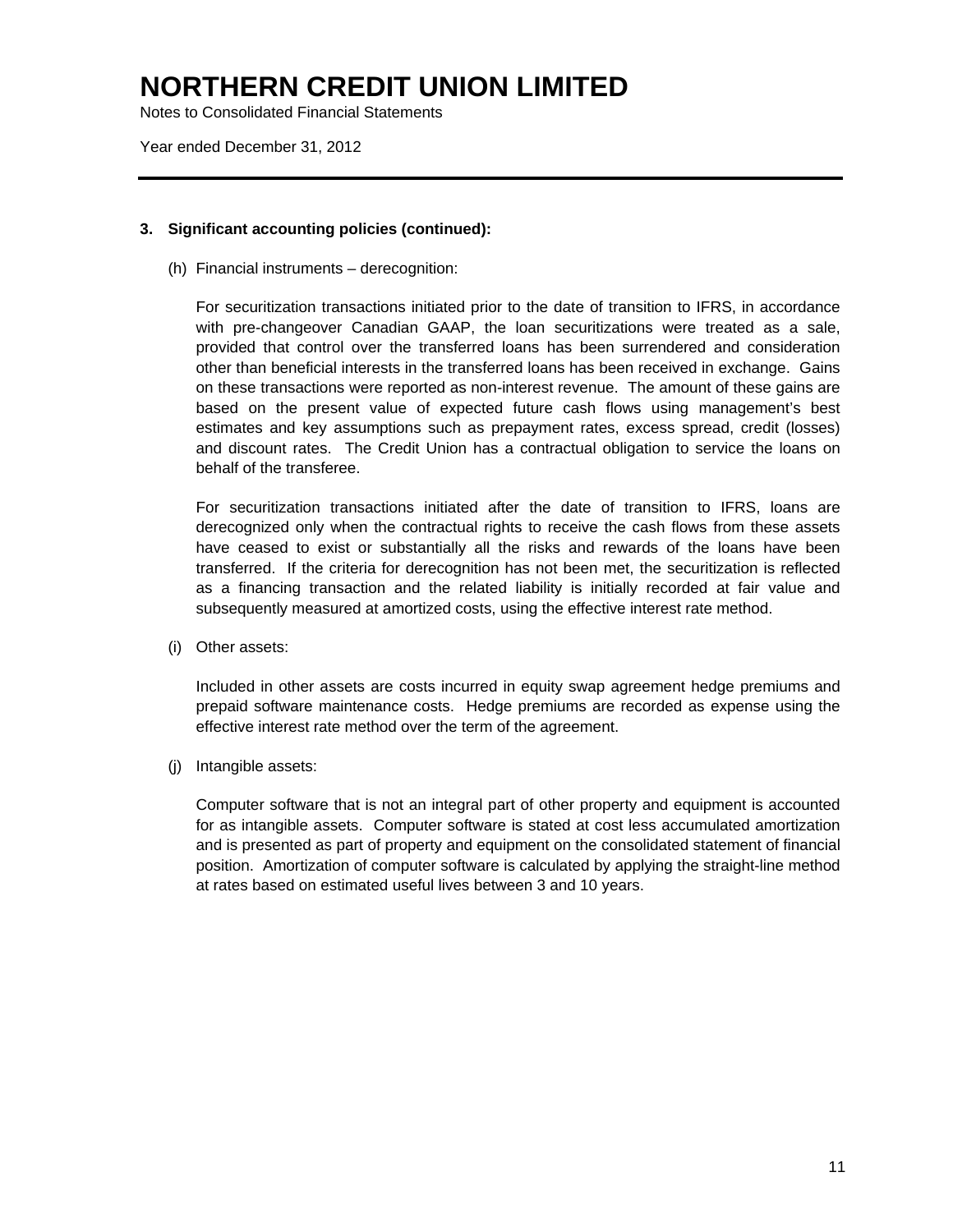### 3. Significant accounting policies (continued):

(h) Financial instruments – derecognition:

For securitization transactions initiated prior to the date of transition to IFRS, in accordance with pre-changeover Canadian GAAP, the loan securitizations were treated as a sale, provided that control over the transferred loans has been surrendered and consideration other than beneficial interests in the transferred loans has been received in exchange. Gains on these transactions were reported as non-interest revenue. The amount of these gains are based on the present value of expected future cash flows using management's best estimates and key assumptions such as prepayment rates, excess spread, credit (losses) and discount rates. The Credit Union has a contractual obligation to service the loans on behalf of the transferee.

For securitization transactions initiated after the date of transition to IFRS, loans are derecognized only when the contractual rights to receive the cash flows from these assets have ceased to exist or substantially all the risks and rewards of the loans have been transferred. If the criteria for derecognition has not been met, the securitization is reflected as a financing transaction and the related liability is initially recorded at fair value and subsequently measured at amortized costs, using the effective interest rate method.

(i) Other assets:

Included in other assets are costs incurred in equity swap agreement hedge premiums and prepaid software maintenance costs. Hedge premiums are recorded as expense using the effective interest rate method over the term of the agreement.

(j) Intangible assets:

Computer software that is not an integral part of other property and equipment is accounted for as intangible assets. Computer software is stated at cost less accumulated amortization and is presented as part of property and equipment on the consolidated statement of financial position. Amortization of computer software is calculated by applying the straight-line method at rates based on estimated useful lives between 3 and 10 years.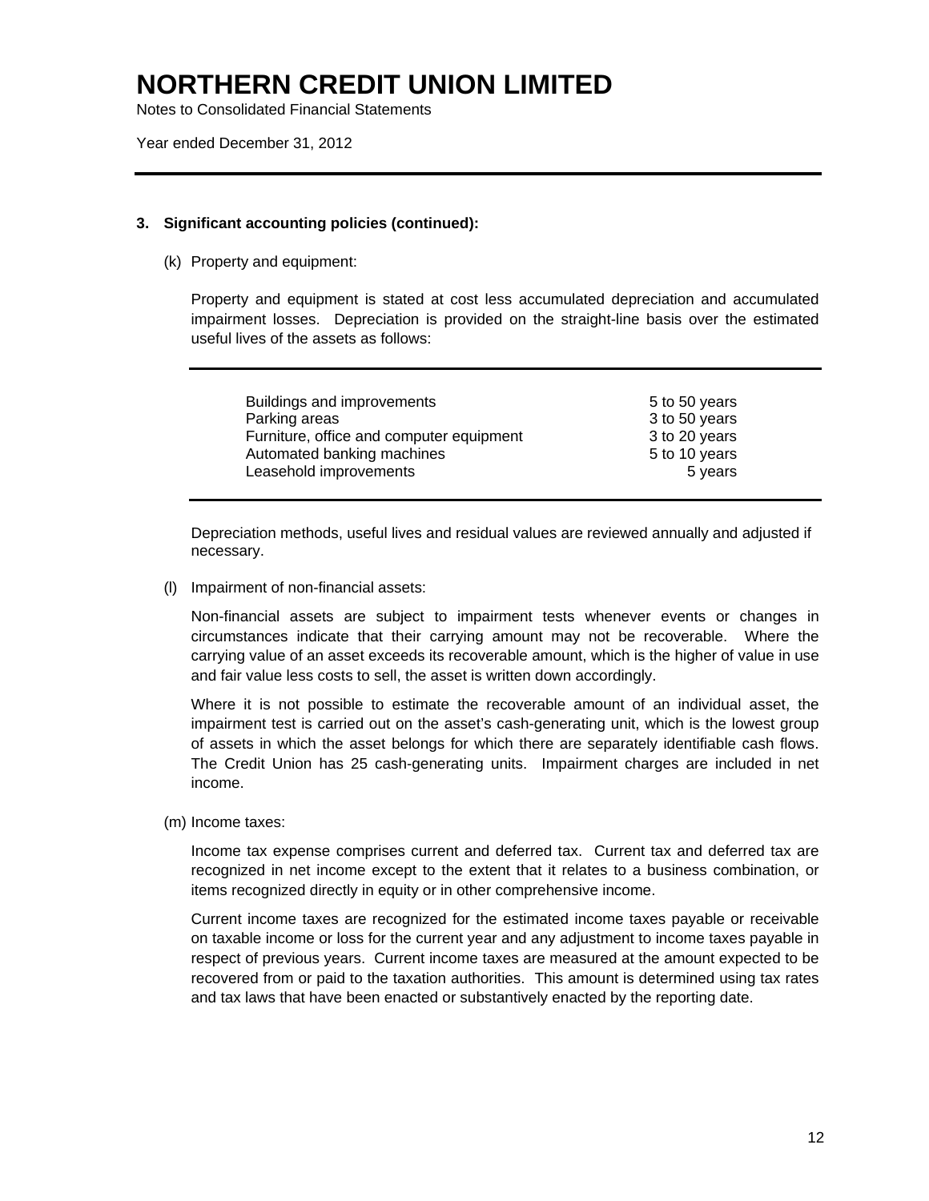# NORTHERN CREDIT UNION LIMITED

Notes to Consolidated Financial Statements

Year ended December 31, 2012

## 3. Significant accounting policies (continued):

(k) Property and equipment:

Property and equipment is stated at cost less accumulated depreciation and accumulated impairment losses. Depreciation is provided on the straight-line basis over the estimated useful lives of the assets as follows:

| | |
|---|---|
| Buildings and improvements | 5 to 50 years |
| Parking areas | 3 to 50 years |
| Furniture, office and computer equipment | 3 to 20 years |
| Automated banking machines | 5 to 10 years |
| Leasehold improvements | 5 years |

Depreciation methods, useful lives and residual values are reviewed annually and adjusted if necessary.

(l) Impairment of non-financial assets:

Non-financial assets are subject to impairment tests whenever events or changes in circumstances indicate that their carrying amount may not be recoverable. Where the carrying value of an asset exceeds its recoverable amount, which is the higher of value in use and fair value less costs to sell, the asset is written down accordingly.

Where it is not possible to estimate the recoverable amount of an individual asset, the impairment test is carried out on the asset's cash-generating unit, which is the lowest group of assets in which the asset belongs for which there are separately identifiable cash flows. The Credit Union has 25 cash-generating units. Impairment charges are included in net income.

(m) Income taxes:

Income tax expense comprises current and deferred tax. Current tax and deferred tax are recognized in net income except to the extent that it relates to a business combination, or items recognized directly in equity or in other comprehensive income.

Current income taxes are recognized for the estimated income taxes payable or receivable on taxable income or loss for the current year and any adjustment to income taxes payable in respect of previous years. Current income taxes are measured at the amount expected to be recovered from or paid to the taxation authorities. This amount is determined using tax rates and tax laws that have been enacted or substantively enacted by the reporting date.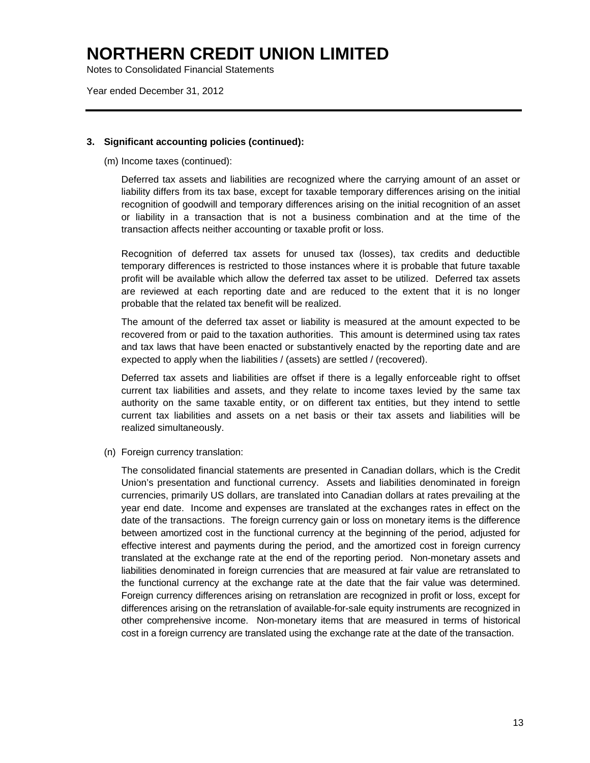# NORTHERN CREDIT UNION LIMITED

Notes to Consolidated Financial Statements

Year ended December 31, 2012

## 3. Significant accounting policies (continued):

(m) Income taxes (continued):

Deferred tax assets and liabilities are recognized where the carrying amount of an asset or liability differs from its tax base, except for taxable temporary differences arising on the initial recognition of goodwill and temporary differences arising on the initial recognition of an asset or liability in a transaction that is not a business combination and at the time of the transaction affects neither accounting or taxable profit or loss.

Recognition of deferred tax assets for unused tax (losses), tax credits and deductible temporary differences is restricted to those instances where it is probable that future taxable profit will be available which allow the deferred tax asset to be utilized. Deferred tax assets are reviewed at each reporting date and are reduced to the extent that it is no longer probable that the related tax benefit will be realized.

The amount of the deferred tax asset or liability is measured at the amount expected to be recovered from or paid to the taxation authorities. This amount is determined using tax rates and tax laws that have been enacted or substantively enacted by the reporting date and are expected to apply when the liabilities / (assets) are settled / (recovered).

Deferred tax assets and liabilities are offset if there is a legally enforceable right to offset current tax liabilities and assets, and they relate to income taxes levied by the same tax authority on the same taxable entity, or on different tax entities, but they intend to settle current tax liabilities and assets on a net basis or their tax assets and liabilities will be realized simultaneously.

(n) Foreign currency translation:

The consolidated financial statements are presented in Canadian dollars, which is the Credit Union's presentation and functional currency. Assets and liabilities denominated in foreign currencies, primarily US dollars, are translated into Canadian dollars at rates prevailing at the year end date. Income and expenses are translated at the exchanges rates in effect on the date of the transactions. The foreign currency gain or loss on monetary items is the difference between amortized cost in the functional currency at the beginning of the period, adjusted for effective interest and payments during the period, and the amortized cost in foreign currency translated at the exchange rate at the end of the reporting period. Non-monetary assets and liabilities denominated in foreign currencies that are measured at fair value are retranslated to the functional currency at the exchange rate at the date that the fair value was determined. Foreign currency differences arising on retranslation are recognized in profit or loss, except for differences arising on the retranslation of available-for-sale equity instruments are recognized in other comprehensive income. Non-monetary items that are measured in terms of historical cost in a foreign currency are translated using the exchange rate at the date of the transaction.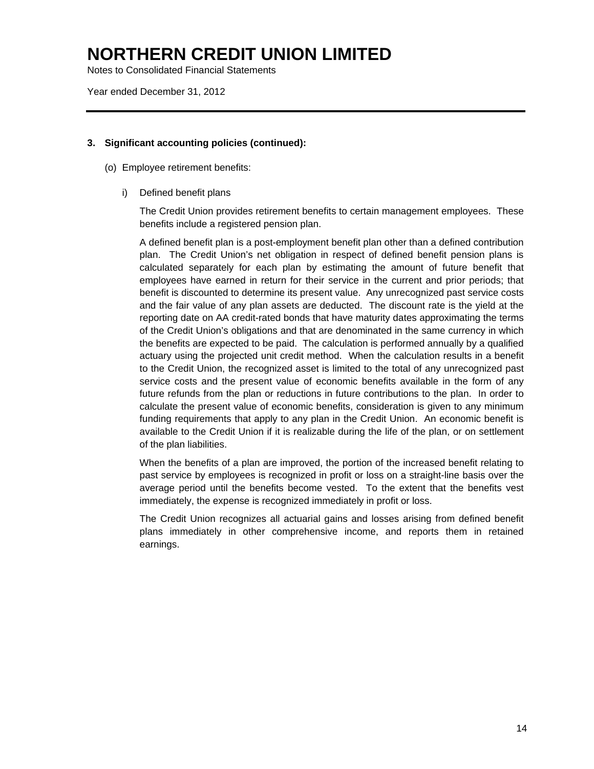# NORTHERN CREDIT UNION LIMITED

Notes to Consolidated Financial Statements

Year ended December 31, 2012

**3. Significant accounting policies (continued):**

(o) Employee retirement benefits:

i) Defined benefit plans

The Credit Union provides retirement benefits to certain management employees. These benefits include a registered pension plan.

A defined benefit plan is a post-employment benefit plan other than a defined contribution plan. The Credit Union's net obligation in respect of defined benefit pension plans is calculated separately for each plan by estimating the amount of future benefit that employees have earned in return for their service in the current and prior periods; that benefit is discounted to determine its present value. Any unrecognized past service costs and the fair value of any plan assets are deducted. The discount rate is the yield at the reporting date on AA credit-rated bonds that have maturity dates approximating the terms of the Credit Union's obligations and that are denominated in the same currency in which the benefits are expected to be paid. The calculation is performed annually by a qualified actuary using the projected unit credit method. When the calculation results in a benefit to the Credit Union, the recognized asset is limited to the total of any unrecognized past service costs and the present value of economic benefits available in the form of any future refunds from the plan or reductions in future contributions to the plan. In order to calculate the present value of economic benefits, consideration is given to any minimum funding requirements that apply to any plan in the Credit Union. An economic benefit is available to the Credit Union if it is realizable during the life of the plan, or on settlement of the plan liabilities.

When the benefits of a plan are improved, the portion of the increased benefit relating to past service by employees is recognized in profit or loss on a straight-line basis over the average period until the benefits become vested. To the extent that the benefits vest immediately, the expense is recognized immediately in profit or loss.

The Credit Union recognizes all actuarial gains and losses arising from defined benefit plans immediately in other comprehensive income, and reports them in retained earnings.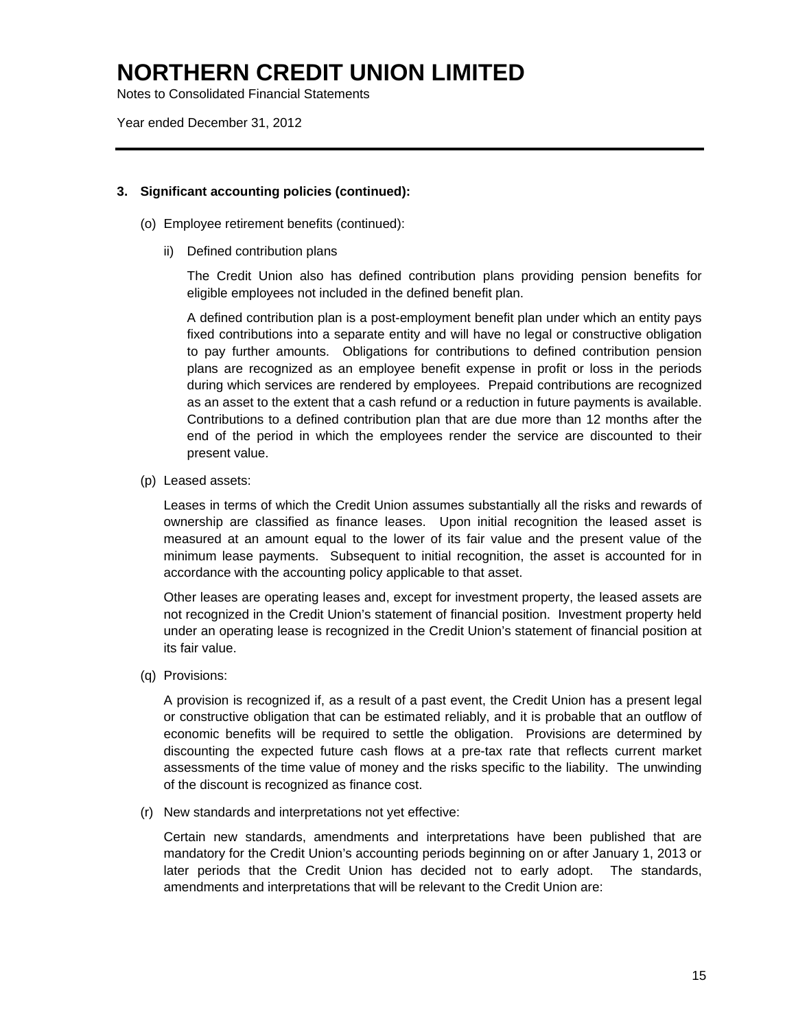# NORTHERN CREDIT UNION LIMITED

Notes to Consolidated Financial Statements

Year ended December 31, 2012

---

**3. Significant accounting policies (continued):**

(o) Employee retirement benefits (continued):

ii) Defined contribution plans

The Credit Union also has defined contribution plans providing pension benefits for eligible employees not included in the defined benefit plan.

A defined contribution plan is a post-employment benefit plan under which an entity pays fixed contributions into a separate entity and will have no legal or constructive obligation to pay further amounts. Obligations for contributions to defined contribution pension plans are recognized as an employee benefit expense in profit or loss in the periods during which services are rendered by employees. Prepaid contributions are recognized as an asset to the extent that a cash refund or a reduction in future payments is available. Contributions to a defined contribution plan that are due more than 12 months after the end of the period in which the employees render the service are discounted to their present value.

(p) Leased assets:

Leases in terms of which the Credit Union assumes substantially all the risks and rewards of ownership are classified as finance leases. Upon initial recognition the leased asset is measured at an amount equal to the lower of its fair value and the present value of the minimum lease payments. Subsequent to initial recognition, the asset is accounted for in accordance with the accounting policy applicable to that asset.

Other leases are operating leases and, except for investment property, the leased assets are not recognized in the Credit Union's statement of financial position. Investment property held under an operating lease is recognized in the Credit Union's statement of financial position at its fair value.

(q) Provisions:

A provision is recognized if, as a result of a past event, the Credit Union has a present legal or constructive obligation that can be estimated reliably, and it is probable that an outflow of economic benefits will be required to settle the obligation. Provisions are determined by discounting the expected future cash flows at a pre-tax rate that reflects current market assessments of the time value of money and the risks specific to the liability. The unwinding of the discount is recognized as finance cost.

(r) New standards and interpretations not yet effective:

Certain new standards, amendments and interpretations have been published that are mandatory for the Credit Union's accounting periods beginning on or after January 1, 2013 or later periods that the Credit Union has decided not to early adopt. The standards, amendments and interpretations that will be relevant to the Credit Union are: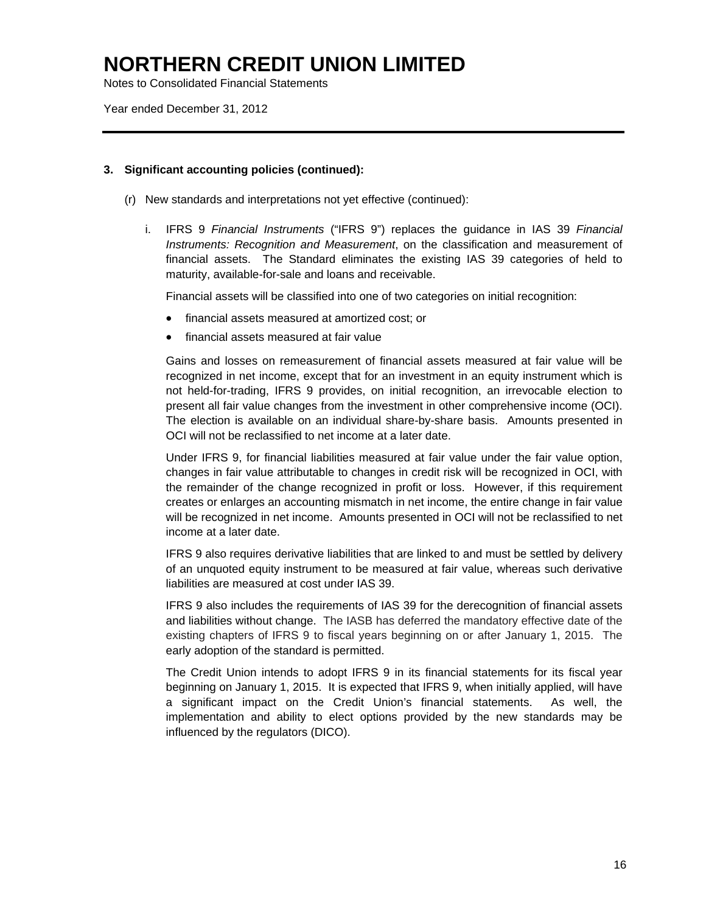# NORTHERN CREDIT UNION LIMITED

Notes to Consolidated Financial Statements

Year ended December 31, 2012

**3. Significant accounting policies (continued):**

(r) New standards and interpretations not yet effective (continued):

i. IFRS 9 *Financial Instruments* ("IFRS 9") replaces the guidance in IAS 39 *Financial Instruments: Recognition and Measurement*, on the classification and measurement of financial assets. The Standard eliminates the existing IAS 39 categories of held to maturity, available-for-sale and loans and receivable.

Financial assets will be classified into one of two categories on initial recognition:

- financial assets measured at amortized cost; or
- financial assets measured at fair value

Gains and losses on remeasurement of financial assets measured at fair value will be recognized in net income, except that for an investment in an equity instrument which is not held-for-trading, IFRS 9 provides, on initial recognition, an irrevocable election to present all fair value changes from the investment in other comprehensive income (OCI). The election is available on an individual share-by-share basis. Amounts presented in OCI will not be reclassified to net income at a later date.

Under IFRS 9, for financial liabilities measured at fair value under the fair value option, changes in fair value attributable to changes in credit risk will be recognized in OCI, with the remainder of the change recognized in profit or loss. However, if this requirement creates or enlarges an accounting mismatch in net income, the entire change in fair value will be recognized in net income. Amounts presented in OCI will not be reclassified to net income at a later date.

IFRS 9 also requires derivative liabilities that are linked to and must be settled by delivery of an unquoted equity instrument to be measured at fair value, whereas such derivative liabilities are measured at cost under IAS 39.

IFRS 9 also includes the requirements of IAS 39 for the derecognition of financial assets and liabilities without change. The IASB has deferred the mandatory effective date of the existing chapters of IFRS 9 to fiscal years beginning on or after January 1, 2015. The early adoption of the standard is permitted.

The Credit Union intends to adopt IFRS 9 in its financial statements for its fiscal year beginning on January 1, 2015. It is expected that IFRS 9, when initially applied, will have a significant impact on the Credit Union's financial statements. As well, the implementation and ability to elect options provided by the new standards may be influenced by the regulators (DICO).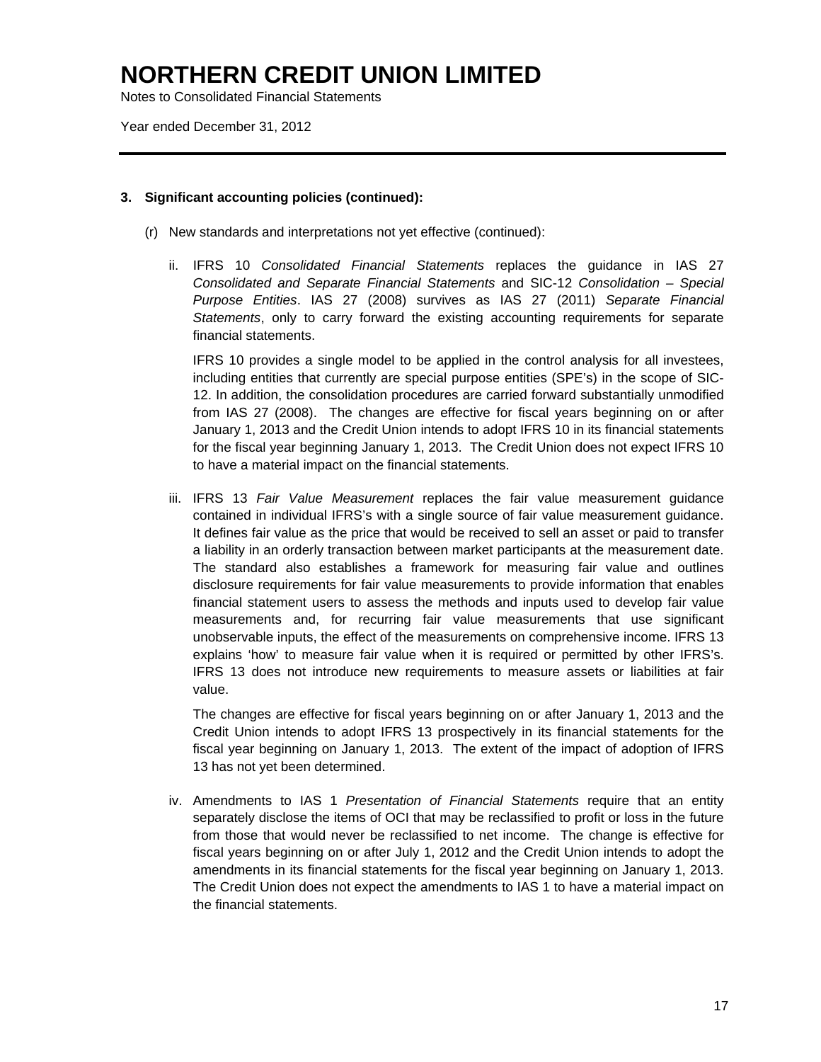# NORTHERN CREDIT UNION LIMITED

Notes to Consolidated Financial Statements

Year ended December 31, 2012

## 3. Significant accounting policies (continued):

(r) New standards and interpretations not yet effective (continued):

ii. IFRS 10 *Consolidated Financial Statements* replaces the guidance in IAS 27 *Consolidated and Separate Financial Statements* and SIC-12 *Consolidation – Special Purpose Entities*. IAS 27 (2008) survives as IAS 27 (2011) *Separate Financial Statements*, only to carry forward the existing accounting requirements for separate financial statements.

IFRS 10 provides a single model to be applied in the control analysis for all investees, including entities that currently are special purpose entities (SPE's) in the scope of SIC-12. In addition, the consolidation procedures are carried forward substantially unmodified from IAS 27 (2008). The changes are effective for fiscal years beginning on or after January 1, 2013 and the Credit Union intends to adopt IFRS 10 in its financial statements for the fiscal year beginning January 1, 2013. The Credit Union does not expect IFRS 10 to have a material impact on the financial statements.

iii. IFRS 13 *Fair Value Measurement* replaces the fair value measurement guidance contained in individual IFRS's with a single source of fair value measurement guidance. It defines fair value as the price that would be received to sell an asset or paid to transfer a liability in an orderly transaction between market participants at the measurement date. The standard also establishes a framework for measuring fair value and outlines disclosure requirements for fair value measurements to provide information that enables financial statement users to assess the methods and inputs used to develop fair value measurements and, for recurring fair value measurements that use significant unobservable inputs, the effect of the measurements on comprehensive income. IFRS 13 explains 'how' to measure fair value when it is required or permitted by other IFRS's. IFRS 13 does not introduce new requirements to measure assets or liabilities at fair value.

The changes are effective for fiscal years beginning on or after January 1, 2013 and the Credit Union intends to adopt IFRS 13 prospectively in its financial statements for the fiscal year beginning on January 1, 2013. The extent of the impact of adoption of IFRS 13 has not yet been determined.

iv. Amendments to IAS 1 *Presentation of Financial Statements* require that an entity separately disclose the items of OCI that may be reclassified to profit or loss in the future from those that would never be reclassified to net income. The change is effective for fiscal years beginning on or after July 1, 2012 and the Credit Union intends to adopt the amendments in its financial statements for the fiscal year beginning on January 1, 2013. The Credit Union does not expect the amendments to IAS 1 to have a material impact on the financial statements.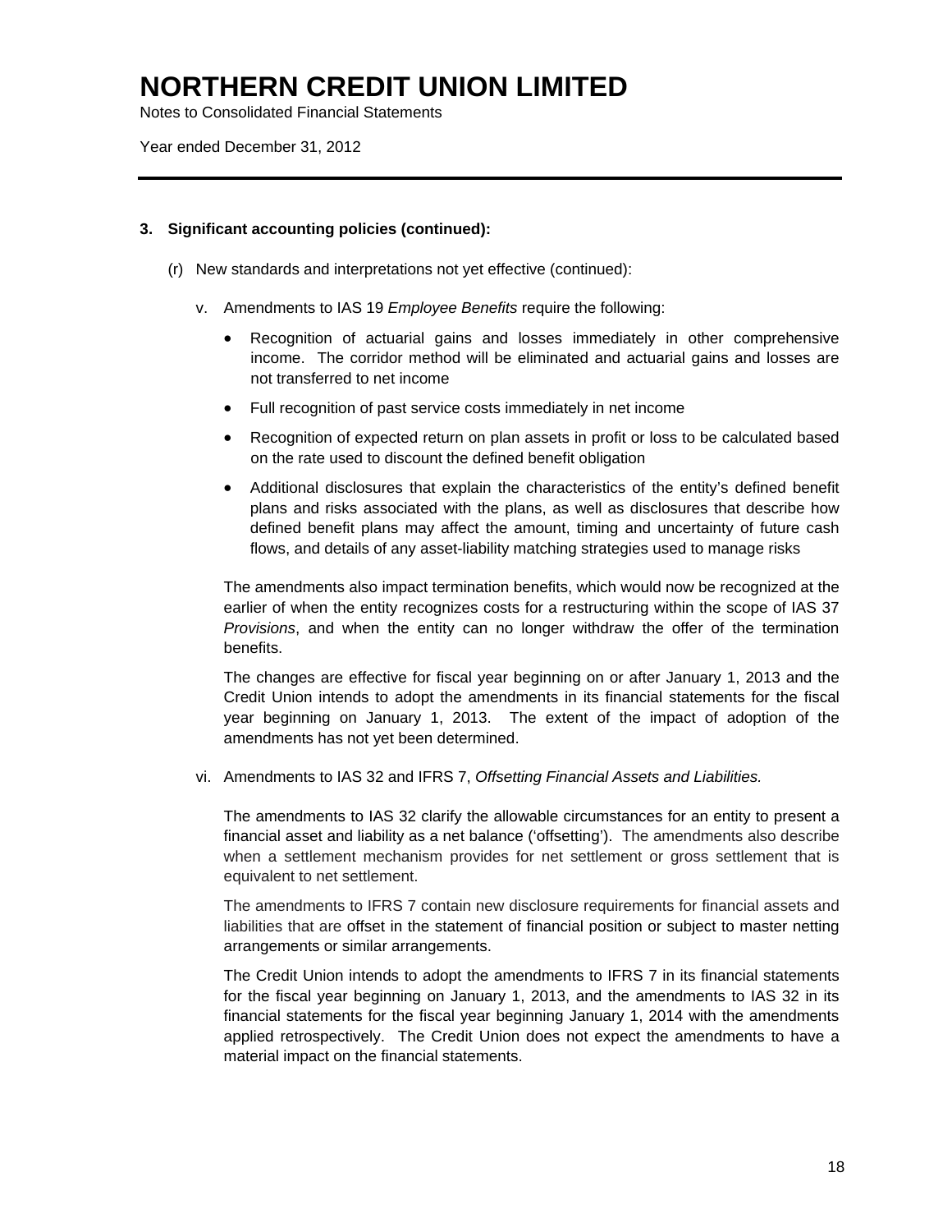### 3. Significant accounting policies (continued):

(r) New standards and interpretations not yet effective (continued):

v. Amendments to IAS 19 *Employee Benefits* require the following:

- Recognition of actuarial gains and losses immediately in other comprehensive income. The corridor method will be eliminated and actuarial gains and losses are not transferred to net income
- Full recognition of past service costs immediately in net income
- Recognition of expected return on plan assets in profit or loss to be calculated based on the rate used to discount the defined benefit obligation
- Additional disclosures that explain the characteristics of the entity's defined benefit plans and risks associated with the plans, as well as disclosures that describe how defined benefit plans may affect the amount, timing and uncertainty of future cash flows, and details of any asset-liability matching strategies used to manage risks

The amendments also impact termination benefits, which would now be recognized at the earlier of when the entity recognizes costs for a restructuring within the scope of IAS 37 *Provisions*, and when the entity can no longer withdraw the offer of the termination benefits.

The changes are effective for fiscal year beginning on or after January 1, 2013 and the Credit Union intends to adopt the amendments in its financial statements for the fiscal year beginning on January 1, 2013. The extent of the impact of adoption of the amendments has not yet been determined.

vi. Amendments to IAS 32 and IFRS 7, *Offsetting Financial Assets and Liabilities.*

The amendments to IAS 32 clarify the allowable circumstances for an entity to present a financial asset and liability as a net balance ('offsetting'). The amendments also describe when a settlement mechanism provides for net settlement or gross settlement that is equivalent to net settlement.

The amendments to IFRS 7 contain new disclosure requirements for financial assets and liabilities that are offset in the statement of financial position or subject to master netting arrangements or similar arrangements.

The Credit Union intends to adopt the amendments to IFRS 7 in its financial statements for the fiscal year beginning on January 1, 2013, and the amendments to IAS 32 in its financial statements for the fiscal year beginning January 1, 2014 with the amendments applied retrospectively. The Credit Union does not expect the amendments to have a material impact on the financial statements.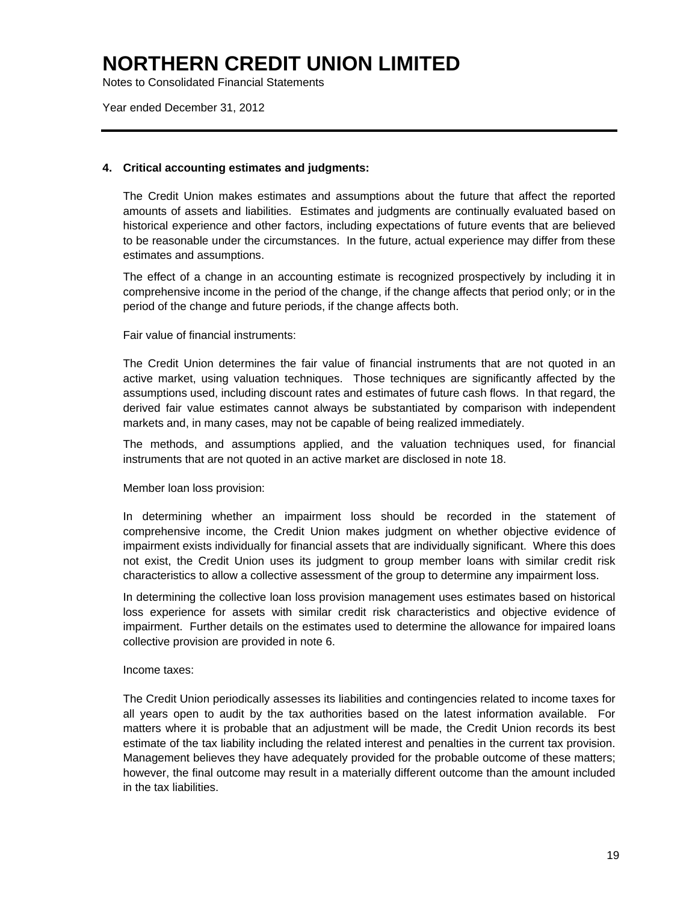# NORTHERN CREDIT UNION LIMITED

Notes to Consolidated Financial Statements

Year ended December 31, 2012

**4. Critical accounting estimates and judgments:**

The Credit Union makes estimates and assumptions about the future that affect the reported amounts of assets and liabilities. Estimates and judgments are continually evaluated based on historical experience and other factors, including expectations of future events that are believed to be reasonable under the circumstances. In the future, actual experience may differ from these estimates and assumptions.

The effect of a change in an accounting estimate is recognized prospectively by including it in comprehensive income in the period of the change, if the change affects that period only; or in the period of the change and future periods, if the change affects both.

Fair value of financial instruments:

The Credit Union determines the fair value of financial instruments that are not quoted in an active market, using valuation techniques. Those techniques are significantly affected by the assumptions used, including discount rates and estimates of future cash flows. In that regard, the derived fair value estimates cannot always be substantiated by comparison with independent markets and, in many cases, may not be capable of being realized immediately.

The methods, and assumptions applied, and the valuation techniques used, for financial instruments that are not quoted in an active market are disclosed in note 18.

Member loan loss provision:

In determining whether an impairment loss should be recorded in the statement of comprehensive income, the Credit Union makes judgment on whether objective evidence of impairment exists individually for financial assets that are individually significant. Where this does not exist, the Credit Union uses its judgment to group member loans with similar credit risk characteristics to allow a collective assessment of the group to determine any impairment loss.

In determining the collective loan loss provision management uses estimates based on historical loss experience for assets with similar credit risk characteristics and objective evidence of impairment. Further details on the estimates used to determine the allowance for impaired loans collective provision are provided in note 6.

Income taxes:

The Credit Union periodically assesses its liabilities and contingencies related to income taxes for all years open to audit by the tax authorities based on the latest information available. For matters where it is probable that an adjustment will be made, the Credit Union records its best estimate of the tax liability including the related interest and penalties in the current tax provision. Management believes they have adequately provided for the probable outcome of these matters; however, the final outcome may result in a materially different outcome than the amount included in the tax liabilities.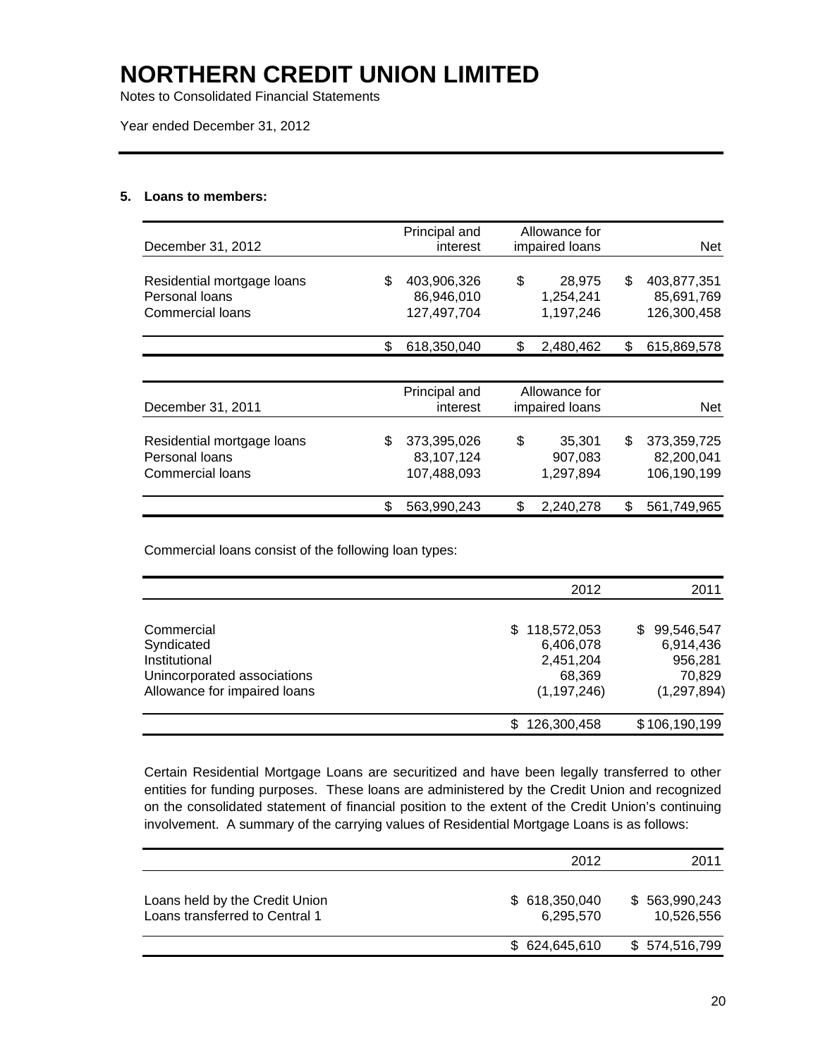# NORTHERN CREDIT UNION LIMITED

Notes to Consolidated Financial Statements

Year ended December 31, 2012

## 5. Loans to members:

| December 31, 2012 | Principal and interest | Allowance for impaired loans | Net |
|---|---|---|---|
| Residential mortgage loans | $ 403,906,326 | $ 28,975 | $ 403,877,351 |
| Personal loans | 86,946,010 | 1,254,241 | 85,691,769 |
| Commercial loans | 127,497,704 | 1,197,246 | 126,300,458 |
| | $ 618,350,040 | $ 2,480,462 | $ 615,869,578 |

| December 31, 2011 | Principal and interest | Allowance for impaired loans | Net |
|---|---|---|---|
| Residential mortgage loans | $ 373,395,026 | $ 35,301 | $ 373,359,725 |
| Personal loans | 83,107,124 | 907,083 | 82,200,041 |
| Commercial loans | 107,488,093 | 1,297,894 | 106,190,199 |
| | $ 563,990,243 | $ 2,240,278 | $ 561,749,965 |

Commercial loans consist of the following loan types:

| | 2012 | 2011 |
|---|---|---|
| Commercial | $ 118,572,053 | $ 99,546,547 |
| Syndicated | 6,406,078 | 6,914,436 |
| Institutional | 2,451,204 | 956,281 |
| Unincorporated associations | 68,369 | 70,829 |
| Allowance for impaired loans | (1,197,246) | (1,297,894) |
| | $ 126,300,458 | $ 106,190,199 |

Certain Residential Mortgage Loans are securitized and have been legally transferred to other entities for funding purposes. These loans are administered by the Credit Union and recognized on the consolidated statement of financial position to the extent of the Credit Union's continuing involvement. A summary of the carrying values of Residential Mortgage Loans is as follows:

| | 2012 | 2011 |
|---|---|---|
| Loans held by the Credit Union | $ 618,350,040 | $ 563,990,243 |
| Loans transferred to Central 1 | 6,295,570 | 10,526,556 |
| | $ 624,645,610 | $ 574,516,799 |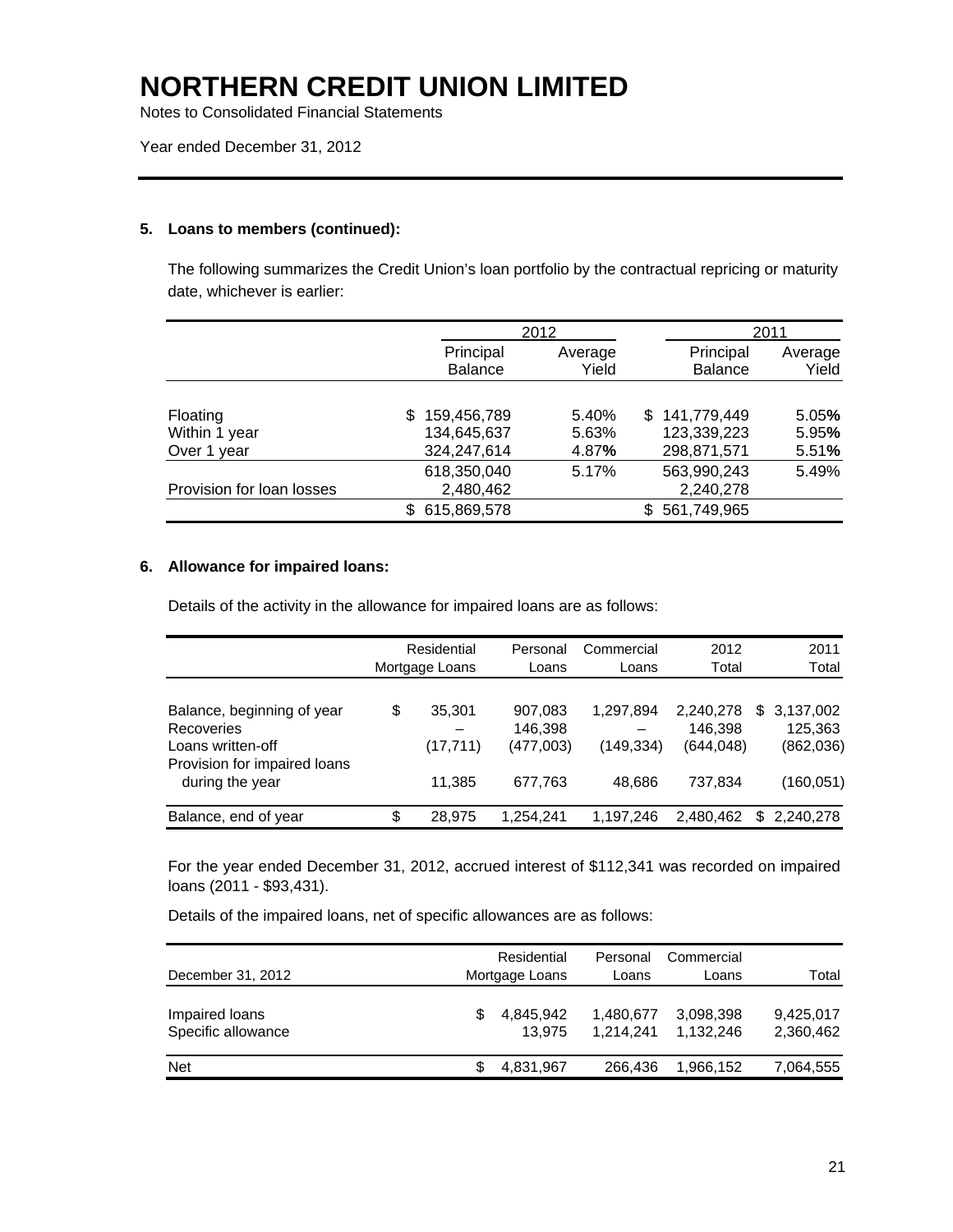# NORTHERN CREDIT UNION LIMITED

Notes to Consolidated Financial Statements

Year ended December 31, 2012

### 5. Loans to members (continued):

The following summarizes the Credit Union's loan portfolio by the contractual repricing or maturity date, whichever is earlier:

| | 2012 | | 2011 | |
|---|---|---|---|---|
| | Principal Balance | Average Yield | Principal Balance | Average Yield |
| Floating | $ 159,456,789 | 5.40% | $ 141,779,449 | 5.05% |
| Within 1 year | 134,645,637 | 5.63% | 123,339,223 | 5.95% |
| Over 1 year | 324,247,614 | 4.87% | 298,871,571 | 5.51% |
| | 618,350,040 | 5.17% | 563,990,243 | 5.49% |
| Provision for loan losses | 2,480,462 | | 2,240,278 | |
| | $ 615,869,578 | | $ 561,749,965 | |

### 6. Allowance for impaired loans:

Details of the activity in the allowance for impaired loans are as follows:

| | Residential Mortgage Loans | Personal Loans | Commercial Loans | 2012 Total | 2011 Total |
|---|---|---|---|---|---|
| Balance, beginning of year | $ 35,301 | 907,083 | 1,297,894 | 2,240,278 | $ 3,137,002 |
| Recoveries | – | 146,398 | – | 146,398 | 125,363 |
| Loans written-off | (17,711) | (477,003) | (149,334) | (644,048) | (862,036) |
| Provision for impaired loans during the year | 11,385 | 677,763 | 48,686 | 737,834 | (160,051) |
| Balance, end of year | $ 28,975 | 1,254,241 | 1,197,246 | 2,480,462 | $ 2,240,278 |

For the year ended December 31, 2012, accrued interest of $112,341 was recorded on impaired loans (2011 - $93,431).

Details of the impaired loans, net of specific allowances are as follows:

| December 31, 2012 | Residential Mortgage Loans | Personal Loans | Commercial Loans | Total |
|---|---|---|---|---|
| Impaired loans | $ 4,845,942 | 1,480,677 | 3,098,398 | 9,425,017 |
| Specific allowance | 13,975 | 1,214,241 | 1,132,246 | 2,360,462 |
| Net | $ 4,831,967 | 266,436 | 1,966,152 | 7,064,555 |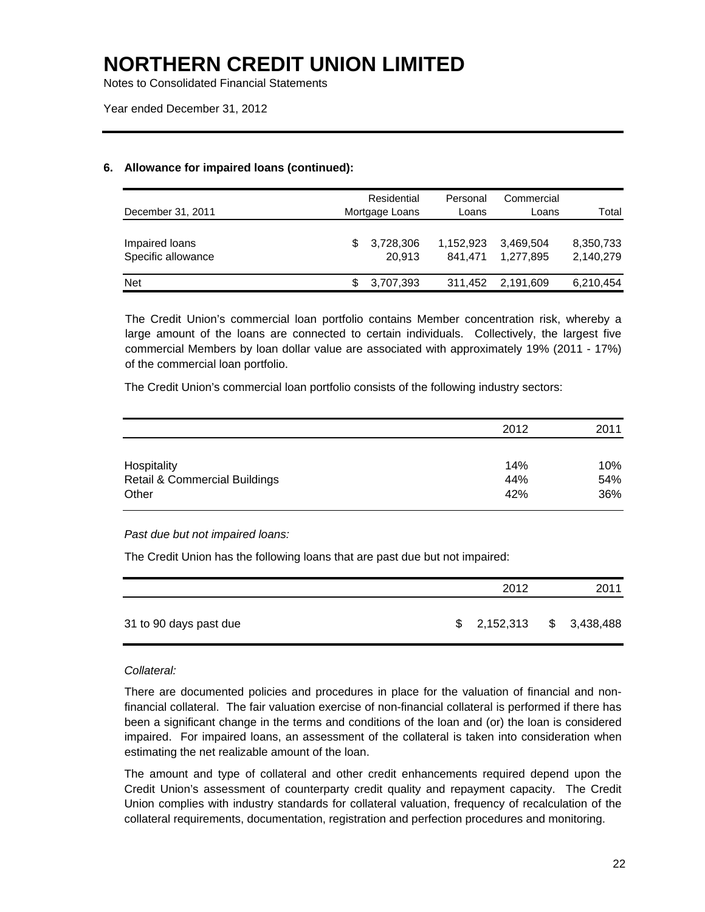# NORTHERN CREDIT UNION LIMITED

Notes to Consolidated Financial Statements

Year ended December 31, 2012

### 6. Allowance for impaired loans (continued):

| December 31, 2011 | Residential Mortgage Loans | Personal Loans | Commercial Loans | Total |
|---|---|---|---|---|
| Impaired loans | $ 3,728,306 | 1,152,923 | 3,469,504 | 8,350,733 |
| Specific allowance | 20,913 | 841,471 | 1,277,895 | 2,140,279 |
| Net | $ 3,707,393 | 311,452 | 2,191,609 | 6,210,454 |

The Credit Union's commercial loan portfolio contains Member concentration risk, whereby a large amount of the loans are connected to certain individuals. Collectively, the largest five commercial Members by loan dollar value are associated with approximately 19% (2011 - 17%) of the commercial loan portfolio.

The Credit Union's commercial loan portfolio consists of the following industry sectors:

| | 2012 | 2011 |
|---|---|---|
| Hospitality | 14% | 10% |
| Retail & Commercial Buildings | 44% | 54% |
| Other | 42% | 36% |

*Past due but not impaired loans:*

The Credit Union has the following loans that are past due but not impaired:

| | 2012 | 2011 |
|---|---|---|
| 31 to 90 days past due | $ 2,152,313 | $ 3,438,488 |

*Collateral:*

There are documented policies and procedures in place for the valuation of financial and non-financial collateral. The fair valuation exercise of non-financial collateral is performed if there has been a significant change in the terms and conditions of the loan and (or) the loan is considered impaired. For impaired loans, an assessment of the collateral is taken into consideration when estimating the net realizable amount of the loan.

The amount and type of collateral and other credit enhancements required depend upon the Credit Union's assessment of counterparty credit quality and repayment capacity. The Credit Union complies with industry standards for collateral valuation, frequency of recalculation of the collateral requirements, documentation, registration and perfection procedures and monitoring.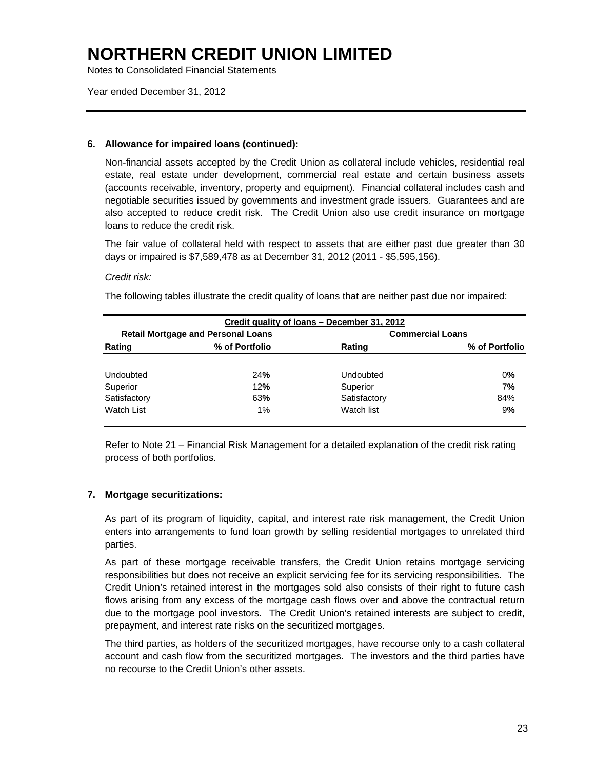### 6. Allowance for impaired loans (continued):

Non-financial assets accepted by the Credit Union as collateral include vehicles, residential real estate, real estate under development, commercial real estate and certain business assets (accounts receivable, inventory, property and equipment). Financial collateral includes cash and negotiable securities issued by governments and investment grade issuers. Guarantees and are also accepted to reduce credit risk. The Credit Union also use credit insurance on mortgage loans to reduce the credit risk.

The fair value of collateral held with respect to assets that are either past due greater than 30 days or impaired is $7,589,478 as at December 31, 2012 (2011 - $5,595,156).

*Credit risk:*

The following tables illustrate the credit quality of loans that are neither past due nor impaired:

| Credit quality of loans – December 31, 2012 | | | |
|---|---|---|---|
| **Retail Mortgage and Personal Loans** | | **Commercial Loans** | |
| **Rating** | **% of Portfolio** | **Rating** | **% of Portfolio** |
| Undoubted | 24% | Undoubted | 0% |
| Superior | 12% | Superior | 7% |
| Satisfactory | 63% | Satisfactory | 84% |
| Watch List | 1% | Watch list | 9% |

Refer to Note 21 – Financial Risk Management for a detailed explanation of the credit risk rating process of both portfolios.

### 7. Mortgage securitizations:

As part of its program of liquidity, capital, and interest rate risk management, the Credit Union enters into arrangements to fund loan growth by selling residential mortgages to unrelated third parties.

As part of these mortgage receivable transfers, the Credit Union retains mortgage servicing responsibilities but does not receive an explicit servicing fee for its servicing responsibilities. The Credit Union's retained interest in the mortgages sold also consists of their right to future cash flows arising from any excess of the mortgage cash flows over and above the contractual return due to the mortgage pool investors. The Credit Union's retained interests are subject to credit, prepayment, and interest rate risks on the securitized mortgages.

The third parties, as holders of the securitized mortgages, have recourse only to a cash collateral account and cash flow from the securitized mortgages. The investors and the third parties have no recourse to the Credit Union's other assets.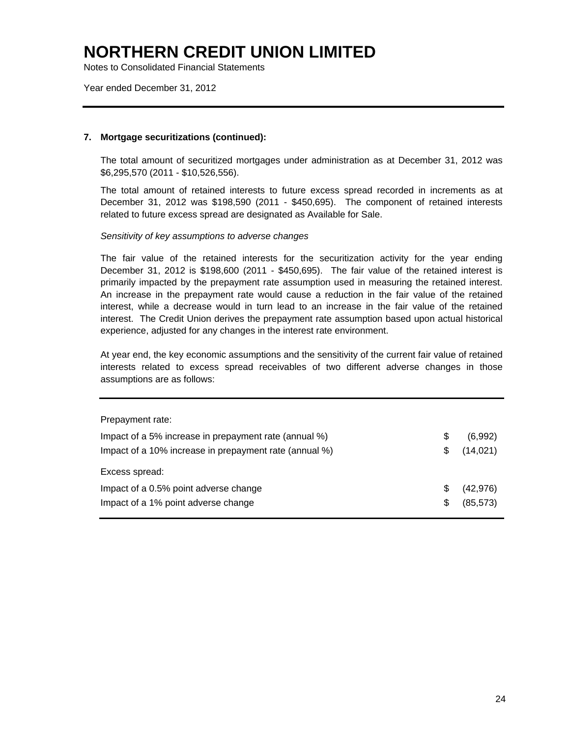# NORTHERN CREDIT UNION LIMITED

Notes to Consolidated Financial Statements

Year ended December 31, 2012

### 7. Mortgage securitizations (continued):

The total amount of securitized mortgages under administration as at December 31, 2012 was $6,295,570 (2011 - $10,526,556).

The total amount of retained interests to future excess spread recorded in increments as at December 31, 2012 was $198,590 (2011 - $450,695). The component of retained interests related to future excess spread are designated as Available for Sale.

*Sensitivity of key assumptions to adverse changes*

The fair value of the retained interests for the securitization activity for the year ending December 31, 2012 is $198,600 (2011 - $450,695). The fair value of the retained interest is primarily impacted by the prepayment rate assumption used in measuring the retained interest. An increase in the prepayment rate would cause a reduction in the fair value of the retained interest, while a decrease would in turn lead to an increase in the fair value of the retained interest. The Credit Union derives the prepayment rate assumption based upon actual historical experience, adjusted for any changes in the interest rate environment.

At year end, the key economic assumptions and the sensitivity of the current fair value of retained interests related to excess spread receivables of two different adverse changes in those assumptions are as follows:

| | | |
|---|---|---|
| Prepayment rate: | | |
| Impact of a 5% increase in prepayment rate (annual %) | $ | (6,992) |
| Impact of a 10% increase in prepayment rate (annual %) | $ | (14,021) |
| Excess spread: | | |
| Impact of a 0.5% point adverse change | $ | (42,976) |
| Impact of a 1% point adverse change | $ | (85,573) |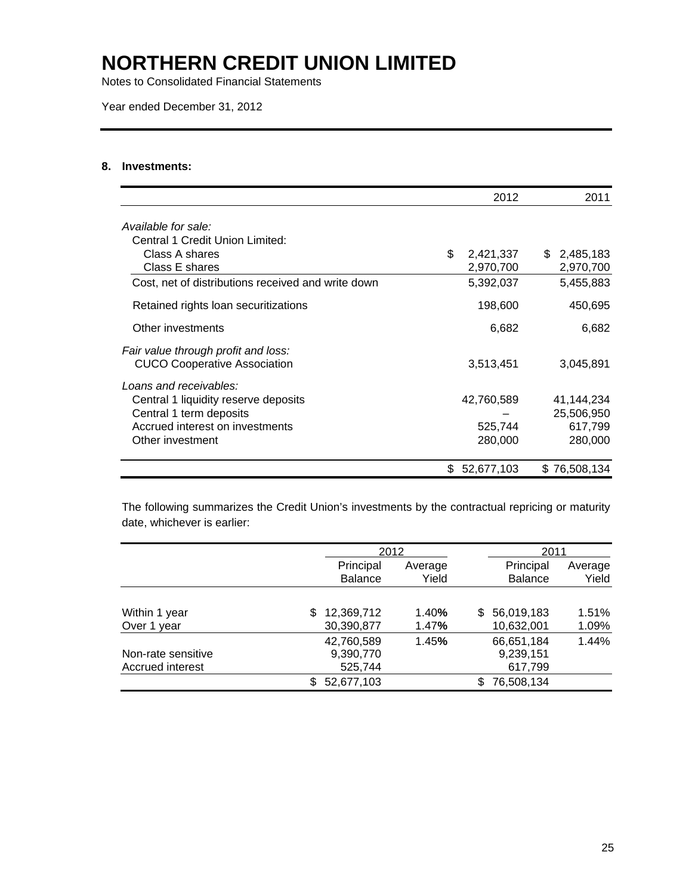# NORTHERN CREDIT UNION LIMITED

Notes to Consolidated Financial Statements

Year ended December 31, 2012

## 8. Investments:

| | 2012 | 2011 |
|---|---|---|
| *Available for sale:* | | |
| Central 1 Credit Union Limited: | | |
| Class A shares | $ 2,421,337 | $ 2,485,183 |
| Class E shares | 2,970,700 | 2,970,700 |
| Cost, net of distributions received and write down | 5,392,037 | 5,455,883 |
| Retained rights loan securitizations | 198,600 | 450,695 |
| Other investments | 6,682 | 6,682 |
| *Fair value through profit and loss:* | | |
| CUCO Cooperative Association | 3,513,451 | 3,045,891 |
| *Loans and receivables:* | | |
| Central 1 liquidity reserve deposits | 42,760,589 | 41,144,234 |
| Central 1 term deposits | – | 25,506,950 |
| Accrued interest on investments | 525,744 | 617,799 |
| Other investment | 280,000 | 280,000 |
| | $ 52,677,103 | $ 76,508,134 |

The following summarizes the Credit Union's investments by the contractual repricing or maturity date, whichever is earlier:

| | 2012 | | 2011 | |
|---|---|---|---|---|
| | Principal Balance | Average Yield | Principal Balance | Average Yield |
| Within 1 year | $ 12,369,712 | 1.40% | $ 56,019,183 | 1.51% |
| Over 1 year | 30,390,877 | 1.47% | 10,632,001 | 1.09% |
| | 42,760,589 | 1.45% | 66,651,184 | 1.44% |
| Non-rate sensitive | 9,390,770 | | 9,239,151 | |
| Accrued interest | 525,744 | | 617,799 | |
| | $ 52,677,103 | | $ 76,508,134 | |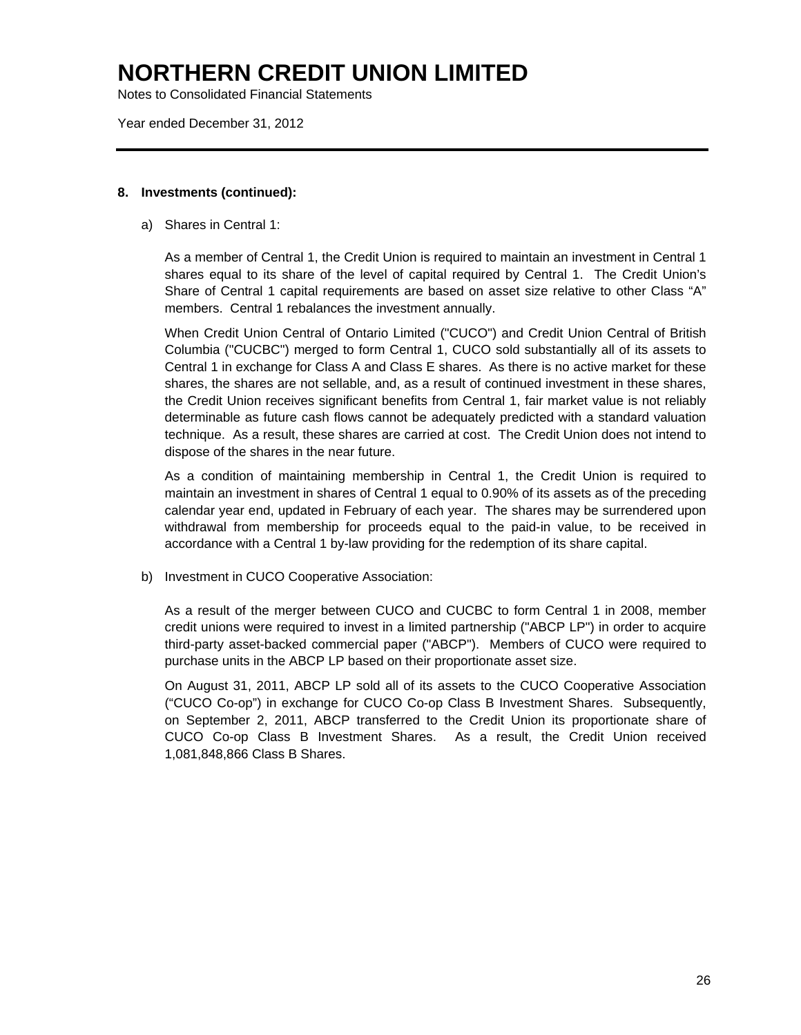## 8. Investments (continued):

a) Shares in Central 1:

As a member of Central 1, the Credit Union is required to maintain an investment in Central 1 shares equal to its share of the level of capital required by Central 1. The Credit Union's Share of Central 1 capital requirements are based on asset size relative to other Class "A" members. Central 1 rebalances the investment annually.

When Credit Union Central of Ontario Limited ("CUCO") and Credit Union Central of British Columbia ("CUCBC") merged to form Central 1, CUCO sold substantially all of its assets to Central 1 in exchange for Class A and Class E shares. As there is no active market for these shares, the shares are not sellable, and, as a result of continued investment in these shares, the Credit Union receives significant benefits from Central 1, fair market value is not reliably determinable as future cash flows cannot be adequately predicted with a standard valuation technique. As a result, these shares are carried at cost. The Credit Union does not intend to dispose of the shares in the near future.

As a condition of maintaining membership in Central 1, the Credit Union is required to maintain an investment in shares of Central 1 equal to 0.90% of its assets as of the preceding calendar year end, updated in February of each year. The shares may be surrendered upon withdrawal from membership for proceeds equal to the paid-in value, to be received in accordance with a Central 1 by-law providing for the redemption of its share capital.

b) Investment in CUCO Cooperative Association:

As a result of the merger between CUCO and CUCBC to form Central 1 in 2008, member credit unions were required to invest in a limited partnership ("ABCP LP") in order to acquire third-party asset-backed commercial paper ("ABCP"). Members of CUCO were required to purchase units in the ABCP LP based on their proportionate asset size.

On August 31, 2011, ABCP LP sold all of its assets to the CUCO Cooperative Association ("CUCO Co-op") in exchange for CUCO Co-op Class B Investment Shares. Subsequently, on September 2, 2011, ABCP transferred to the Credit Union its proportionate share of CUCO Co-op Class B Investment Shares. As a result, the Credit Union received 1,081,848,866 Class B Shares.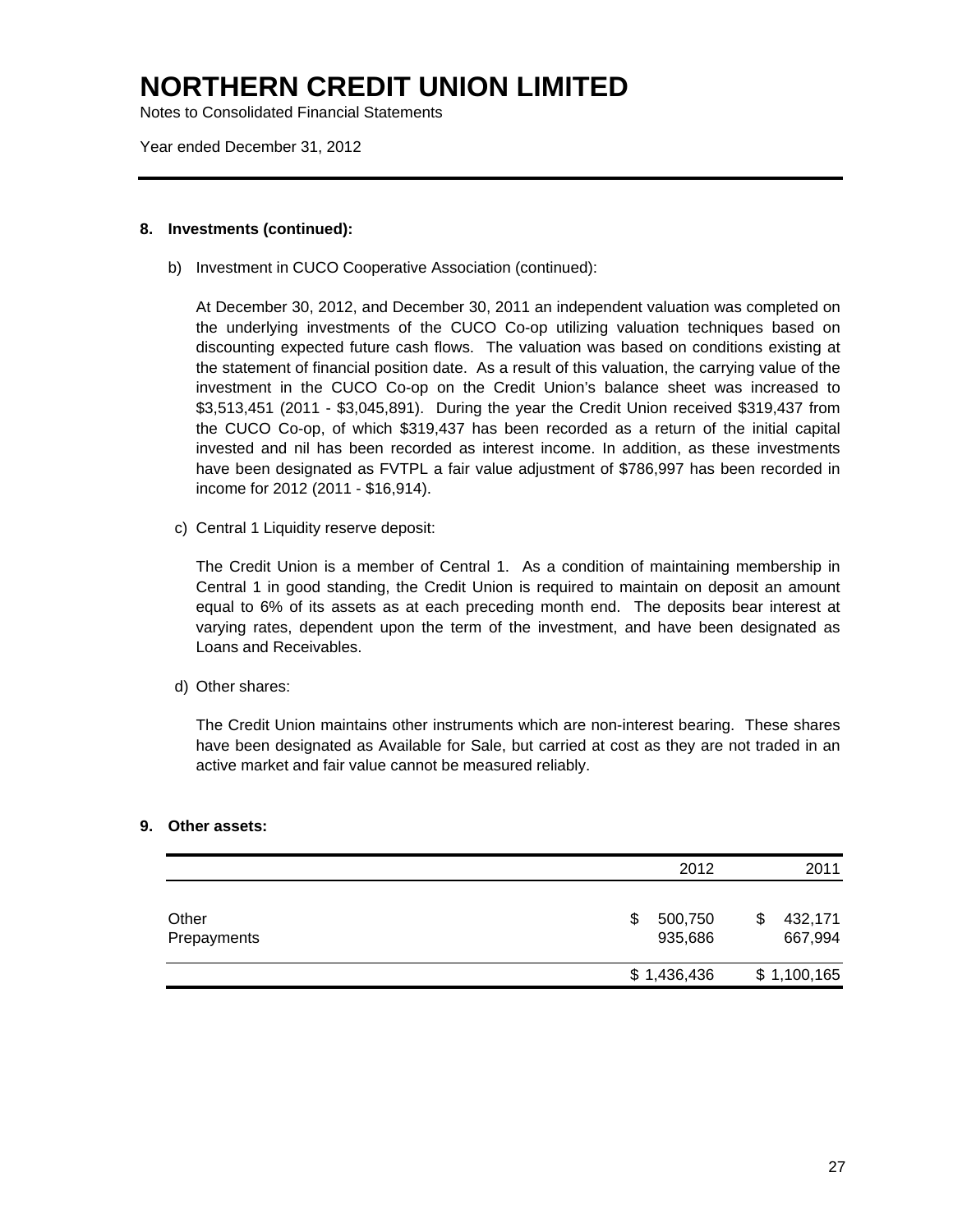# NORTHERN CREDIT UNION LIMITED

Notes to Consolidated Financial Statements

Year ended December 31, 2012

**8. Investments (continued):**

b) Investment in CUCO Cooperative Association (continued):

At December 30, 2012, and December 30, 2011 an independent valuation was completed on the underlying investments of the CUCO Co-op utilizing valuation techniques based on discounting expected future cash flows. The valuation was based on conditions existing at the statement of financial position date. As a result of this valuation, the carrying value of the investment in the CUCO Co-op on the Credit Union's balance sheet was increased to $3,513,451 (2011 - $3,045,891). During the year the Credit Union received $319,437 from the CUCO Co-op, of which $319,437 has been recorded as a return of the initial capital invested and nil has been recorded as interest income. In addition, as these investments have been designated as FVTPL a fair value adjustment of $786,997 has been recorded in income for 2012 (2011 - $16,914).

c) Central 1 Liquidity reserve deposit:

The Credit Union is a member of Central 1. As a condition of maintaining membership in Central 1 in good standing, the Credit Union is required to maintain on deposit an amount equal to 6% of its assets as at each preceding month end. The deposits bear interest at varying rates, dependent upon the term of the investment, and have been designated as Loans and Receivables.

d) Other shares:

The Credit Union maintains other instruments which are non-interest bearing. These shares have been designated as Available for Sale, but carried at cost as they are not traded in an active market and fair value cannot be measured reliably.

**9. Other assets:**

| | 2012 | 2011 |
|---|---|---|
| Other | $ 500,750 | $ 432,171 |
| Prepayments | 935,686 | 667,994 |
| | $ 1,436,436 | $ 1,100,165 |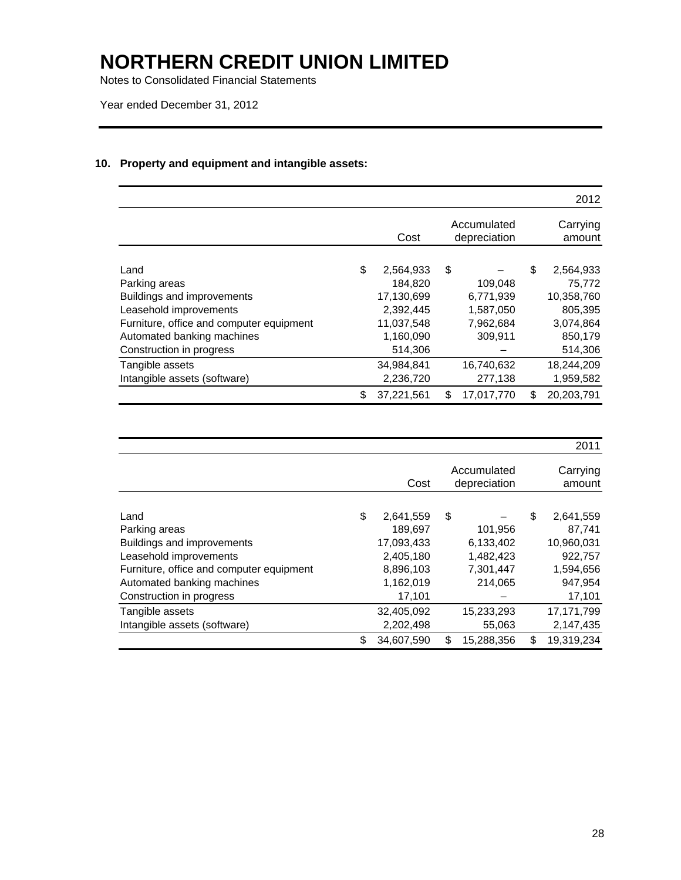# NORTHERN CREDIT UNION LIMITED

Notes to Consolidated Financial Statements

Year ended December 31, 2012

## 10. Property and equipment and intangible assets:

| | | | 2012 |
|---|---|---|---|
| | Cost | Accumulated depreciation | Carrying amount |
| Land | $ 2,564,933 | $ – | $ 2,564,933 |
| Parking areas | 184,820 | 109,048 | 75,772 |
| Buildings and improvements | 17,130,699 | 6,771,939 | 10,358,760 |
| Leasehold improvements | 2,392,445 | 1,587,050 | 805,395 |
| Furniture, office and computer equipment | 11,037,548 | 7,962,684 | 3,074,864 |
| Automated banking machines | 1,160,090 | 309,911 | 850,179 |
| Construction in progress | 514,306 | – | 514,306 |
| Tangible assets | 34,984,841 | 16,740,632 | 18,244,209 |
| Intangible assets (software) | 2,236,720 | 277,138 | 1,959,582 |
| | $ 37,221,561 | $ 17,017,770 | $ 20,203,791 |

| | | | 2011 |
|---|---|---|---|
| | Cost | Accumulated depreciation | Carrying amount |
| Land | $ 2,641,559 | $ – | $ 2,641,559 |
| Parking areas | 189,697 | 101,956 | 87,741 |
| Buildings and improvements | 17,093,433 | 6,133,402 | 10,960,031 |
| Leasehold improvements | 2,405,180 | 1,482,423 | 922,757 |
| Furniture, office and computer equipment | 8,896,103 | 7,301,447 | 1,594,656 |
| Automated banking machines | 1,162,019 | 214,065 | 947,954 |
| Construction in progress | 17,101 | – | 17,101 |
| Tangible assets | 32,405,092 | 15,233,293 | 17,171,799 |
| Intangible assets (software) | 2,202,498 | 55,063 | 2,147,435 |
| | $ 34,607,590 | $ 15,288,356 | $ 19,319,234 |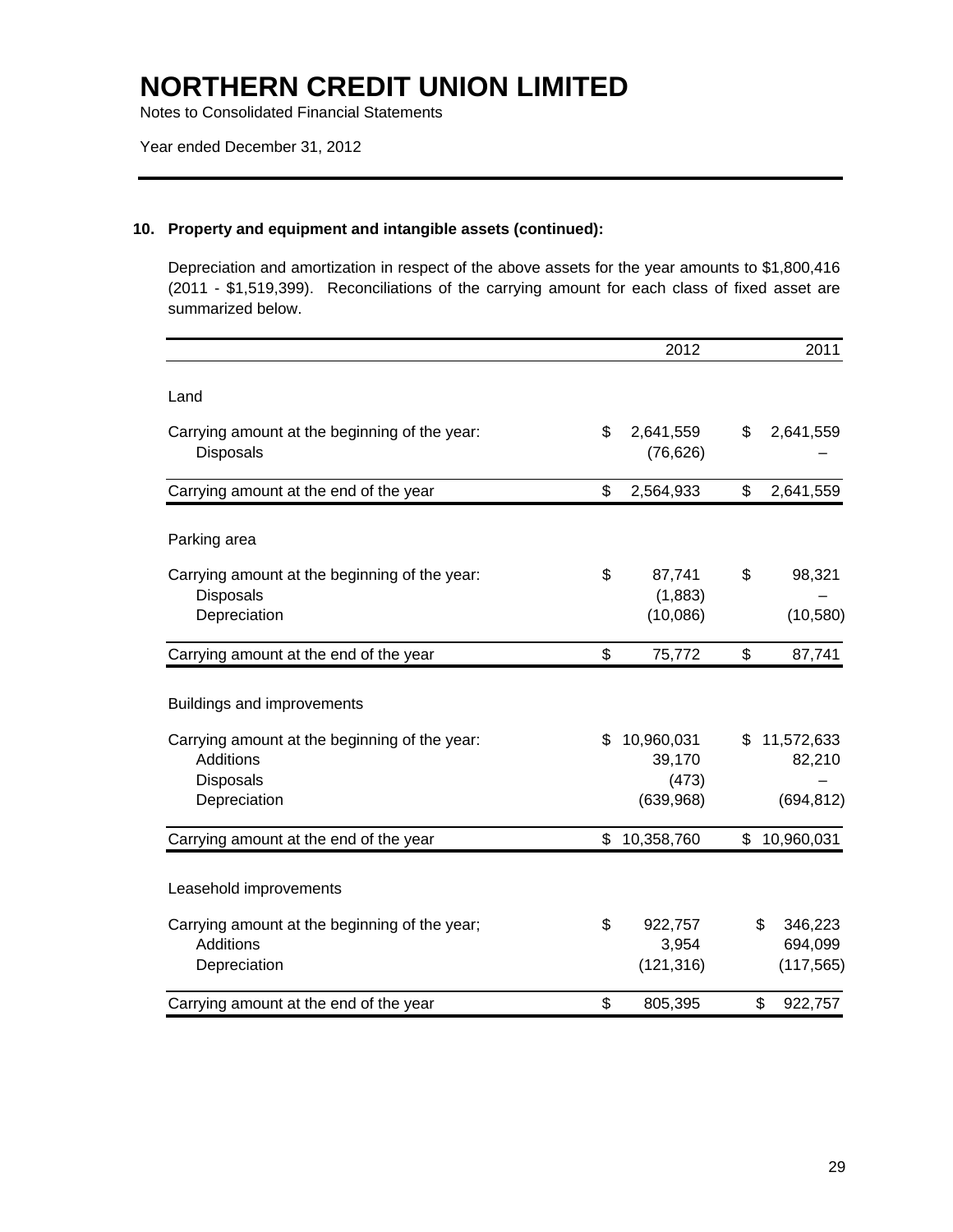# NORTHERN CREDIT UNION LIMITED

Notes to Consolidated Financial Statements

Year ended December 31, 2012

### 10. Property and equipment and intangible assets (continued):

Depreciation and amortization in respect of the above assets for the year amounts to $1,800,416 (2011 - $1,519,399). Reconciliations of the carrying amount for each class of fixed asset are summarized below.

| | 2012 | 2011 |
|---|---|---|
| **Land** | | |
| Carrying amount at the beginning of the year: | $ 2,641,559 | $ 2,641,559 |
| Disposals | (76,626) | – |
| Carrying amount at the end of the year | $ 2,564,933 | $ 2,641,559 |
| **Parking area** | | |
| Carrying amount at the beginning of the year: | $ 87,741 | $ 98,321 |
| Disposals | (1,883) | – |
| Depreciation | (10,086) | (10,580) |
| Carrying amount at the end of the year | $ 75,772 | $ 87,741 |
| **Buildings and improvements** | | |
| Carrying amount at the beginning of the year: | $ 10,960,031 | $ 11,572,633 |
| Additions | 39,170 | 82,210 |
| Disposals | (473) | – |
| Depreciation | (639,968) | (694,812) |
| Carrying amount at the end of the year | $ 10,358,760 | $ 10,960,031 |
| **Leasehold improvements** | | |
| Carrying amount at the beginning of the year; | $ 922,757 | $ 346,223 |
| Additions | 3,954 | 694,099 |
| Depreciation | (121,316) | (117,565) |
| Carrying amount at the end of the year | $ 805,395 | $ 922,757 |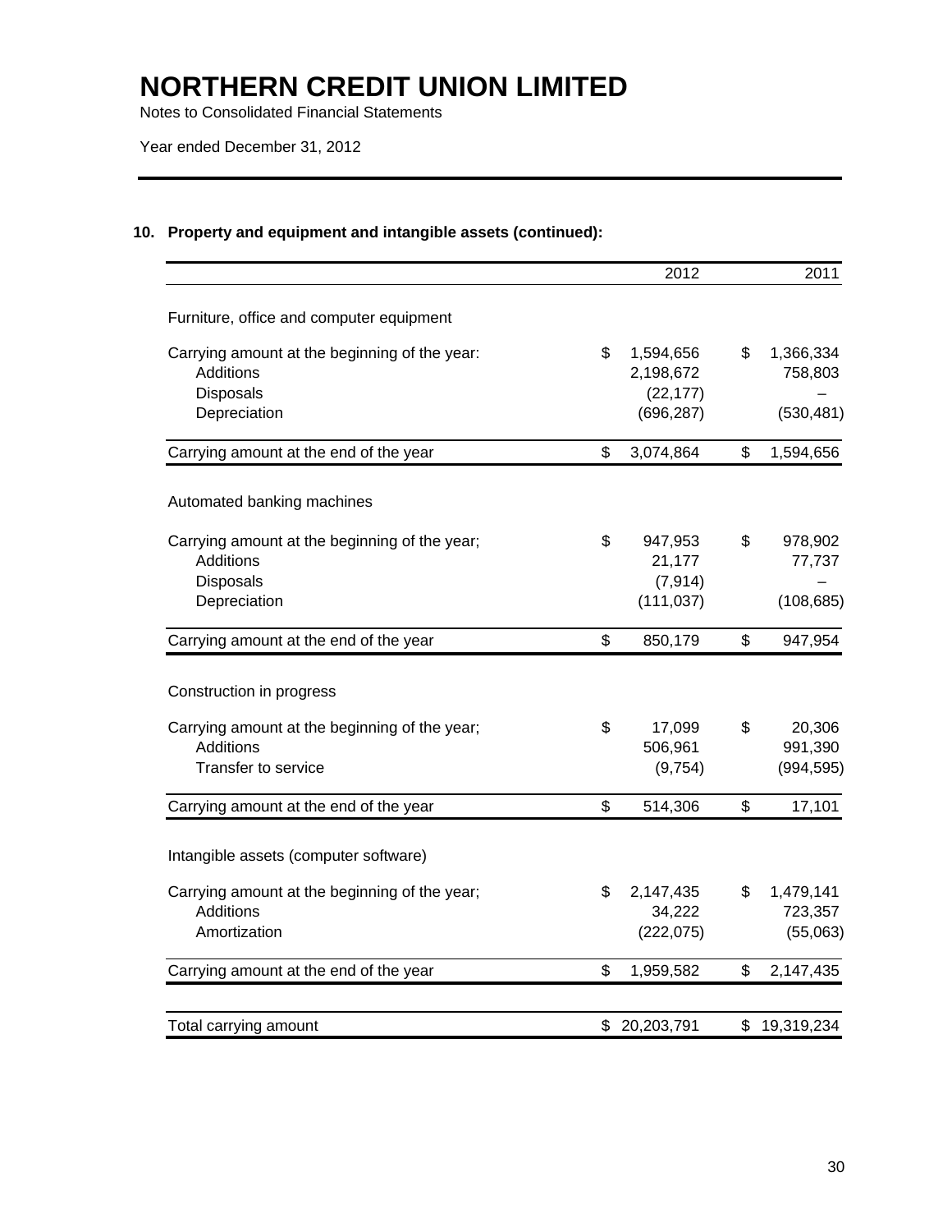# NORTHERN CREDIT UNION LIMITED

Notes to Consolidated Financial Statements

Year ended December 31, 2012

## 10. Property and equipment and intangible assets (continued):

| | 2012 | 2011 |
|---|---|---|
| Furniture, office and computer equipment | | |
| Carrying amount at the beginning of the year: | $ 1,594,656 | $ 1,366,334 |
| Additions | 2,198,672 | 758,803 |
| Disposals | (22,177) | – |
| Depreciation | (696,287) | (530,481) |
| Carrying amount at the end of the year | $ 3,074,864 | $ 1,594,656 |
| Automated banking machines | | |
| Carrying amount at the beginning of the year; | $ 947,953 | $ 978,902 |
| Additions | 21,177 | 77,737 |
| Disposals | (7,914) | – |
| Depreciation | (111,037) | (108,685) |
| Carrying amount at the end of the year | $ 850,179 | $ 947,954 |
| Construction in progress | | |
| Carrying amount at the beginning of the year; | $ 17,099 | $ 20,306 |
| Additions | 506,961 | 991,390 |
| Transfer to service | (9,754) | (994,595) |
| Carrying amount at the end of the year | $ 514,306 | $ 17,101 |
| Intangible assets (computer software) | | |
| Carrying amount at the beginning of the year; | $ 2,147,435 | $ 1,479,141 |
| Additions | 34,222 | 723,357 |
| Amortization | (222,075) | (55,063) |
| Carrying amount at the end of the year | $ 1,959,582 | $ 2,147,435 |
| Total carrying amount | $ 20,203,791 | $ 19,319,234 |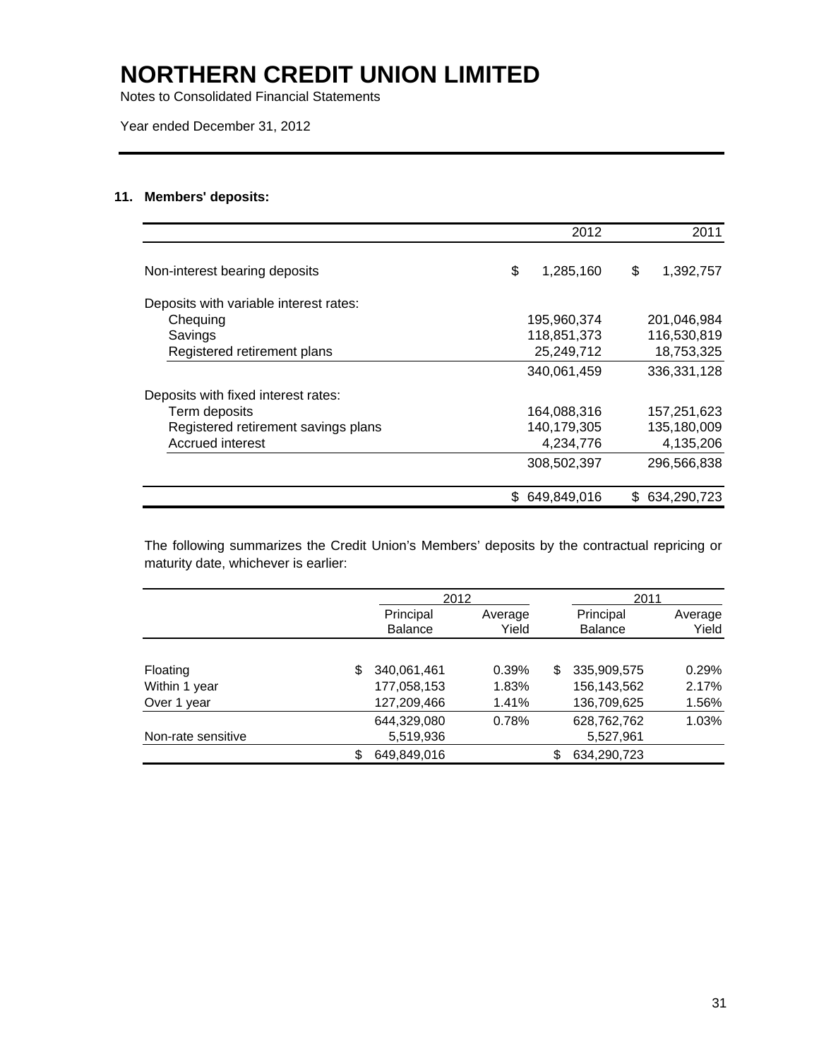# NORTHERN CREDIT UNION LIMITED

Notes to Consolidated Financial Statements

Year ended December 31, 2012

## 11. Members' deposits:

| | 2012 | 2011 |
|---|---|---|
| Non-interest bearing deposits | $ 1,285,160 | $ 1,392,757 |
| Deposits with variable interest rates: | | |
| Chequing | 195,960,374 | 201,046,984 |
| Savings | 118,851,373 | 116,530,819 |
| Registered retirement plans | 25,249,712 | 18,753,325 |
| | 340,061,459 | 336,331,128 |
| Deposits with fixed interest rates: | | |
| Term deposits | 164,088,316 | 157,251,623 |
| Registered retirement savings plans | 140,179,305 | 135,180,009 |
| Accrued interest | 4,234,776 | 4,135,206 |
| | 308,502,397 | 296,566,838 |
| | $ 649,849,016 | $ 634,290,723 |

The following summarizes the Credit Union's Members' deposits by the contractual repricing or maturity date, whichever is earlier:

| | 2012 | | 2011 | |
|---|---|---|---|---|
| | Principal Balance | Average Yield | Principal Balance | Average Yield |
| Floating | $ 340,061,461 | 0.39% | $ 335,909,575 | 0.29% |
| Within 1 year | 177,058,153 | 1.83% | 156,143,562 | 2.17% |
| Over 1 year | 127,209,466 | 1.41% | 136,709,625 | 1.56% |
| | 644,329,080 | 0.78% | 628,762,762 | 1.03% |
| Non-rate sensitive | 5,519,936 | | 5,527,961 | |
| | $ 649,849,016 | | $ 634,290,723 | |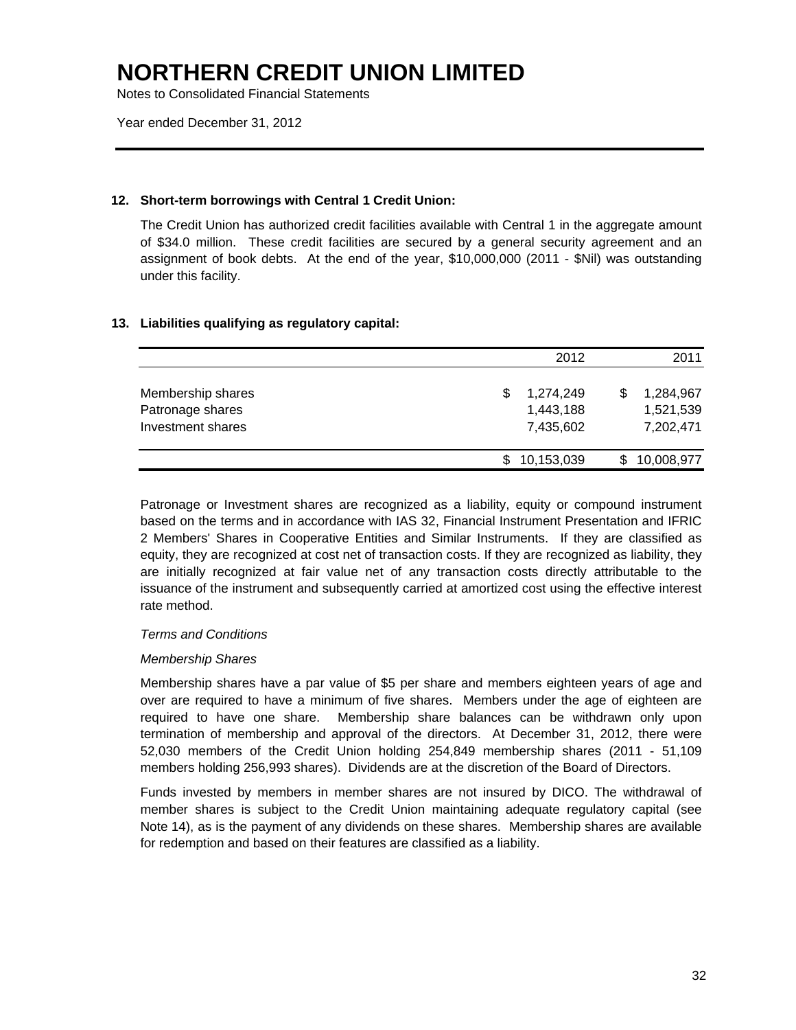# NORTHERN CREDIT UNION LIMITED

Notes to Consolidated Financial Statements

Year ended December 31, 2012

**12. Short-term borrowings with Central 1 Credit Union:**

The Credit Union has authorized credit facilities available with Central 1 in the aggregate amount of $34.0 million. These credit facilities are secured by a general security agreement and an assignment of book debts. At the end of the year, $10,000,000 (2011 - $Nil) was outstanding under this facility.

**13. Liabilities qualifying as regulatory capital:**

| | 2012 | 2011 |
|---|---|---|
| Membership shares | $ 1,274,249 | $ 1,284,967 |
| Patronage shares | 1,443,188 | 1,521,539 |
| Investment shares | 7,435,602 | 7,202,471 |
| | $ 10,153,039 | $ 10,008,977 |

Patronage or Investment shares are recognized as a liability, equity or compound instrument based on the terms and in accordance with IAS 32, Financial Instrument Presentation and IFRIC 2 Members' Shares in Cooperative Entities and Similar Instruments. If they are classified as equity, they are recognized at cost net of transaction costs. If they are recognized as liability, they are initially recognized at fair value net of any transaction costs directly attributable to the issuance of the instrument and subsequently carried at amortized cost using the effective interest rate method.

*Terms and Conditions*

*Membership Shares*

Membership shares have a par value of $5 per share and members eighteen years of age and over are required to have a minimum of five shares. Members under the age of eighteen are required to have one share. Membership share balances can be withdrawn only upon termination of membership and approval of the directors. At December 31, 2012, there were 52,030 members of the Credit Union holding 254,849 membership shares (2011 - 51,109 members holding 256,993 shares). Dividends are at the discretion of the Board of Directors.

Funds invested by members in member shares are not insured by DICO. The withdrawal of member shares is subject to the Credit Union maintaining adequate regulatory capital (see Note 14), as is the payment of any dividends on these shares. Membership shares are available for redemption and based on their features are classified as a liability.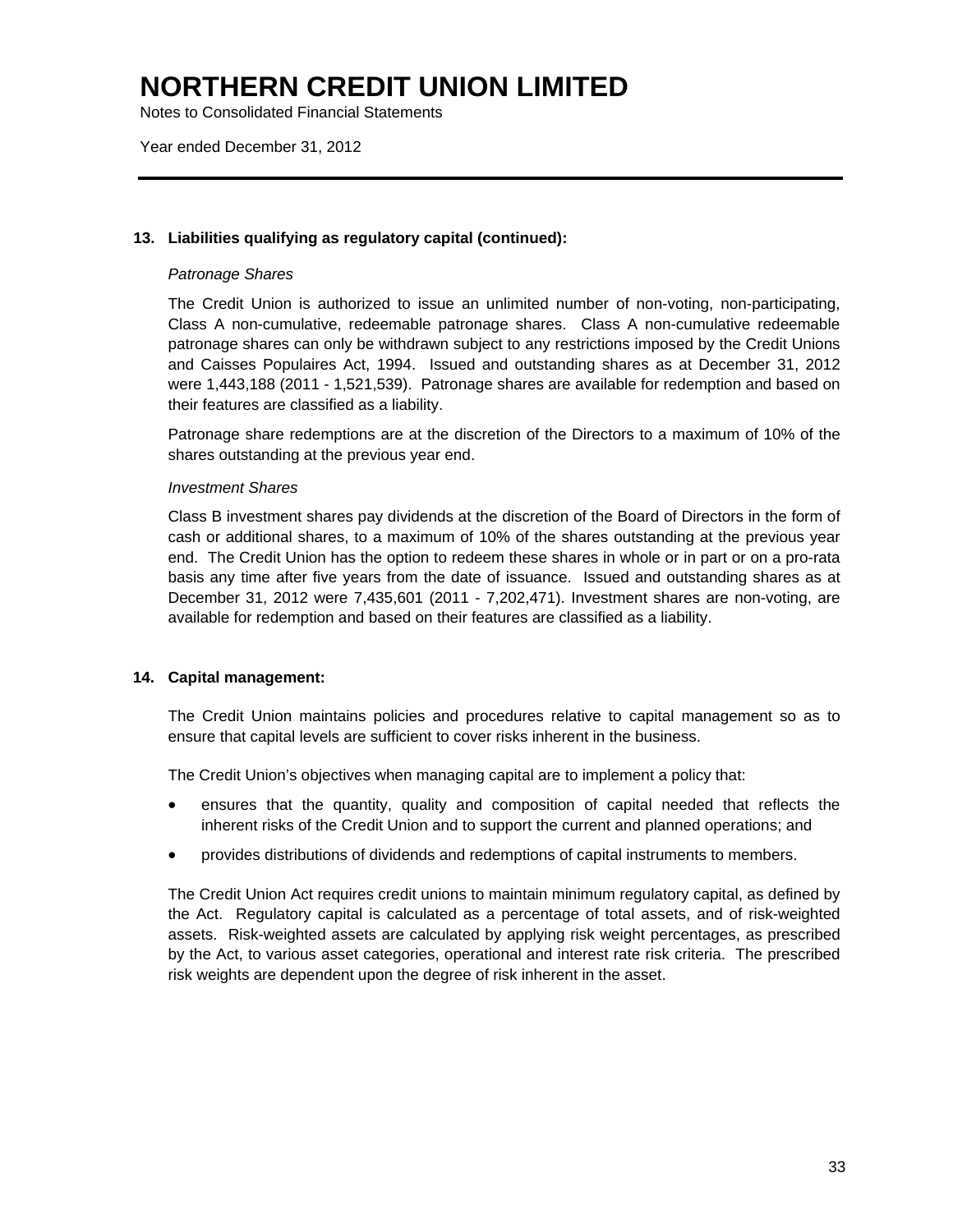### 13. Liabilities qualifying as regulatory capital (continued):

*Patronage Shares*

The Credit Union is authorized to issue an unlimited number of non-voting, non-participating, Class A non-cumulative, redeemable patronage shares. Class A non-cumulative redeemable patronage shares can only be withdrawn subject to any restrictions imposed by the Credit Unions and Caisses Populaires Act, 1994. Issued and outstanding shares as at December 31, 2012 were 1,443,188 (2011 - 1,521,539). Patronage shares are available for redemption and based on their features are classified as a liability.

Patronage share redemptions are at the discretion of the Directors to a maximum of 10% of the shares outstanding at the previous year end.

*Investment Shares*

Class B investment shares pay dividends at the discretion of the Board of Directors in the form of cash or additional shares, to a maximum of 10% of the shares outstanding at the previous year end. The Credit Union has the option to redeem these shares in whole or in part or on a pro-rata basis any time after five years from the date of issuance. Issued and outstanding shares as at December 31, 2012 were 7,435,601 (2011 - 7,202,471). Investment shares are non-voting, are available for redemption and based on their features are classified as a liability.

### 14. Capital management:

The Credit Union maintains policies and procedures relative to capital management so as to ensure that capital levels are sufficient to cover risks inherent in the business.

The Credit Union's objectives when managing capital are to implement a policy that:

- ensures that the quantity, quality and composition of capital needed that reflects the inherent risks of the Credit Union and to support the current and planned operations; and
- provides distributions of dividends and redemptions of capital instruments to members.

The Credit Union Act requires credit unions to maintain minimum regulatory capital, as defined by the Act. Regulatory capital is calculated as a percentage of total assets, and of risk-weighted assets. Risk-weighted assets are calculated by applying risk weight percentages, as prescribed by the Act, to various asset categories, operational and interest rate risk criteria. The prescribed risk weights are dependent upon the degree of risk inherent in the asset.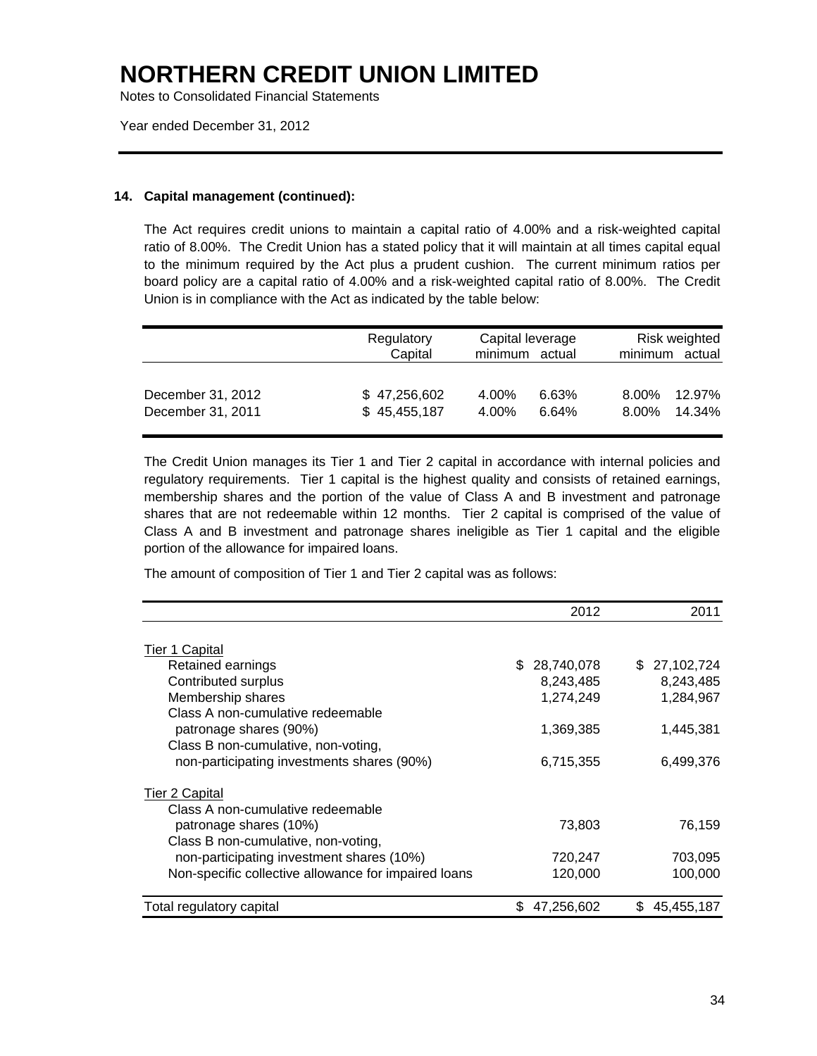# NORTHERN CREDIT UNION LIMITED

Notes to Consolidated Financial Statements

Year ended December 31, 2012

### 14. Capital management (continued):

The Act requires credit unions to maintain a capital ratio of 4.00% and a risk-weighted capital ratio of 8.00%. The Credit Union has a stated policy that it will maintain at all times capital equal to the minimum required by the Act plus a prudent cushion. The current minimum ratios per board policy are a capital ratio of 4.00% and a risk-weighted capital ratio of 8.00%. The Credit Union is in compliance with the Act as indicated by the table below:

| | Regulatory Capital | Capital leverage minimum | Capital leverage actual | Risk weighted minimum | Risk weighted actual |
|---|---|---|---|---|---|
| December 31, 2012 | $ 47,256,602 | 4.00% | 6.63% | 8.00% | 12.97% |
| December 31, 2011 | $ 45,455,187 | 4.00% | 6.64% | 8.00% | 14.34% |

The Credit Union manages its Tier 1 and Tier 2 capital in accordance with internal policies and regulatory requirements. Tier 1 capital is the highest quality and consists of retained earnings, membership shares and the portion of the value of Class A and B investment and patronage shares that are not redeemable within 12 months. Tier 2 capital is comprised of the value of Class A and B investment and patronage shares ineligible as Tier 1 capital and the eligible portion of the allowance for impaired loans.

The amount of composition of Tier 1 and Tier 2 capital was as follows:

| | 2012 | 2011 |
|---|---|---|
| Tier 1 Capital | | |
| Retained earnings | $ 28,740,078 | $ 27,102,724 |
| Contributed surplus | 8,243,485 | 8,243,485 |
| Membership shares | 1,274,249 | 1,284,967 |
| Class A non-cumulative redeemable patronage shares (90%) | 1,369,385 | 1,445,381 |
| Class B non-cumulative, non-voting, non-participating investments shares (90%) | 6,715,355 | 6,499,376 |
| Tier 2 Capital | | |
| Class A non-cumulative redeemable patronage shares (10%) | 73,803 | 76,159 |
| Class B non-cumulative, non-voting, non-participating investment shares (10%) | 720,247 | 703,095 |
| Non-specific collective allowance for impaired loans | 120,000 | 100,000 |
| Total regulatory capital | $ 47,256,602 | $ 45,455,187 |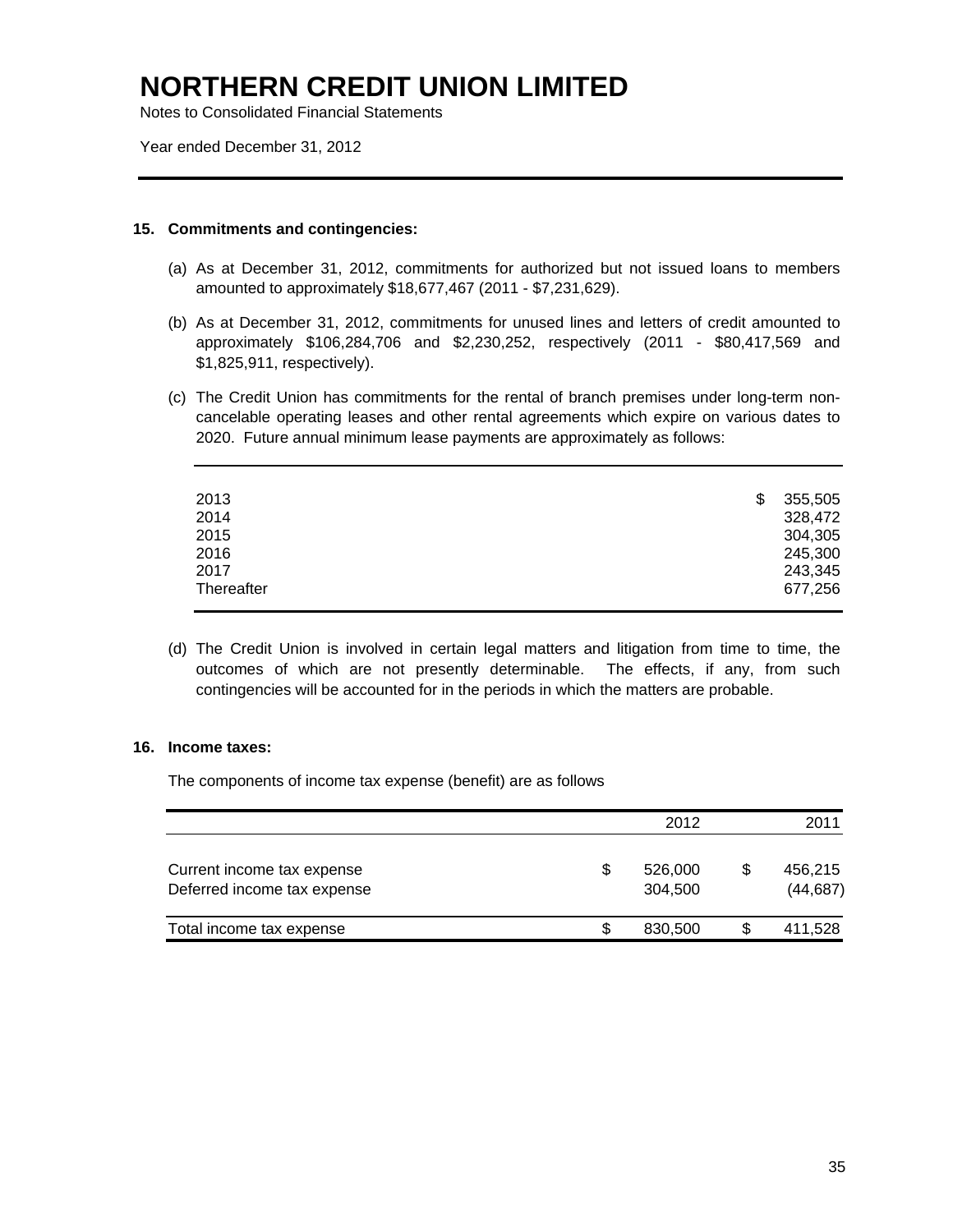# NORTHERN CREDIT UNION LIMITED

Notes to Consolidated Financial Statements

Year ended December 31, 2012

## 15. Commitments and contingencies:

(a) As at December 31, 2012, commitments for authorized but not issued loans to members amounted to approximately $18,677,467 (2011 - $7,231,629).

(b) As at December 31, 2012, commitments for unused lines and letters of credit amounted to approximately $106,284,706 and $2,230,252, respectively (2011 - $80,417,569 and $1,825,911, respectively).

(c) The Credit Union has commitments for the rental of branch premises under long-term non-cancelable operating leases and other rental agreements which expire on various dates to 2020. Future annual minimum lease payments are approximately as follows:

| | |
|---|---|
| 2013 | $ 355,505 |
| 2014 | 328,472 |
| 2015 | 304,305 |
| 2016 | 245,300 |
| 2017 | 243,345 |
| Thereafter | 677,256 |

(d) The Credit Union is involved in certain legal matters and litigation from time to time, the outcomes of which are not presently determinable. The effects, if any, from such contingencies will be accounted for in the periods in which the matters are probable.

## 16. Income taxes:

The components of income tax expense (benefit) are as follows

| | 2012 | 2011 |
|---|---|---|
| Current income tax expense | $ 526,000 | $ 456,215 |
| Deferred income tax expense | 304,500 | (44,687) |
| Total income tax expense | $ 830,500 | $ 411,528 |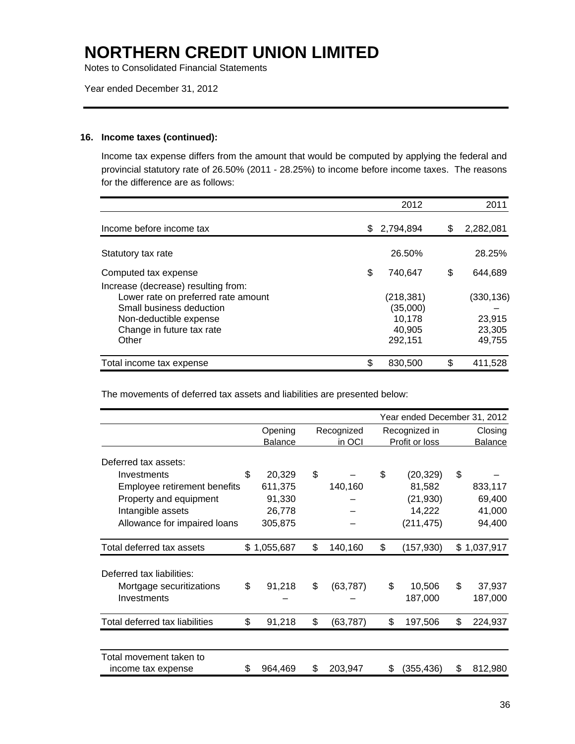# NORTHERN CREDIT UNION LIMITED

Notes to Consolidated Financial Statements

Year ended December 31, 2012

## 16. Income taxes (continued):

Income tax expense differs from the amount that would be computed by applying the federal and provincial statutory rate of 26.50% (2011 - 28.25%) to income before income taxes. The reasons for the difference are as follows:

| | 2012 | 2011 |
|---|---|---|
| Income before income tax | $ 2,794,894 | $ 2,282,081 |
| Statutory tax rate | 26.50% | 28.25% |
| Computed tax expense | $ 740,647 | $ 644,689 |
| Increase (decrease) resulting from: | | |
| Lower rate on preferred rate amount | (218,381) | (330,136) |
| Small business deduction | (35,000) | – |
| Non-deductible expense | 10,178 | 23,915 |
| Change in future tax rate | 40,905 | 23,305 |
| Other | 292,151 | 49,755 |
| Total income tax expense | $ 830,500 | $ 411,528 |

The movements of deferred tax assets and liabilities are presented below:

| | Year ended December 31, 2012 | | | |
|---|---|---|---|---|
| | Opening Balance | Recognized in OCI | Recognized in Profit or loss | Closing Balance |
| Deferred tax assets: | | | | |
| Investments | $ 20,329 | $ – | $ (20,329) | $ – |
| Employee retirement benefits | 611,375 | 140,160 | 81,582 | 833,117 |
| Property and equipment | 91,330 | – | (21,930) | 69,400 |
| Intangible assets | 26,778 | – | 14,222 | 41,000 |
| Allowance for impaired loans | 305,875 | – | (211,475) | 94,400 |
| Total deferred tax assets | $ 1,055,687 | $ 140,160 | $ (157,930) | $ 1,037,917 |
| Deferred tax liabilities: | | | | |
| Mortgage securitizations | $ 91,218 | $ (63,787) | $ 10,506 | $ 37,937 |
| Investments | – | – | 187,000 | 187,000 |
| Total deferred tax liabilities | $ 91,218 | $ (63,787) | $ 197,506 | $ 224,937 |
| Total movement taken to income tax expense | $ 964,469 | $ 203,947 | $ (355,436) | $ 812,980 |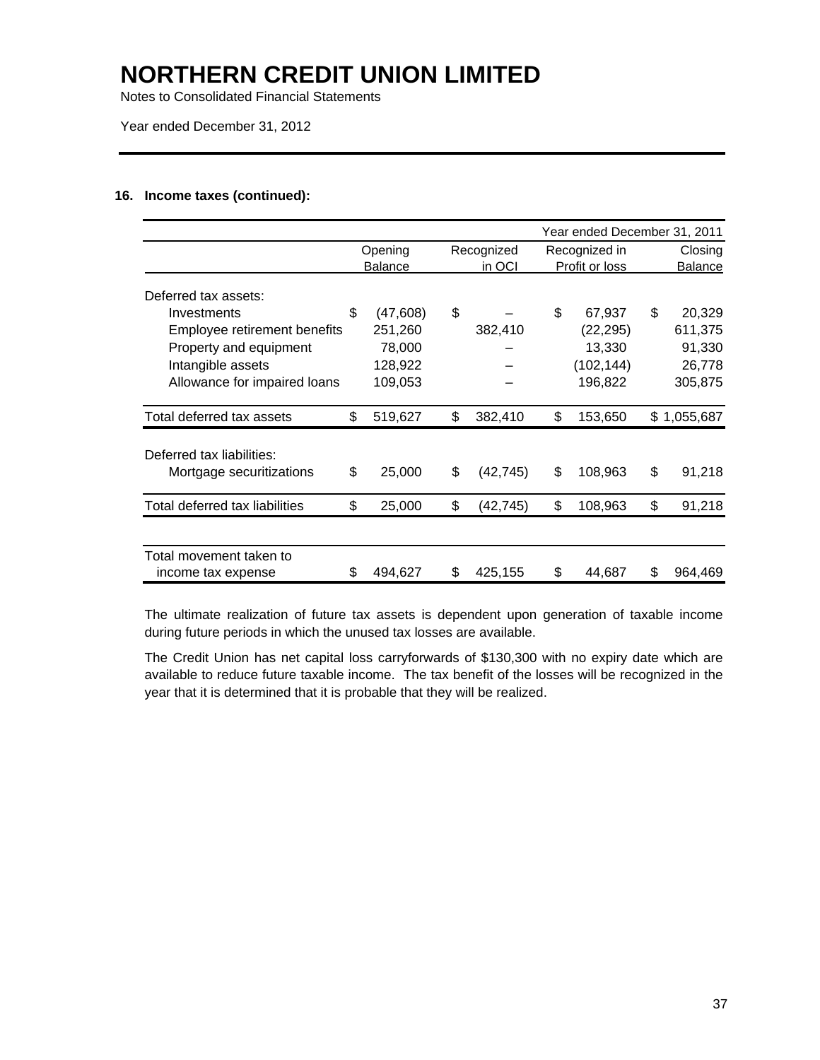# NORTHERN CREDIT UNION LIMITED

Notes to Consolidated Financial Statements

Year ended December 31, 2012

## 16. Income taxes (continued):

| | Year ended December 31, 2011 | | | |
|---|---|---|---|---|
| | Opening Balance | Recognized in OCI | Recognized in Profit or loss | Closing Balance |
| Deferred tax assets: | | | | |
| Investments | $ (47,608) | $ – | $ 67,937 | $ 20,329 |
| Employee retirement benefits | 251,260 | 382,410 | (22,295) | 611,375 |
| Property and equipment | 78,000 | – | 13,330 | 91,330 |
| Intangible assets | 128,922 | – | (102,144) | 26,778 |
| Allowance for impaired loans | 109,053 | – | 196,822 | 305,875 |
| Total deferred tax assets | $ 519,627 | $ 382,410 | $ 153,650 | $ 1,055,687 |
| Deferred tax liabilities: | | | | |
| Mortgage securitizations | $ 25,000 | $ (42,745) | $ 108,963 | $ 91,218 |
| Total deferred tax liabilities | $ 25,000 | $ (42,745) | $ 108,963 | $ 91,218 |
| Total movement taken to income tax expense | $ 494,627 | $ 425,155 | $ 44,687 | $ 964,469 |

The ultimate realization of future tax assets is dependent upon generation of taxable income during future periods in which the unused tax losses are available.

The Credit Union has net capital loss carryforwards of $130,300 with no expiry date which are available to reduce future taxable income. The tax benefit of the losses will be recognized in the year that it is determined that it is probable that they will be realized.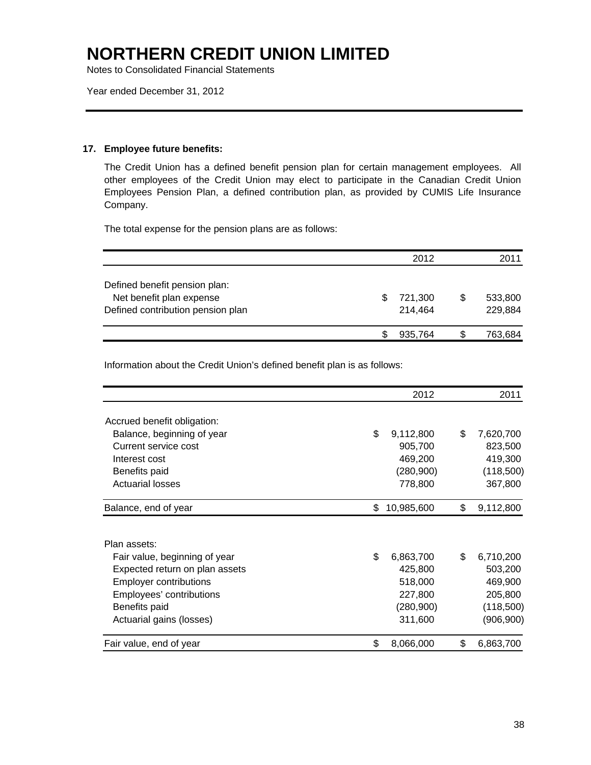# NORTHERN CREDIT UNION LIMITED

Notes to Consolidated Financial Statements

Year ended December 31, 2012

## 17. Employee future benefits:

The Credit Union has a defined benefit pension plan for certain management employees. All other employees of the Credit Union may elect to participate in the Canadian Credit Union Employees Pension Plan, a defined contribution plan, as provided by CUMIS Life Insurance Company.

The total expense for the pension plans are as follows:

| | 2012 | 2011 |
|---|---|---|
| Defined benefit pension plan: | | |
| Net benefit plan expense | $ 721,300 | $ 533,800 |
| Defined contribution pension plan | 214,464 | 229,884 |
| | $ 935,764 | $ 763,684 |

Information about the Credit Union's defined benefit plan is as follows:

| | 2012 | 2011 |
|---|---|---|
| Accrued benefit obligation: | | |
| Balance, beginning of year | $ 9,112,800 | $ 7,620,700 |
| Current service cost | 905,700 | 823,500 |
| Interest cost | 469,200 | 419,300 |
| Benefits paid | (280,900) | (118,500) |
| Actuarial losses | 778,800 | 367,800 |
| Balance, end of year | $ 10,985,600 | $ 9,112,800 |
| | | |
| Plan assets: | | |
| Fair value, beginning of year | $ 6,863,700 | $ 6,710,200 |
| Expected return on plan assets | 425,800 | 503,200 |
| Employer contributions | 518,000 | 469,900 |
| Employees' contributions | 227,800 | 205,800 |
| Benefits paid | (280,900) | (118,500) |
| Actuarial gains (losses) | 311,600 | (906,900) |
| Fair value, end of year | $ 8,066,000 | $ 6,863,700 |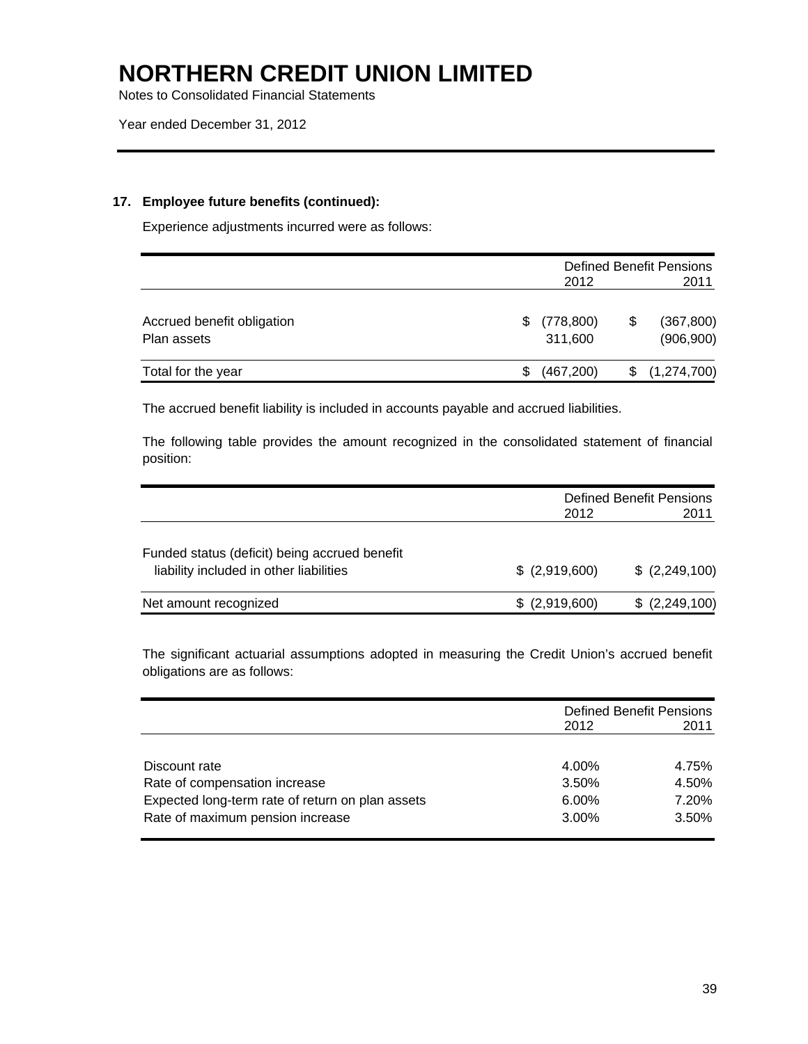# NORTHERN CREDIT UNION LIMITED

Notes to Consolidated Financial Statements

Year ended December 31, 2012

## 17. Employee future benefits (continued):

Experience adjustments incurred were as follows:

| | Defined Benefit Pensions | |
|---|---|---|
| | 2012 | 2011 |
| Accrued benefit obligation | $ (778,800) | $ (367,800) |
| Plan assets | 311,600 | (906,900) |
| Total for the year | $ (467,200) | $ (1,274,700) |

The accrued benefit liability is included in accounts payable and accrued liabilities.

The following table provides the amount recognized in the consolidated statement of financial position:

| | Defined Benefit Pensions | |
|---|---|---|
| | 2012 | 2011 |
| Funded status (deficit) being accrued benefit liability included in other liabilities | $ (2,919,600) | $ (2,249,100) |
| Net amount recognized | $ (2,919,600) | $ (2,249,100) |

The significant actuarial assumptions adopted in measuring the Credit Union's accrued benefit obligations are as follows:

| | Defined Benefit Pensions | |
|---|---|---|
| | 2012 | 2011 |
| Discount rate | 4.00% | 4.75% |
| Rate of compensation increase | 3.50% | 4.50% |
| Expected long-term rate of return on plan assets | 6.00% | 7.20% |
| Rate of maximum pension increase | 3.00% | 3.50% |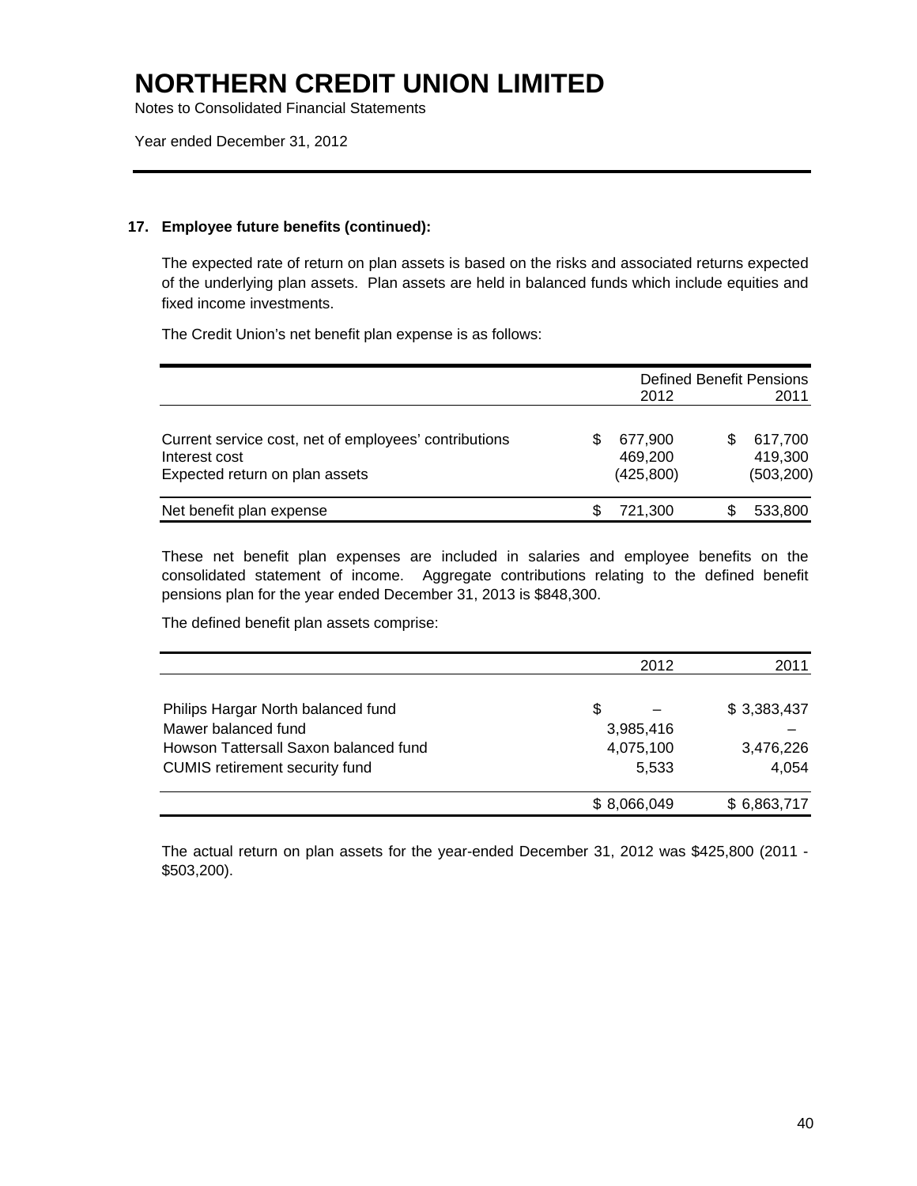# NORTHERN CREDIT UNION LIMITED

Notes to Consolidated Financial Statements

Year ended December 31, 2012

### 17. Employee future benefits (continued):

The expected rate of return on plan assets is based on the risks and associated returns expected of the underlying plan assets. Plan assets are held in balanced funds which include equities and fixed income investments.

The Credit Union's net benefit plan expense is as follows:

| | Defined Benefit Pensions | |
|---|---|---|
| | 2012 | 2011 |
| Current service cost, net of employees' contributions | $ 677,900 | $ 617,700 |
| Interest cost | 469,200 | 419,300 |
| Expected return on plan assets | (425,800) | (503,200) |
| Net benefit plan expense | $ 721,300 | $ 533,800 |

These net benefit plan expenses are included in salaries and employee benefits on the consolidated statement of income. Aggregate contributions relating to the defined benefit pensions plan for the year ended December 31, 2013 is $848,300.

The defined benefit plan assets comprise:

| | 2012 | 2011 |
|---|---|---|
| Philips Hargar North balanced fund | $ – | $ 3,383,437 |
| Mawer balanced fund | 3,985,416 | – |
| Howson Tattersall Saxon balanced fund | 4,075,100 | 3,476,226 |
| CUMIS retirement security fund | 5,533 | 4,054 |
| | $ 8,066,049 | $ 6,863,717 |

The actual return on plan assets for the year-ended December 31, 2012 was $425,800 (2011 - $503,200).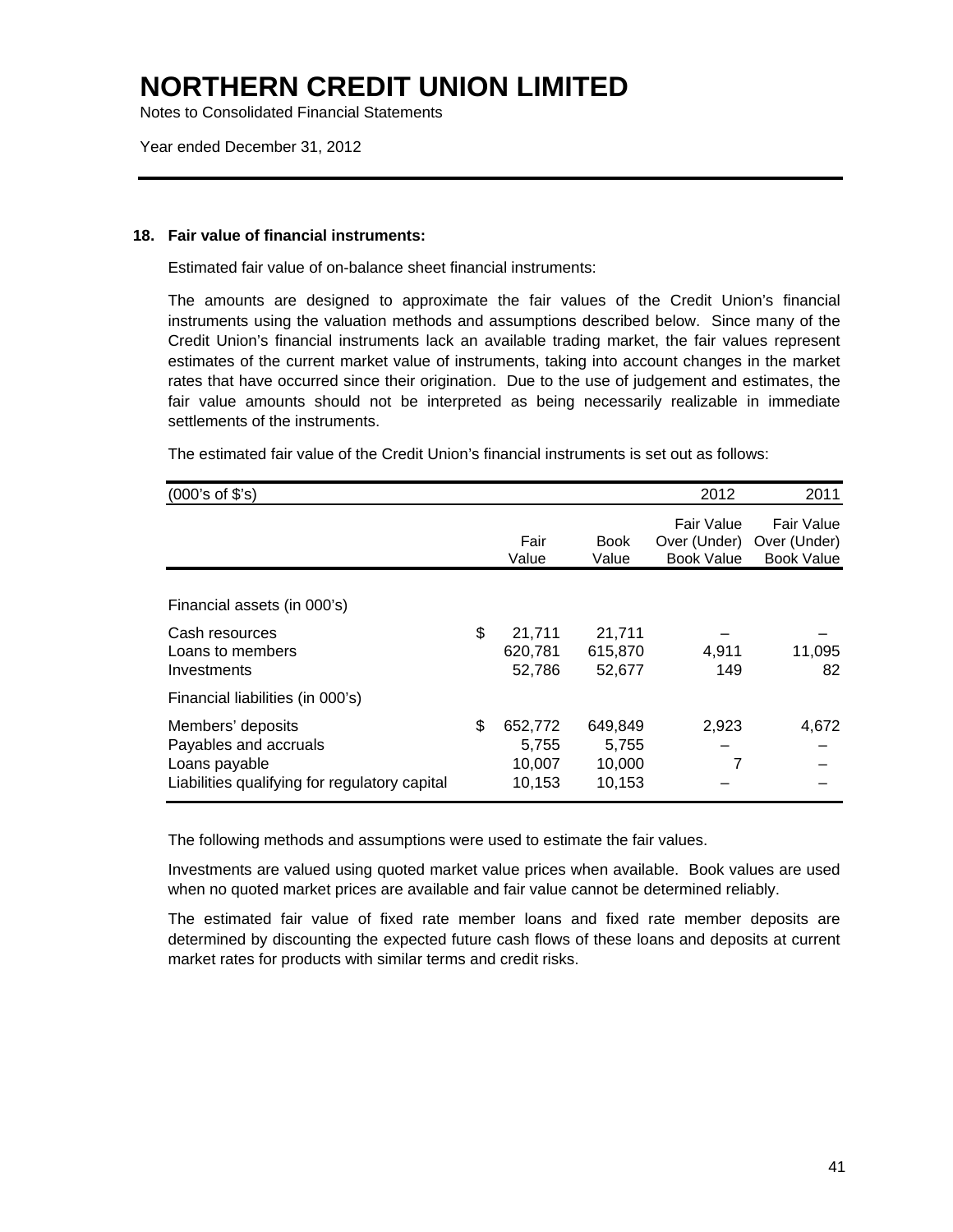# NORTHERN CREDIT UNION LIMITED

Notes to Consolidated Financial Statements

Year ended December 31, 2012

## 18. Fair value of financial instruments:

Estimated fair value of on-balance sheet financial instruments:

The amounts are designed to approximate the fair values of the Credit Union's financial instruments using the valuation methods and assumptions described below. Since many of the Credit Union's financial instruments lack an available trading market, the fair values represent estimates of the current market value of instruments, taking into account changes in the market rates that have occurred since their origination. Due to the use of judgement and estimates, the fair value amounts should not be interpreted as being necessarily realizable in immediate settlements of the instruments.

The estimated fair value of the Credit Union's financial instruments is set out as follows:

| (000's of $'s) | | | | 2012 | 2011 |
|---|---|---|---|---|---|
| | | Fair Value | Book Value | Fair Value Over (Under) Book Value | Fair Value Over (Under) Book Value |
| Financial assets (in 000's) | | | | | |
| Cash resources | $ | 21,711 | 21,711 | – | – |
| Loans to members | | 620,781 | 615,870 | 4,911 | 11,095 |
| Investments | | 52,786 | 52,677 | 149 | 82 |
| Financial liabilities (in 000's) | | | | | |
| Members' deposits | $ | 652,772 | 649,849 | 2,923 | 4,672 |
| Payables and accruals | | 5,755 | 5,755 | – | – |
| Loans payable | | 10,007 | 10,000 | 7 | – |
| Liabilities qualifying for regulatory capital | | 10,153 | 10,153 | – | – |

The following methods and assumptions were used to estimate the fair values.

Investments are valued using quoted market value prices when available. Book values are used when no quoted market prices are available and fair value cannot be determined reliably.

The estimated fair value of fixed rate member loans and fixed rate member deposits are determined by discounting the expected future cash flows of these loans and deposits at current market rates for products with similar terms and credit risks.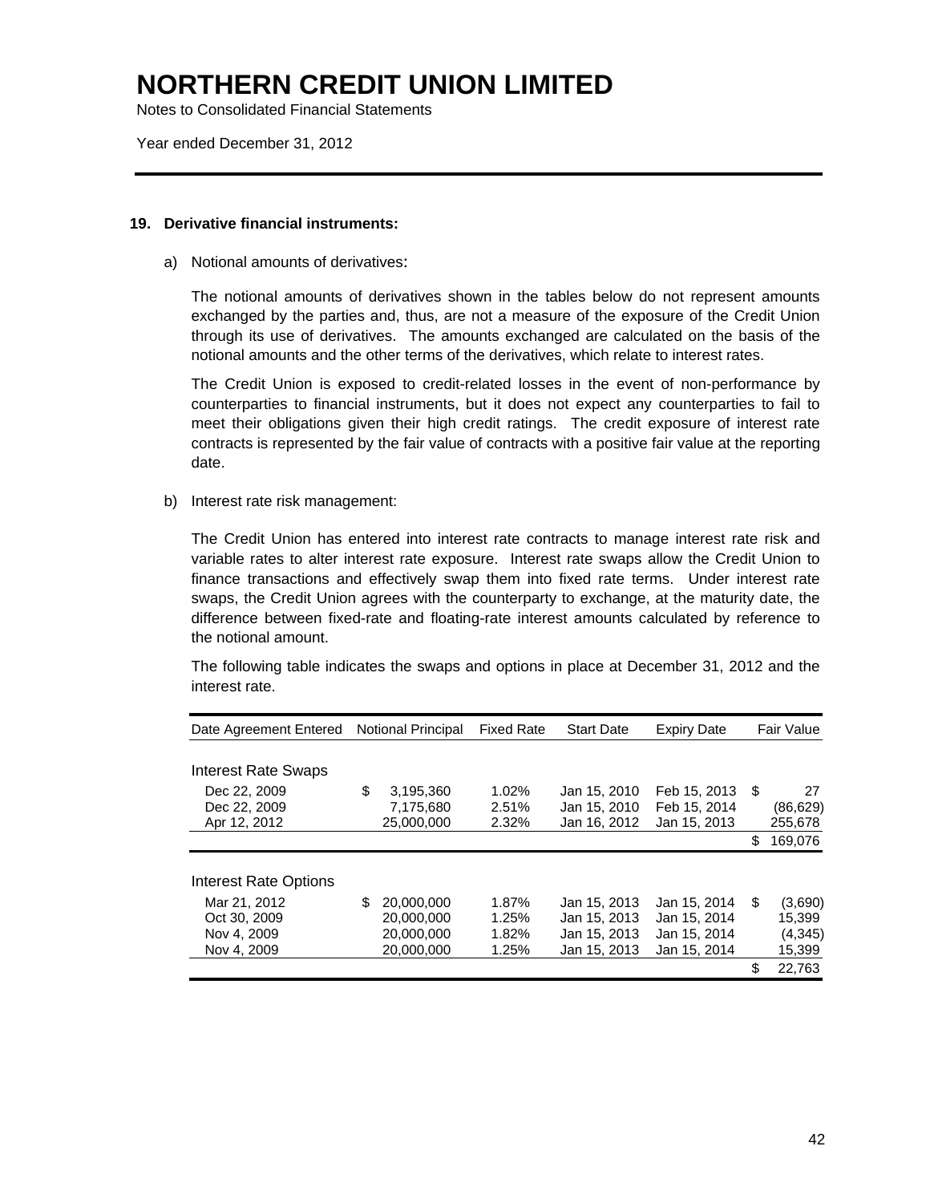# NORTHERN CREDIT UNION LIMITED

Notes to Consolidated Financial Statements

Year ended December 31, 2012

### 19. Derivative financial instruments:

a) Notional amounts of derivatives:

The notional amounts of derivatives shown in the tables below do not represent amounts exchanged by the parties and, thus, are not a measure of the exposure of the Credit Union through its use of derivatives. The amounts exchanged are calculated on the basis of the notional amounts and the other terms of the derivatives, which relate to interest rates.

The Credit Union is exposed to credit-related losses in the event of non-performance by counterparties to financial instruments, but it does not expect any counterparties to fail to meet their obligations given their high credit ratings. The credit exposure of interest rate contracts is represented by the fair value of contracts with a positive fair value at the reporting date.

b) Interest rate risk management:

The Credit Union has entered into interest rate contracts to manage interest rate risk and variable rates to alter interest rate exposure. Interest rate swaps allow the Credit Union to finance transactions and effectively swap them into fixed rate terms. Under interest rate swaps, the Credit Union agrees with the counterparty to exchange, at the maturity date, the difference between fixed-rate and floating-rate interest amounts calculated by reference to the notional amount.

The following table indicates the swaps and options in place at December 31, 2012 and the interest rate.

| Date Agreement Entered | Notional Principal | Fixed Rate | Start Date | Expiry Date | Fair Value |
|---|---|---|---|---|---|
| **Interest Rate Swaps** | | | | | |
| Dec 22, 2009 | $ 3,195,360 | 1.02% | Jan 15, 2010 | Feb 15, 2013 | $ 27 |
| Dec 22, 2009 | 7,175,680 | 2.51% | Jan 15, 2010 | Feb 15, 2014 | (86,629) |
| Apr 12, 2012 | 25,000,000 | 2.32% | Jan 16, 2012 | Jan 15, 2013 | 255,678 |
| | | | | | $ 169,076 |
| **Interest Rate Options** | | | | | |
| Mar 21, 2012 | $ 20,000,000 | 1.87% | Jan 15, 2013 | Jan 15, 2014 | $ (3,690) |
| Oct 30, 2009 | 20,000,000 | 1.25% | Jan 15, 2013 | Jan 15, 2014 | 15,399 |
| Nov 4, 2009 | 20,000,000 | 1.82% | Jan 15, 2013 | Jan 15, 2014 | (4,345) |
| Nov 4, 2009 | 20,000,000 | 1.25% | Jan 15, 2013 | Jan 15, 2014 | 15,399 |
| | | | | | $ 22,763 |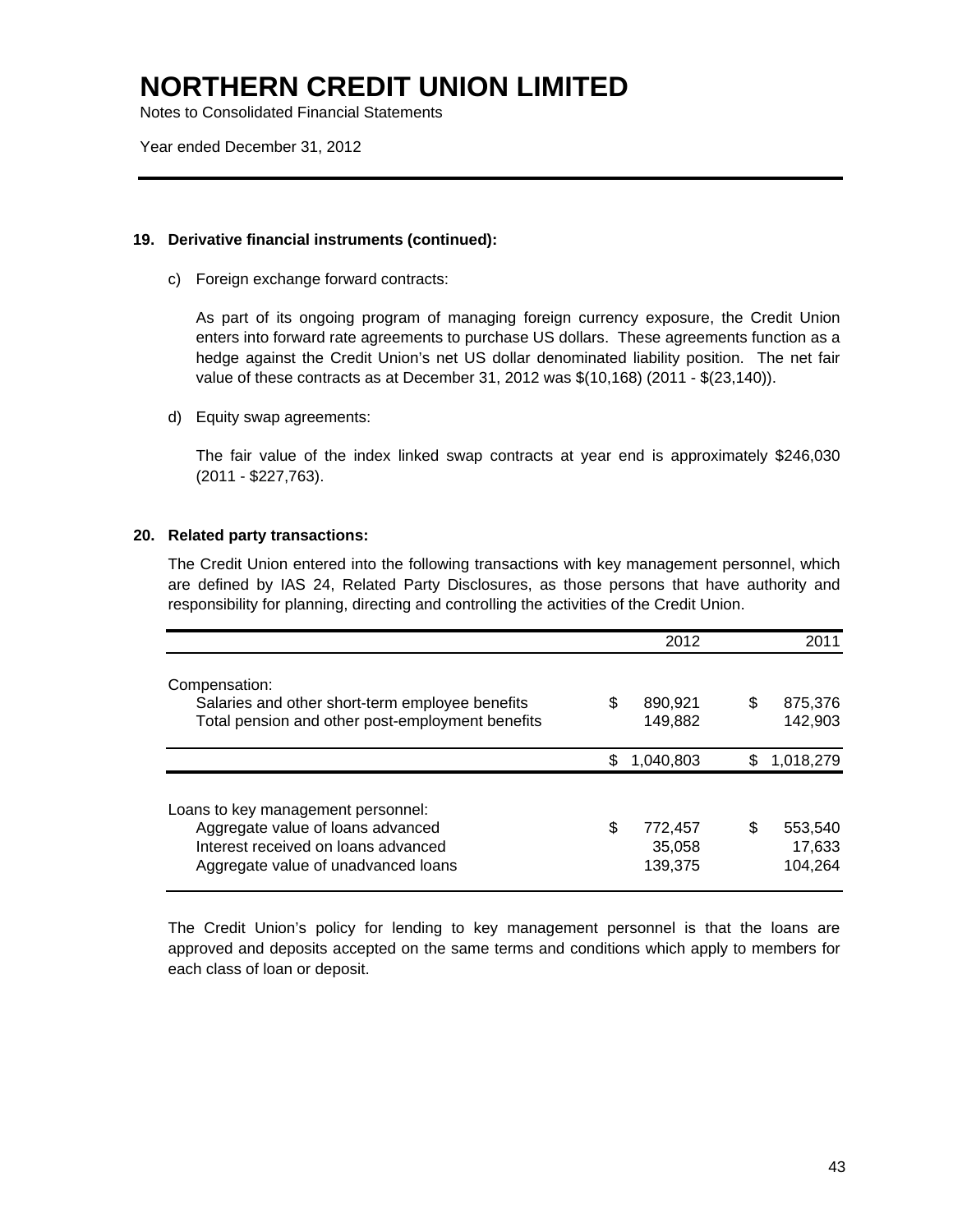# NORTHERN CREDIT UNION LIMITED

Notes to Consolidated Financial Statements

Year ended December 31, 2012

**19. Derivative financial instruments (continued):**

c) Foreign exchange forward contracts:

As part of its ongoing program of managing foreign currency exposure, the Credit Union enters into forward rate agreements to purchase US dollars. These agreements function as a hedge against the Credit Union's net US dollar denominated liability position. The net fair value of these contracts as at December 31, 2012 was $(10,168) (2011 - $(23,140)).

d) Equity swap agreements:

The fair value of the index linked swap contracts at year end is approximately $246,030 (2011 - $227,763).

**20. Related party transactions:**

The Credit Union entered into the following transactions with key management personnel, which are defined by IAS 24, Related Party Disclosures, as those persons that have authority and responsibility for planning, directing and controlling the activities of the Credit Union.

| | 2012 | 2011 |
|---|---|---|
| Compensation: | | |
| Salaries and other short-term employee benefits | $ 890,921 | $ 875,376 |
| Total pension and other post-employment benefits | 149,882 | 142,903 |
| | $ 1,040,803 | $ 1,018,279 |
| Loans to key management personnel: | | |
| Aggregate value of loans advanced | $ 772,457 | $ 553,540 |
| Interest received on loans advanced | 35,058 | 17,633 |
| Aggregate value of unadvanced loans | 139,375 | 104,264 |

The Credit Union's policy for lending to key management personnel is that the loans are approved and deposits accepted on the same terms and conditions which apply to members for each class of loan or deposit.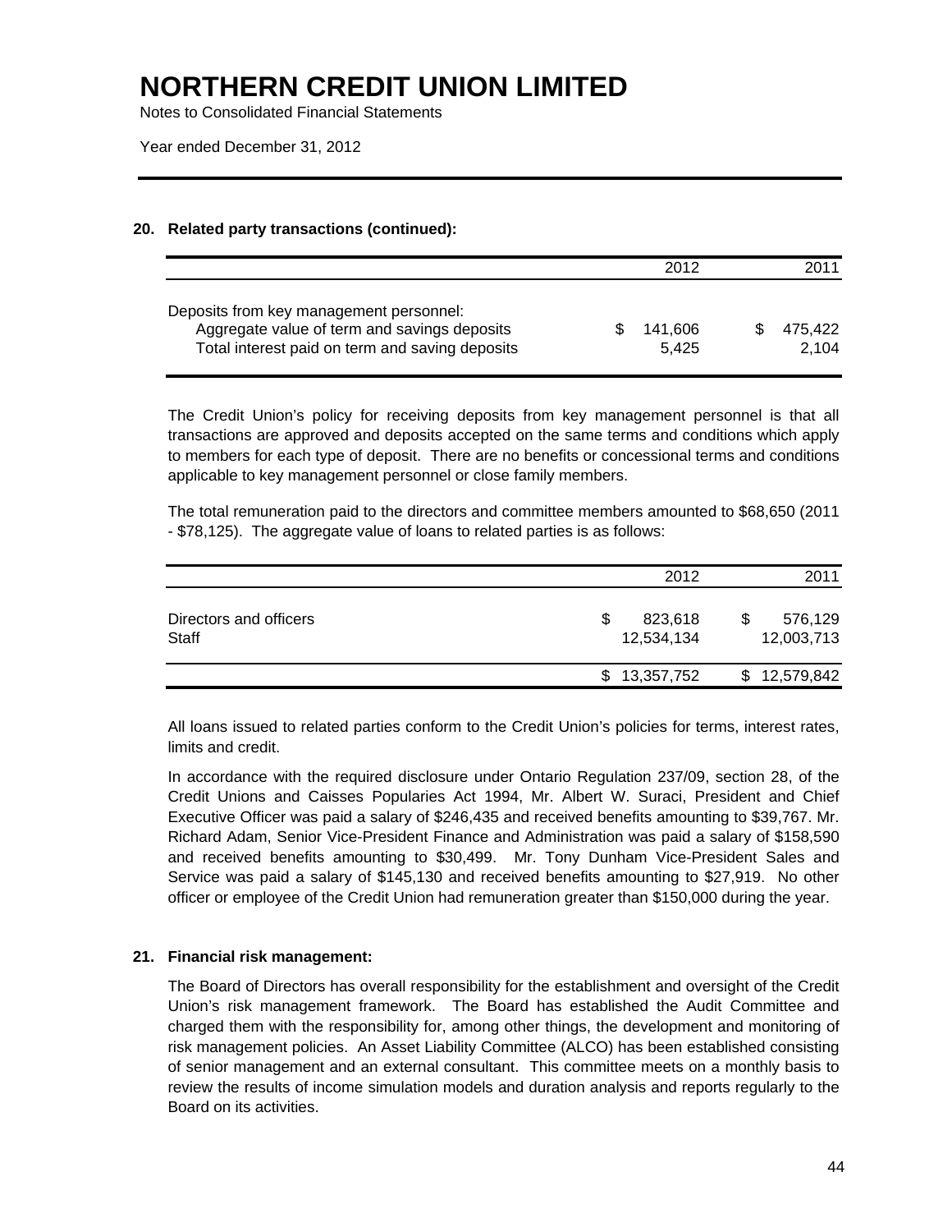# NORTHERN CREDIT UNION LIMITED

Notes to Consolidated Financial Statements

Year ended December 31, 2012

## 20. Related party transactions (continued):

| | 2012 | 2011 |
|---|---|---|
| Deposits from key management personnel: | | |
| Aggregate value of term and savings deposits | $ 141,606 | $ 475,422 |
| Total interest paid on term and saving deposits | 5,425 | 2,104 |

The Credit Union's policy for receiving deposits from key management personnel is that all transactions are approved and deposits accepted on the same terms and conditions which apply to members for each type of deposit. There are no benefits or concessional terms and conditions applicable to key management personnel or close family members.

The total remuneration paid to the directors and committee members amounted to $68,650 (2011 - $78,125). The aggregate value of loans to related parties is as follows:

| | 2012 | 2011 |
|---|---|---|
| Directors and officers | $ 823,618 | $ 576,129 |
| Staff | 12,534,134 | 12,003,713 |
| | $ 13,357,752 | $ 12,579,842 |

All loans issued to related parties conform to the Credit Union's policies for terms, interest rates, limits and credit.

In accordance with the required disclosure under Ontario Regulation 237/09, section 28, of the Credit Unions and Caisses Popularies Act 1994, Mr. Albert W. Suraci, President and Chief Executive Officer was paid a salary of $246,435 and received benefits amounting to $39,767. Mr. Richard Adam, Senior Vice-President Finance and Administration was paid a salary of $158,590 and received benefits amounting to $30,499. Mr. Tony Dunham Vice-President Sales and Service was paid a salary of $145,130 and received benefits amounting to $27,919. No other officer or employee of the Credit Union had remuneration greater than $150,000 during the year.

## 21. Financial risk management:

The Board of Directors has overall responsibility for the establishment and oversight of the Credit Union's risk management framework. The Board has established the Audit Committee and charged them with the responsibility for, among other things, the development and monitoring of risk management policies. An Asset Liability Committee (ALCO) has been established consisting of senior management and an external consultant. This committee meets on a monthly basis to review the results of income simulation models and duration analysis and reports regularly to the Board on its activities.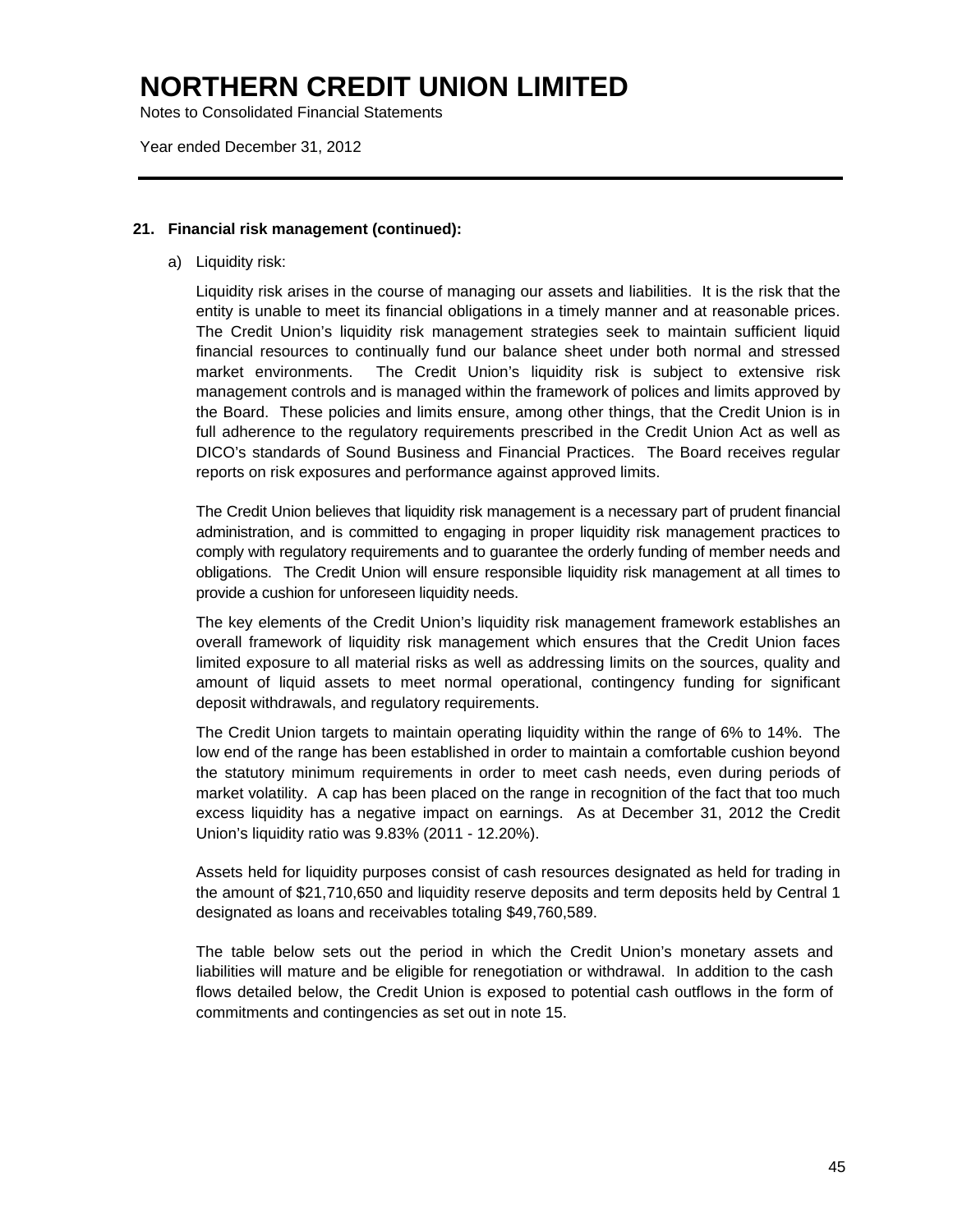### 21. Financial risk management (continued):

a) Liquidity risk:

Liquidity risk arises in the course of managing our assets and liabilities. It is the risk that the entity is unable to meet its financial obligations in a timely manner and at reasonable prices. The Credit Union's liquidity risk management strategies seek to maintain sufficient liquid financial resources to continually fund our balance sheet under both normal and stressed market environments. The Credit Union's liquidity risk is subject to extensive risk management controls and is managed within the framework of polices and limits approved by the Board. These policies and limits ensure, among other things, that the Credit Union is in full adherence to the regulatory requirements prescribed in the Credit Union Act as well as DICO's standards of Sound Business and Financial Practices. The Board receives regular reports on risk exposures and performance against approved limits.

The Credit Union believes that liquidity risk management is a necessary part of prudent financial administration, and is committed to engaging in proper liquidity risk management practices to comply with regulatory requirements and to guarantee the orderly funding of member needs and obligations. The Credit Union will ensure responsible liquidity risk management at all times to provide a cushion for unforeseen liquidity needs.

The key elements of the Credit Union's liquidity risk management framework establishes an overall framework of liquidity risk management which ensures that the Credit Union faces limited exposure to all material risks as well as addressing limits on the sources, quality and amount of liquid assets to meet normal operational, contingency funding for significant deposit withdrawals, and regulatory requirements.

The Credit Union targets to maintain operating liquidity within the range of 6% to 14%. The low end of the range has been established in order to maintain a comfortable cushion beyond the statutory minimum requirements in order to meet cash needs, even during periods of market volatility. A cap has been placed on the range in recognition of the fact that too much excess liquidity has a negative impact on earnings. As at December 31, 2012 the Credit Union's liquidity ratio was 9.83% (2011 - 12.20%).

Assets held for liquidity purposes consist of cash resources designated as held for trading in the amount of $21,710,650 and liquidity reserve deposits and term deposits held by Central 1 designated as loans and receivables totaling $49,760,589.

The table below sets out the period in which the Credit Union's monetary assets and liabilities will mature and be eligible for renegotiation or withdrawal. In addition to the cash flows detailed below, the Credit Union is exposed to potential cash outflows in the form of commitments and contingencies as set out in note 15.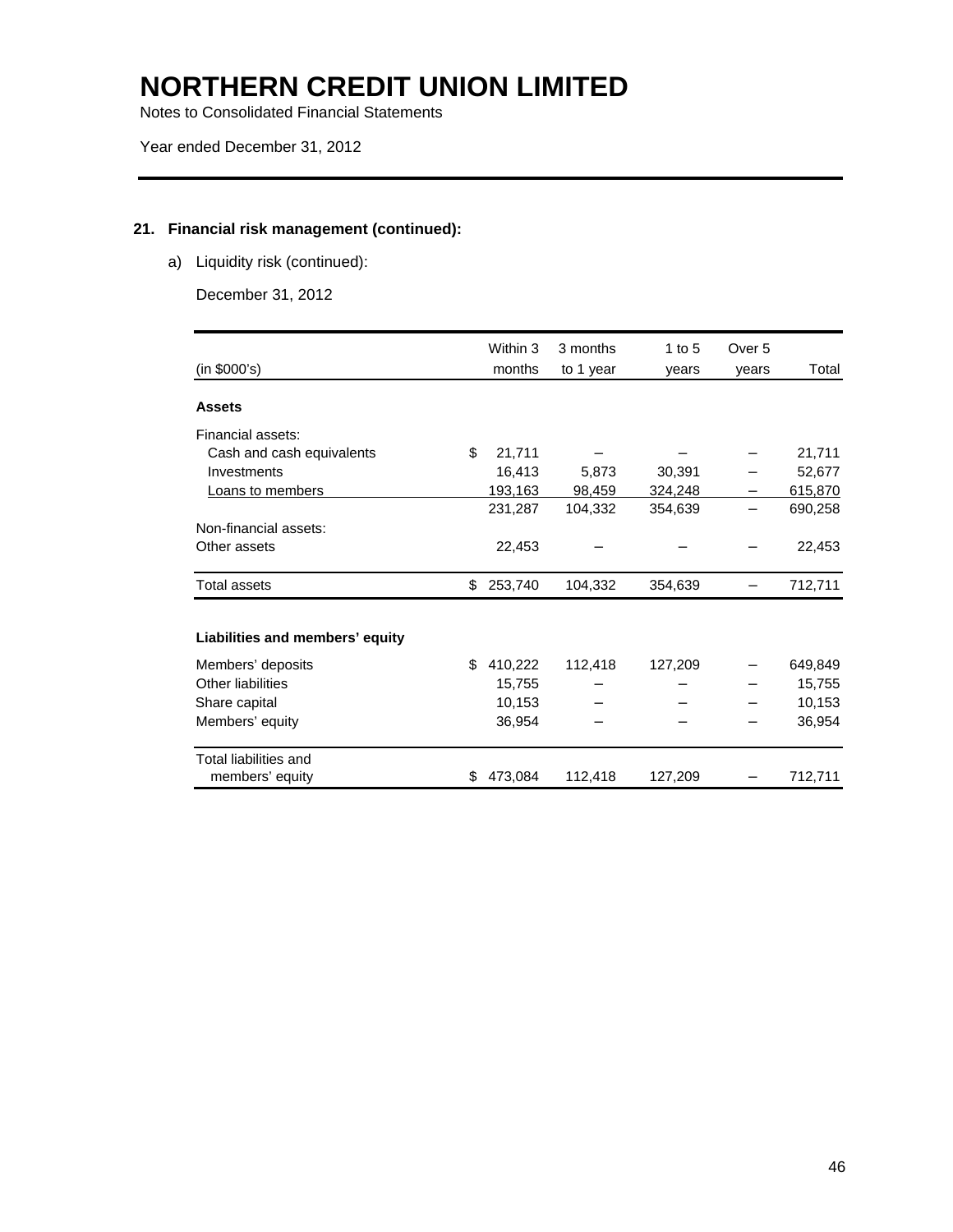# NORTHERN CREDIT UNION LIMITED

Notes to Consolidated Financial Statements

Year ended December 31, 2012

## 21. Financial risk management (continued):

a) Liquidity risk (continued):

December 31, 2012

| (in $000's) | Within 3 months | 3 months to 1 year | 1 to 5 years | Over 5 years | Total |
|---|---|---|---|---|---|
| **Assets** | | | | | |
| Financial assets: | | | | | |
| Cash and cash equivalents | $ 21,711 | – | – | – | 21,711 |
| Investments | 16,413 | 5,873 | 30,391 | – | 52,677 |
| Loans to members | 193,163 | 98,459 | 324,248 | – | 615,870 |
| | 231,287 | 104,332 | 354,639 | – | 690,258 |
| Non-financial assets: | | | | | |
| Other assets | 22,453 | – | – | – | 22,453 |
| Total assets | $ 253,740 | 104,332 | 354,639 | – | 712,711 |
| **Liabilities and members' equity** | | | | | |
| Members' deposits | $ 410,222 | 112,418 | 127,209 | – | 649,849 |
| Other liabilities | 15,755 | – | – | – | 15,755 |
| Share capital | 10,153 | – | – | – | 10,153 |
| Members' equity | 36,954 | – | – | – | 36,954 |
| Total liabilities and members' equity | $ 473,084 | 112,418 | 127,209 | – | 712,711 |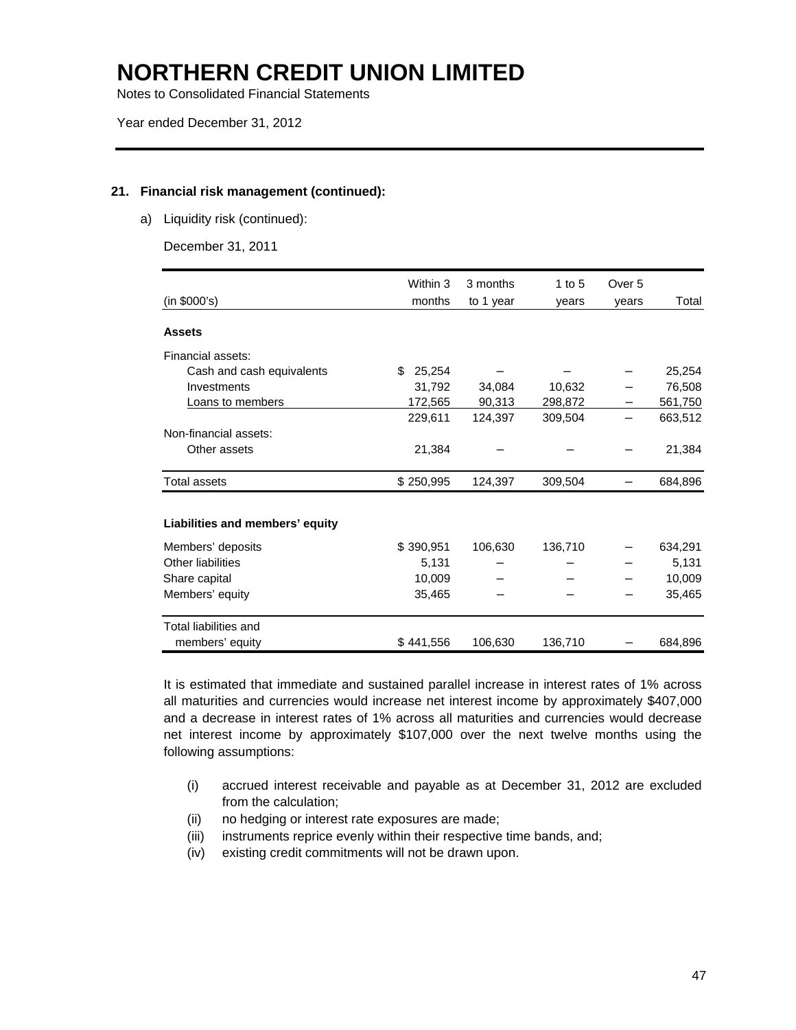# NORTHERN CREDIT UNION LIMITED

Notes to Consolidated Financial Statements

Year ended December 31, 2012

---

**21. Financial risk management (continued):**

a) Liquidity risk (continued):

December 31, 2011

| (in $000's) | Within 3 months | 3 months to 1 year | 1 to 5 years | Over 5 years | Total |
|---|---|---|---|---|---|
| **Assets** | | | | | |
| Financial assets: | | | | | |
| Cash and cash equivalents | $ 25,254 | – | – | – | 25,254 |
| Investments | 31,792 | 34,084 | 10,632 | – | 76,508 |
| Loans to members | 172,565 | 90,313 | 298,872 | – | 561,750 |
| | 229,611 | 124,397 | 309,504 | – | 663,512 |
| Non-financial assets: | | | | | |
| Other assets | 21,384 | – | – | – | 21,384 |
| Total assets | $ 250,995 | 124,397 | 309,504 | – | 684,896 |
| **Liabilities and members' equity** | | | | | |
| Members' deposits | $ 390,951 | 106,630 | 136,710 | – | 634,291 |
| Other liabilities | 5,131 | – | – | – | 5,131 |
| Share capital | 10,009 | – | – | – | 10,009 |
| Members' equity | 35,465 | – | – | – | 35,465 |
| Total liabilities and members' equity | $ 441,556 | 106,630 | 136,710 | – | 684,896 |

It is estimated that immediate and sustained parallel increase in interest rates of 1% across all maturities and currencies would increase net interest income by approximately $407,000 and a decrease in interest rates of 1% across all maturities and currencies would decrease net interest income by approximately $107,000 over the next twelve months using the following assumptions:

(i) accrued interest receivable and payable as at December 31, 2012 are excluded from the calculation;

(ii) no hedging or interest rate exposures are made;

(iii) instruments reprice evenly within their respective time bands, and;

(iv) existing credit commitments will not be drawn upon.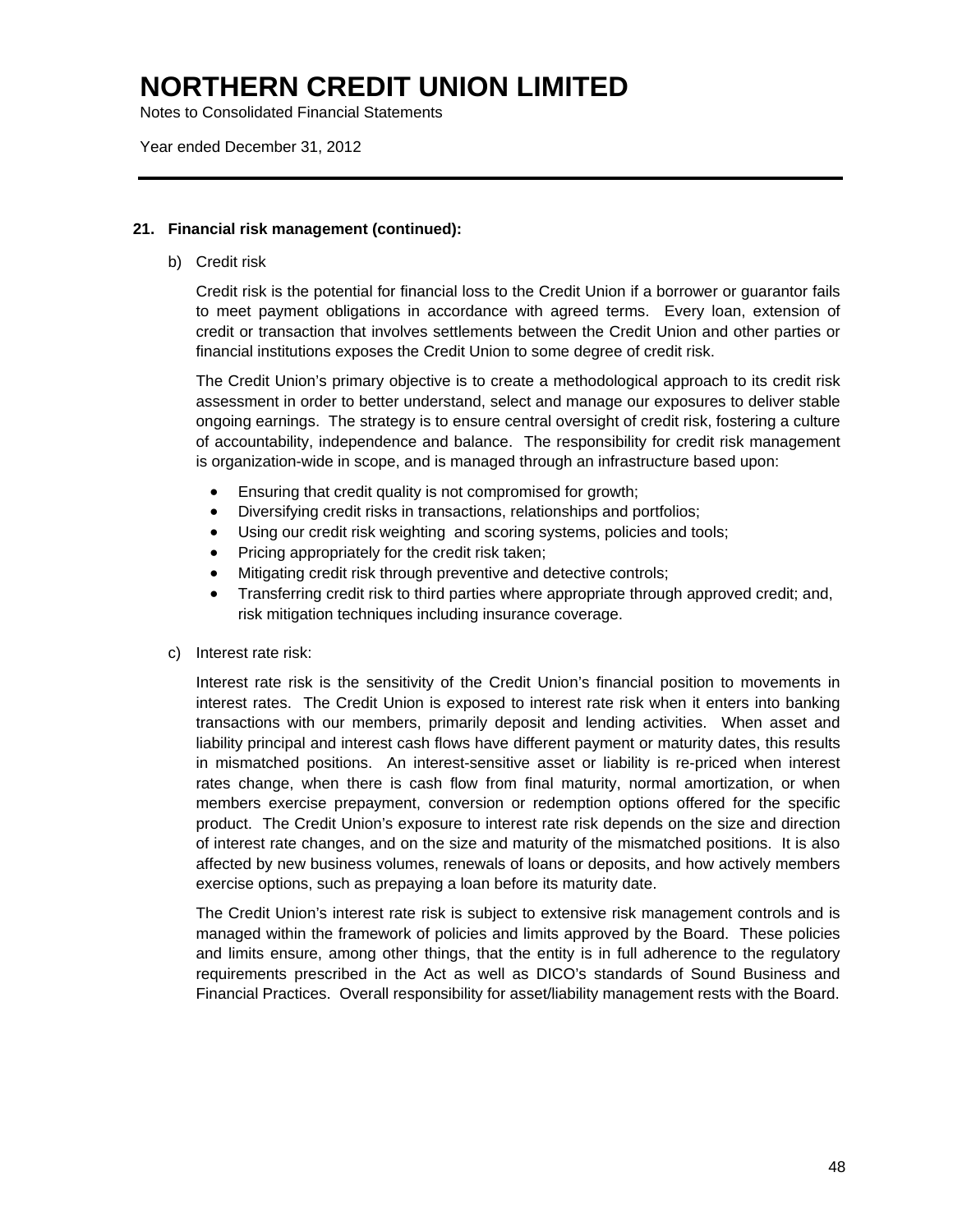## 21. Financial risk management (continued):

b) Credit risk

Credit risk is the potential for financial loss to the Credit Union if a borrower or guarantor fails to meet payment obligations in accordance with agreed terms. Every loan, extension of credit or transaction that involves settlements between the Credit Union and other parties or financial institutions exposes the Credit Union to some degree of credit risk.

The Credit Union's primary objective is to create a methodological approach to its credit risk assessment in order to better understand, select and manage our exposures to deliver stable ongoing earnings. The strategy is to ensure central oversight of credit risk, fostering a culture of accountability, independence and balance. The responsibility for credit risk management is organization-wide in scope, and is managed through an infrastructure based upon:

- Ensuring that credit quality is not compromised for growth;
- Diversifying credit risks in transactions, relationships and portfolios;
- Using our credit risk weighting and scoring systems, policies and tools;
- Pricing appropriately for the credit risk taken;
- Mitigating credit risk through preventive and detective controls;
- Transferring credit risk to third parties where appropriate through approved credit; and, risk mitigation techniques including insurance coverage.

c) Interest rate risk:

Interest rate risk is the sensitivity of the Credit Union's financial position to movements in interest rates. The Credit Union is exposed to interest rate risk when it enters into banking transactions with our members, primarily deposit and lending activities. When asset and liability principal and interest cash flows have different payment or maturity dates, this results in mismatched positions. An interest-sensitive asset or liability is re-priced when interest rates change, when there is cash flow from final maturity, normal amortization, or when members exercise prepayment, conversion or redemption options offered for the specific product. The Credit Union's exposure to interest rate risk depends on the size and direction of interest rate changes, and on the size and maturity of the mismatched positions. It is also affected by new business volumes, renewals of loans or deposits, and how actively members exercise options, such as prepaying a loan before its maturity date.

The Credit Union's interest rate risk is subject to extensive risk management controls and is managed within the framework of policies and limits approved by the Board. These policies and limits ensure, among other things, that the entity is in full adherence to the regulatory requirements prescribed in the Act as well as DICO's standards of Sound Business and Financial Practices. Overall responsibility for asset/liability management rests with the Board.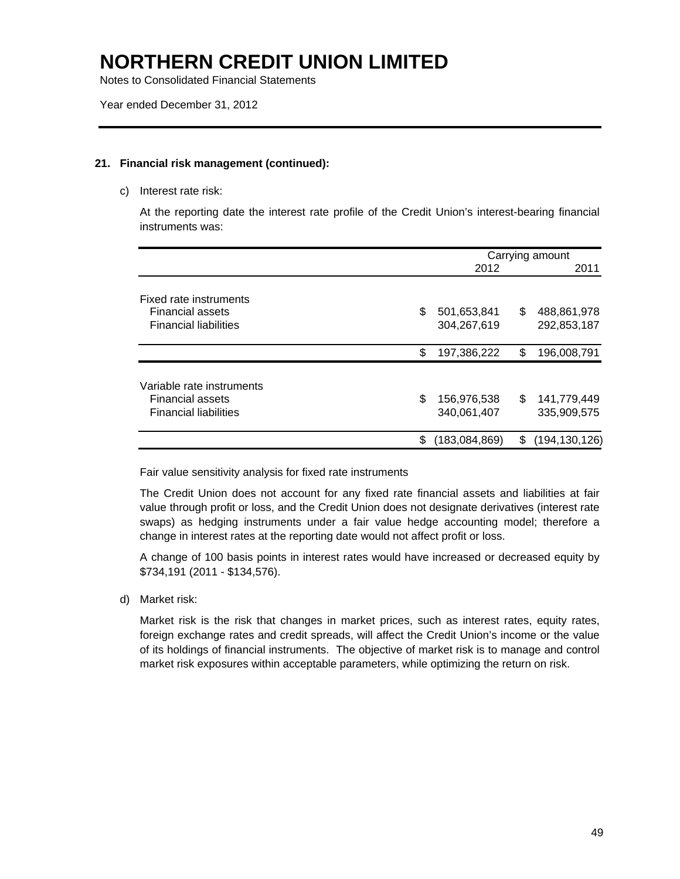# NORTHERN CREDIT UNION LIMITED

Notes to Consolidated Financial Statements

Year ended December 31, 2012

### 21. Financial risk management (continued):

c) Interest rate risk:

At the reporting date the interest rate profile of the Credit Union's interest-bearing financial instruments was:

| | Carrying amount | |
|---|---|---|
| | 2012 | 2011 |
| Fixed rate instruments | | |
| Financial assets | $ 501,653,841 | $ 488,861,978 |
| Financial liabilities | 304,267,619 | 292,853,187 |
| | $ 197,386,222 | $ 196,008,791 |
| Variable rate instruments | | |
| Financial assets | $ 156,976,538 | $ 141,779,449 |
| Financial liabilities | 340,061,407 | 335,909,575 |
| | $ (183,084,869) | $ (194,130,126) |

Fair value sensitivity analysis for fixed rate instruments

The Credit Union does not account for any fixed rate financial assets and liabilities at fair value through profit or loss, and the Credit Union does not designate derivatives (interest rate swaps) as hedging instruments under a fair value hedge accounting model; therefore a change in interest rates at the reporting date would not affect profit or loss.

A change of 100 basis points in interest rates would have increased or decreased equity by $734,191 (2011 - $134,576).

d) Market risk:

Market risk is the risk that changes in market prices, such as interest rates, equity rates, foreign exchange rates and credit spreads, will affect the Credit Union's income or the value of its holdings of financial instruments. The objective of market risk is to manage and control market risk exposures within acceptable parameters, while optimizing the return on risk.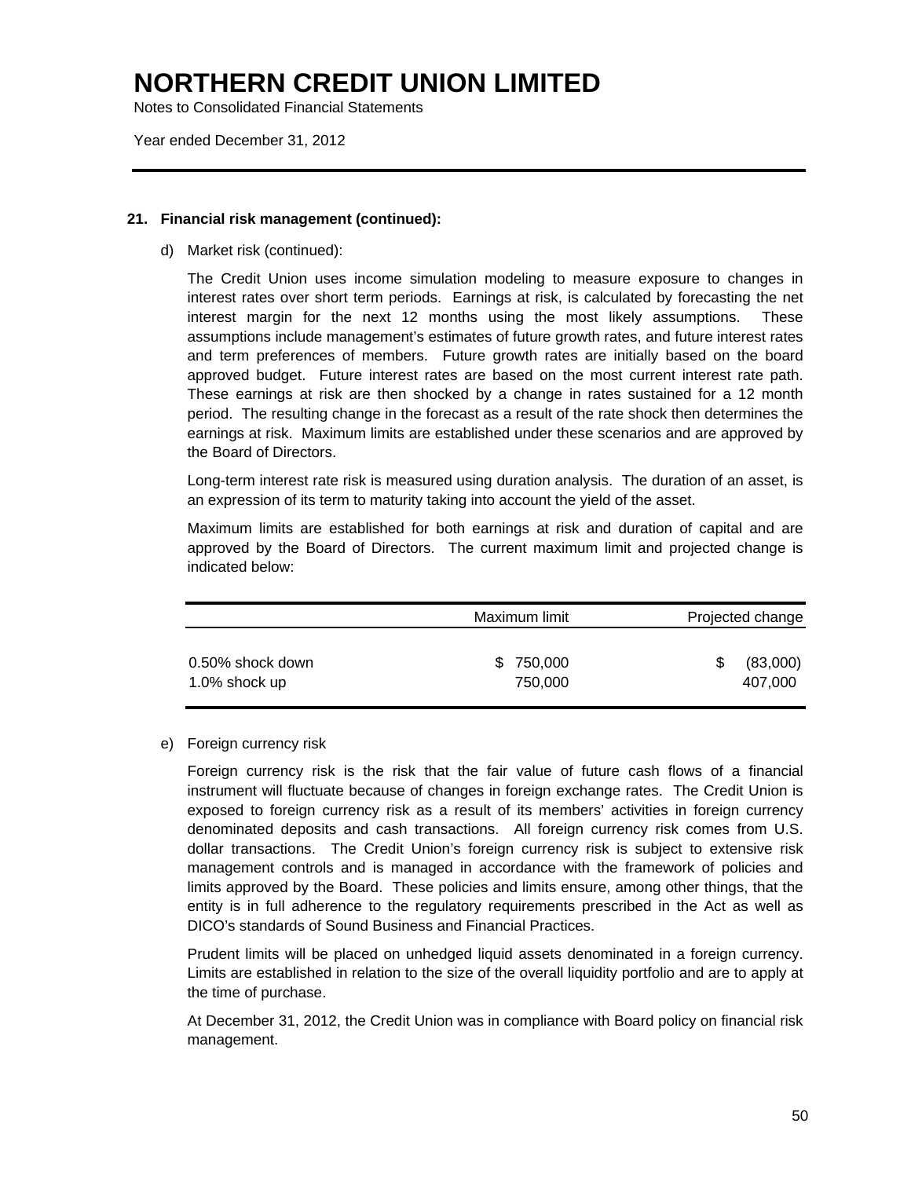## 21. Financial risk management (continued):

d) Market risk (continued):

The Credit Union uses income simulation modeling to measure exposure to changes in interest rates over short term periods. Earnings at risk, is calculated by forecasting the net interest margin for the next 12 months using the most likely assumptions. These assumptions include management's estimates of future growth rates, and future interest rates and term preferences of members. Future growth rates are initially based on the board approved budget. Future interest rates are based on the most current interest rate path. These earnings at risk are then shocked by a change in rates sustained for a 12 month period. The resulting change in the forecast as a result of the rate shock then determines the earnings at risk. Maximum limits are established under these scenarios and are approved by the Board of Directors.

Long-term interest rate risk is measured using duration analysis. The duration of an asset, is an expression of its term to maturity taking into account the yield of the asset.

Maximum limits are established for both earnings at risk and duration of capital and are approved by the Board of Directors. The current maximum limit and projected change is indicated below:

| | Maximum limit | Projected change |
|---|---|---|
| 0.50% shock down | $ 750,000 | $ (83,000) |
| 1.0% shock up | 750,000 | 407,000 |

e) Foreign currency risk

Foreign currency risk is the risk that the fair value of future cash flows of a financial instrument will fluctuate because of changes in foreign exchange rates. The Credit Union is exposed to foreign currency risk as a result of its members' activities in foreign currency denominated deposits and cash transactions. All foreign currency risk comes from U.S. dollar transactions. The Credit Union's foreign currency risk is subject to extensive risk management controls and is managed in accordance with the framework of policies and limits approved by the Board. These policies and limits ensure, among other things, that the entity is in full adherence to the regulatory requirements prescribed in the Act as well as DICO's standards of Sound Business and Financial Practices.

Prudent limits will be placed on unhedged liquid assets denominated in a foreign currency. Limits are established in relation to the size of the overall liquidity portfolio and are to apply at the time of purchase.

At December 31, 2012, the Credit Union was in compliance with Board policy on financial risk management.